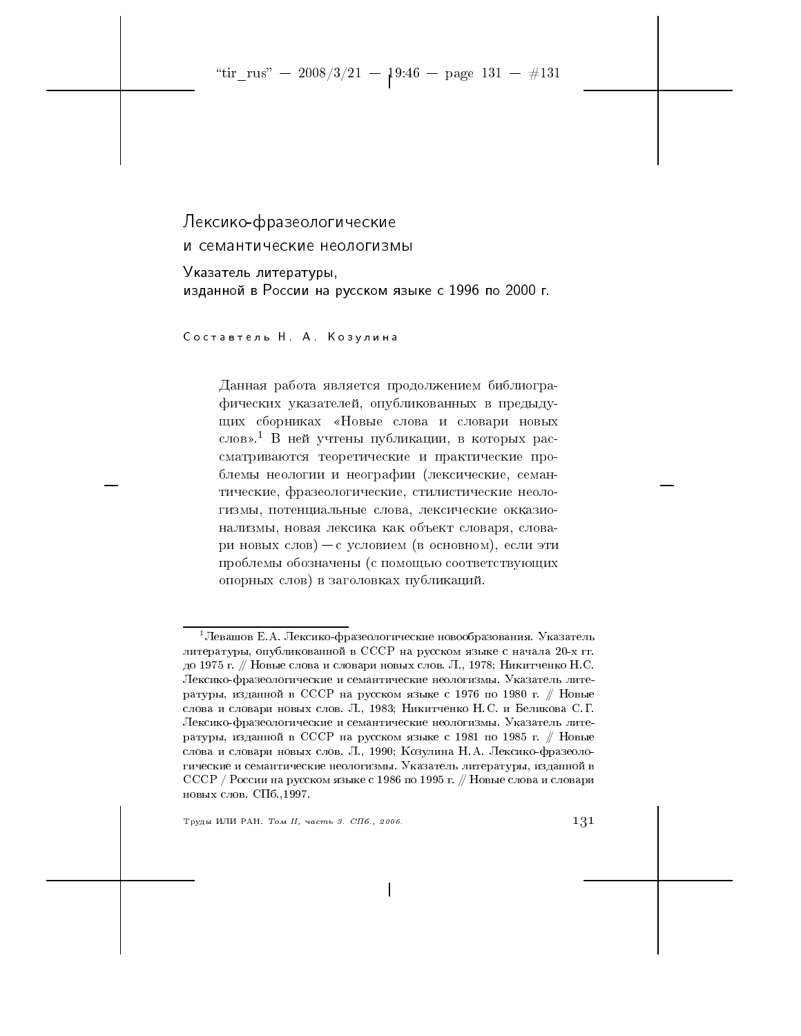# Лексико-фразеологические и семантические неологизмы

## Указатель литературы, изданной в России на русском языке с 1996 по 2000 г.

Составтель Н. А. Козулина

Данная работа является продолжением библиографических указателей, опубликованных в предыдущих сборниках «Новые слова и словари новых слов».[1] В ней учтены публикации, в которых рассматриваются теоретические и практические проблемы неологии и неографии (лексические, семантические, фразеологические, стилистические неологизмы, потенциальные слова, лексические окказионализмы, новая лексика как объект словаря, словари новых слов) — с условием (в основном), если эти проблемы обозначены (с помощью соответствующих опорных слов) в заголовках публикаций.

---

[1] Левашов Е.А. Лексико-фразеологические новообразования. Указатель литературы, опубликованной в СССР на русском языке с начала 20-х гг. до 1975 г. // Новые слова и словари новых слов. Л., 1978; Никитченко Н.С. Лексико-фразеологические и семантические неологизмы. Указатель литературы, изданной в СССР на русском языке с 1976 по 1980 г. // Новые слова и словари новых слов. Л., 1983; Никитченко Н.С. и Беликова С.Г. Лексико-фразеологические и семантические неологизмы. Указатель литературы, изданной в СССР на русском языке с 1981 по 1985 г. // Новые слова и словари новых слов. Л., 1990; Козулина Н.А. Лексико-фразеологические и семантические неологизмы. Указатель литературы, изданной в СССР / России на русском языке с 1986 по 1995 г. // Новые слова и словари новых слов. СПб.,1997.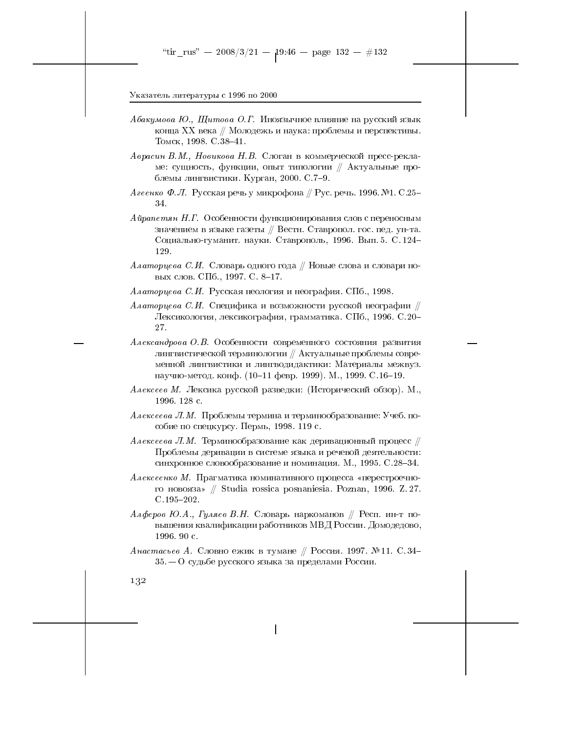Указатель литературы с 1996 по 2000

*Абакумова Ю., Щитова О.Г.* Иноязычное влияние на русский язык конца XX века // Молодежь и наука: проблемы и перспективы. Томск, 1998. С.38–41.

*Аврасин В.М., Новикова Н.В.* Слоган в коммерческой пресс-рекламе: сущность, функции, опыт типологии // Актуальные проблемы лингвистики. Курган, 2000. С.7–9.

*Агеенко Ф.Л.* Русская речь у микрофона // Рус. речь. 1996. №1. С.25–34.

*Айрапетян Н.Г.* Особенности функционирования слов с переносным значением в языке газеты // Вестн. Ставропол. гос. пед. ун-та. Социально-гуманит. науки. Ставрополь, 1996. Вып. 5. С. 124–129.

*Алаторцева С.И.* Словарь одного года // Новые слова и словари новых слов. СПб., 1997. С. 8–17.

*Алаторцева С.И.* Русская неология и неография. СПб., 1998.

*Алаторцева С.И.* Специфика и возможности русской неографии // Лексикология, лексикография, грамматика. СПб., 1996. С.20–27.

*Александрова О.В.* Особенности современного состояния развития лингвистической терминологии // Актуальные проблемы современной лингвистики и лингводидактики: Материалы межвуз. научно-метод. конф. (10–11 февр. 1999). М., 1999. С.16–19.

*Алексеев М.* Лексика русской разведки: (Исторический обзор). М., 1996. 128 с.

*Алексеева Л.М.* Проблемы термина и терминообразование: Учеб. пособие по спецкурсу. Пермь, 1998. 119 с.

*Алексеева Л.М.* Терминообразование как деривационный процесс // Проблемы деривации в системе языка и речевой деятельности: синхронное словообразование и номинация. М., 1995. С.28–34.

*Алексеенко М.* Прагматика номинативного процесса «перестроечного новояза» // Studia rossica posnaniesia. Poznan, 1996. Z. 27. С.195–202.

*Алферов Ю.А., Гуляев В.Н.* Словарь наркоманов // Респ. ин-т повышения квалификации работников МВД России. Домодедово, 1996. 90 с.

*Анастасьев А.* Словно ежик в тумане // Россия. 1997. №11. С. 34–35. — О судьбе русского языка за пределами России.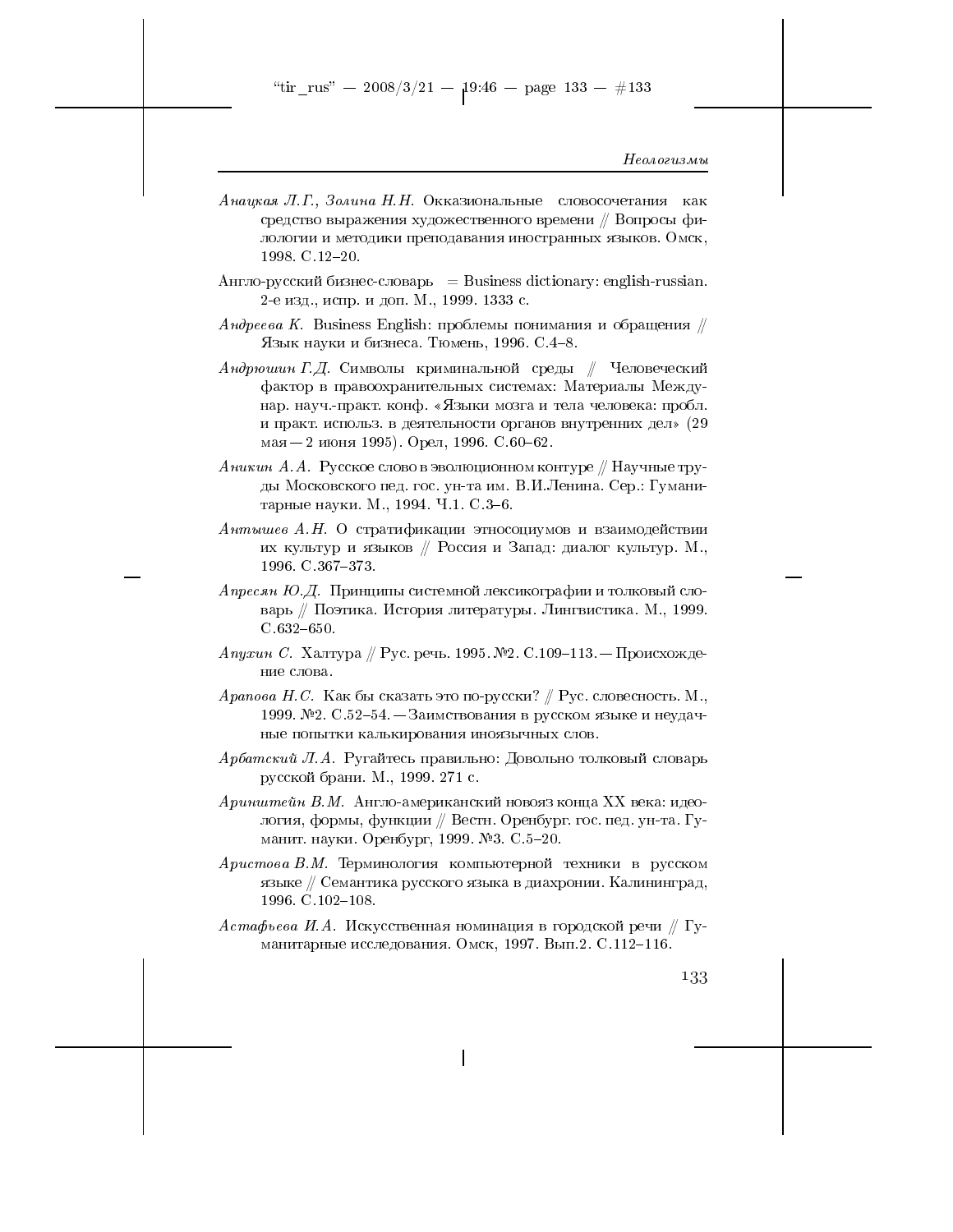*Анацкая Л.Г., Золина Н.Н.* Окказиональные словосочетания как средство выражения художественного времени // Вопросы филологии и методики преподавания иностранных языков. Омск, 1998. С.12–20.

Англо-русский бизнес-словарь = Business dictionary: english-russian. 2-е изд., испр. и доп. М., 1999. 1333 с.

*Андреева К.* Business English: проблемы понимания и обращения // Язык науки и бизнеса. Тюмень, 1996. С.4–8.

*Андрюшин Г.Д.* Символы криминальной среды // Человеческий фактор в правоохранительных системах: Материалы Междунар. науч.-практ. конф. «Языки мозга и тела человека: пробл. и практ. использ. в деятельности органов внутренних дел» (29 мая — 2 июня 1995). Орел, 1996. С.60–62.

*Аникин А.А.* Русское слово в эволюционном контуре // Научные труды Московского пед. гос. ун-та им. В.И.Ленина. Сер.: Гуманитарные науки. М., 1994. Ч.1. С.3–6.

*Антышев А.Н.* О стратификации этносоциумов и взаимодействии их культур и языков // Россия и Запад: диалог культур. М., 1996. С.367–373.

*Апресян Ю.Д.* Принципы системной лексикографии и толковый словарь // Поэтика. История литературы. Лингвистика. М., 1999. С.632–650.

*Апухин С.* Халтура // Рус. речь. 1995. №2. С.109–113. — Происхождение слова.

*Арапова Н.С.* Как бы сказать это по-русски? // Рус. словесность. М., 1999. №2. С.52–54. — Заимствования в русском языке и неудачные попытки калькирования иноязычных слов.

*Арбатский Л.А.* Ругайтесь правильно: Довольно толковый словарь русской брани. М., 1999. 271 с.

*Аринштейн В.М.* Англо-американский новояз конца XX века: идеология, формы, функции // Вестн. Оренбург. гос. пед. ун-та. Гуманит. науки. Оренбург, 1999. №3. С.5–20.

*Аристова В.М.* Терминология компьютерной техники в русском языке // Семантика русского языка в диахронии. Калининград, 1996. С.102–108.

*Астафьева И.А.* Искусственная номинация в городской речи // Гуманитарные исследования. Омск, 1997. Вып.2. С.112–116.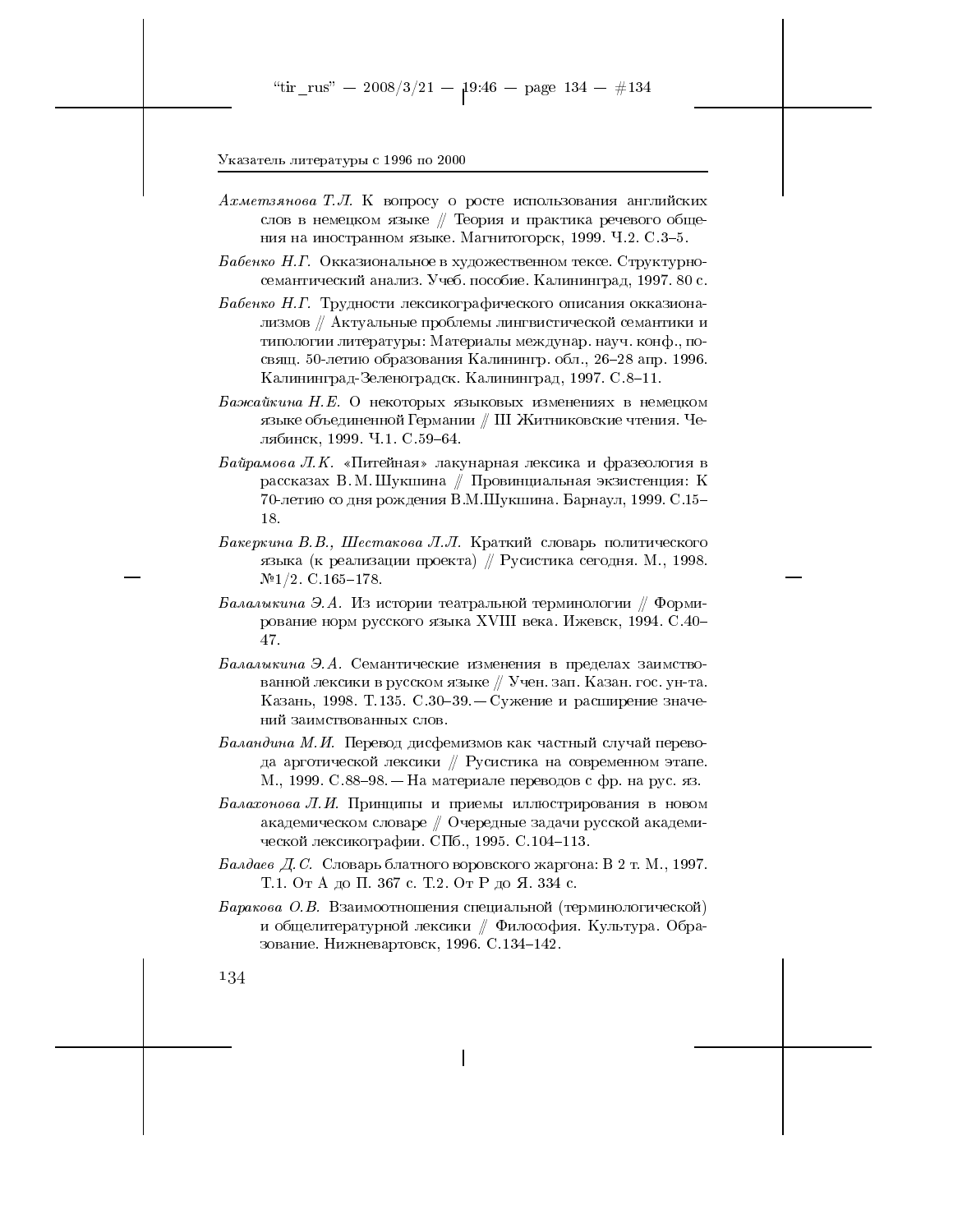*Ахметзянова Т.Л.* К вопросу о росте использования английских слов в немецком языке // Теория и практика речевого общения на иностранном языке. Магнитогорск, 1999. Ч.2. С.3–5.

*Бабенко Н.Г.* Окказиональное в художественном тексе. Структурно-семантический анализ. Учеб. пособие. Калининград, 1997. 80 с.

*Бабенко Н.Г.* Трудности лексикографического описания окказионализмов // Актуальные проблемы лингвистической семантики и типологии литературы: Материалы междунар. науч. конф., посвящ. 50-летию образования Калинингр. обл., 26–28 апр. 1996. Калининград-Зеленоградск. Калининград, 1997. С.8–11.

*Бажайкина Н.Е.* О некоторых языковых изменениях в немецком языке объединенной Германии // III Житниковские чтения. Челябинск, 1999. Ч.1. С.59–64.

*Байрамова Л.К.* «Питейная» лакунарная лексика и фразеология в рассказах В.М.Шукшина // Провинциальная экзистенция: К 70-летию со дня рождения В.М.Шукшина. Барнаул, 1999. С.15–18.

*Бакеркина В.В., Шестакова Л.Л.* Краткий словарь политического языка (к реализации проекта) // Русистика сегодня. М., 1998. №1/2. С.165–178.

*Балалыкина Э.А.* Из истории театральной терминологии // Формирование норм русского языка XVIII века. Ижевск, 1994. С.40–47.

*Балалыкина Э.А.* Семантические изменения в пределах заимствованной лексики в русском языке // Учен. зап. Казан. гос. ун-та. Казань, 1998. Т.135. С.30–39. — Сужение и расширение значений заимствованных слов.

*Баландина М.И.* Перевод дисфемизмов как частный случай перевода арготической лексики // Русистика на современном этапе. М., 1999. С.88–98. — На материале переводов с фр. на рус. яз.

*Балахонова Л.И.* Принципы и приемы иллюстрирования в новом академическом словаре // Очередные задачи русской академической лексикографии. СПб., 1995. С.104–113.

*Балдаев Д.С.* Словарь блатного воровского жаргона: В 2 т. М., 1997. Т.1. От А до П. 367 с. Т.2. От Р до Я. 334 с.

*Баракова О.В.* Взаимоотношения специальной (терминологической) и общелитературной лексики // Философия. Культура. Образование. Нижневартовск, 1996. С.134–142.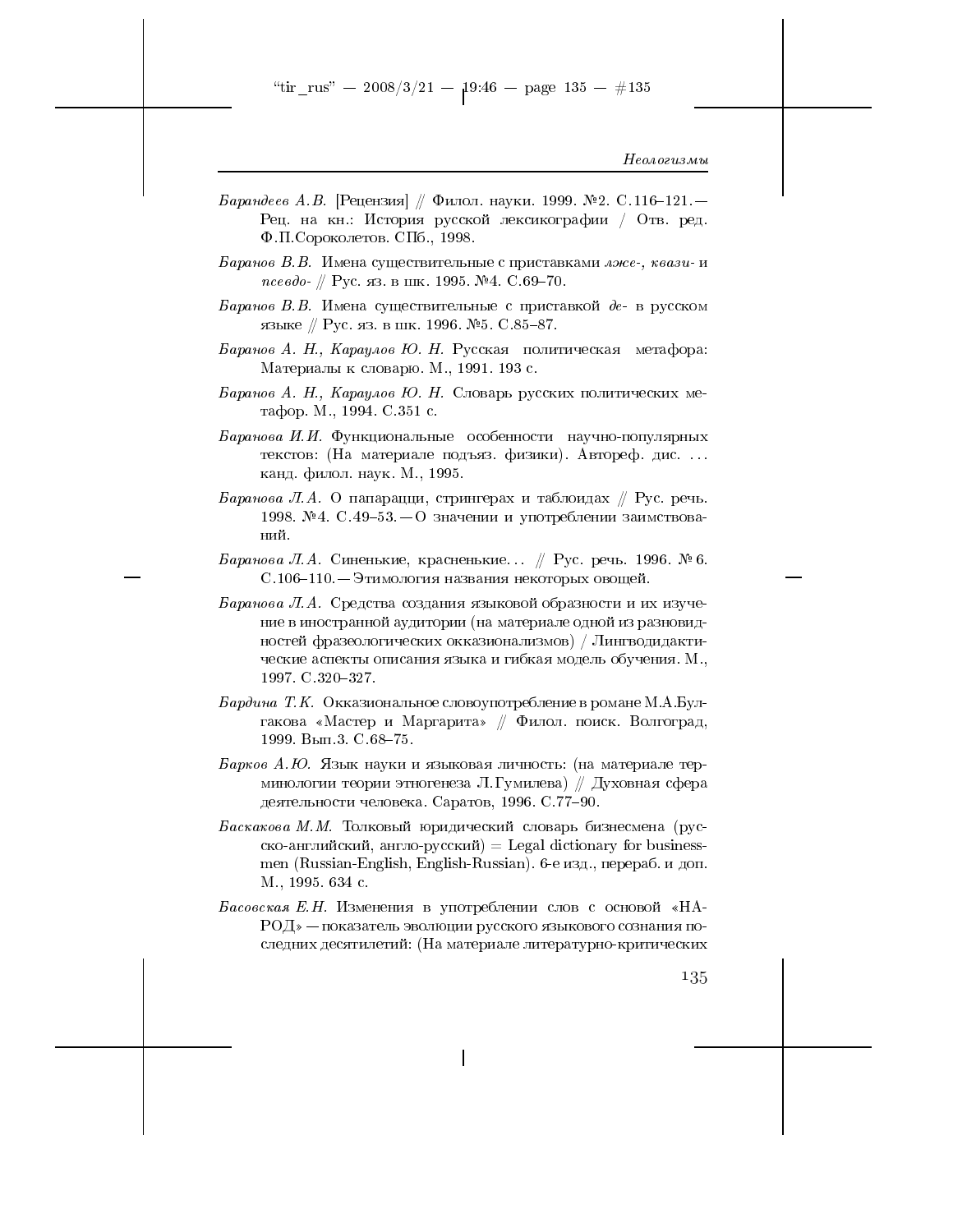*Барандеев А.В.* [Рецензия] // Филол. науки. 1999. №2. С.116–121.— Рец. на кн.: История русской лексикографии / Отв. ред. Ф.П.Сороколетов. СПб., 1998.

*Баранов В.В.* Имена существительные с приставками *лже-, квази-* и *псевдо-* // Рус. яз. в шк. 1995. №4. С.69–70.

*Баранов В.В.* Имена существительные с приставкой *де-* в русском языке // Рус. яз. в шк. 1996. №5. С.85–87.

*Баранов А. Н., Караулов Ю. Н.* Русская политическая метафора: Материалы к словарю. М., 1991. 193 с.

*Баранов А. Н., Караулов Ю. Н.* Словарь русских политических метафор. М., 1994. С.351 с.

*Баранова И.И.* Функциональные особенности научно-популярных текстов: (На материале подъяз. физики). Автореф. дис. ... канд. филол. наук. М., 1995.

*Баранова Л.А.* О папарацци, стрингерах и таблоидах // Рус. речь. 1998. №4. С.49–53.— О значении и употреблении заимствований.

*Баранова Л.А.* Синенькие, красненькие... // Рус. речь. 1996. №6. С.106–110.— Этимология названия некоторых овощей.

*Баранова Л.А.* Средства создания языковой образности и их изучение в иностранной аудитории (на материале одной из разновидностей фразеологических окказионализмов) / Лингводидактические аспекты описания языка и гибкая модель обучения. М., 1997. С.320–327.

*Бардина Т.К.* Окказиональное словоупотребление в романе М.А.Булгакова «Мастер и Маргарита» // Филол. поиск. Волгоград, 1999. Вып.3. С.68–75.

*Барков А.Ю.* Язык науки и языковая личность: (на материале терминологии теории этногенеза Л.Гумилева) // Духовная сфера деятельности человека. Саратов, 1996. С.77–90.

*Баскакова М.М.* Толковый юридический словарь бизнесмена (русско-английский, англо-русский) = Legal dictionary for businessmen (Russian-English, English-Russian). 6-е изд., перераб. и доп. М., 1995. 634 с.

*Басовская Е.Н.* Изменения в употреблении слов с основой «НАРОД» — показатель эволюции русского языкового сознания последних десятилетий: (На материале литературно-критических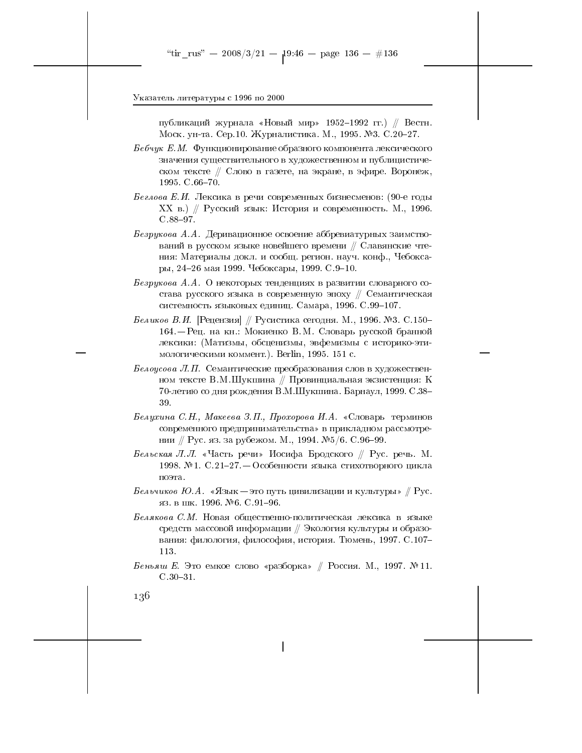публикаций журнала «Новый мир» 1952–1992 гг.) // Вестн. Моск. ун-та. Сер.10. Журналистика. М., 1995. №3. С.20–27.

*Бебчук Е.М.* Функционирование образного компонента лексического значения существительного в художественном и публицистическом тексте // Слово в газете, на экране, в эфире. Воронеж, 1995. С.66–70.

*Беглова Е.И.* Лексика в речи современных бизнесменов: (90-е годы XX в.) // Русский язык: История и современность. М., 1996. С.88–97.

*Безрукова А.А.* Деривационное освоение аббревиатурных заимствований в русском языке новейшего времени // Славянские чтения: Материалы докл. и сообщ. регион. науч. конф., Чебоксары, 24–26 мая 1999. Чебоксары, 1999. С.9–10.

*Безрукова А.А.* О некоторых тенденциях в развитии словарного состава русского языка в современную эпоху // Семантическая системность языковых единиц. Самара, 1996. С.99–107.

*Беликов В.И.* [Рецензия] // Русистика сегодня. М., 1996. №3. С.150–164.— Рец. на кн.: Мокиенко В.М. Словарь русской бранной лексики: (Матизмы, обсценизмы, эвфемизмы с историко-этимологическими коммент.). Berlin, 1995. 151 с.

*Белоусова Л.П.* Семантические преобразования слов в художественном тексте В.М.Шукшина // Провинциальная экзистенция: К 70-летию со дня рождения В.М.Шукшина. Барнаул, 1999. С.38–39.

*Белухина С.Н., Макеева З.П., Прохорова И.А.* «Словарь терминов современного предпринимательства» в прикладном рассмотрении // Рус. яз. за рубежом. М., 1994. №5/6. С.96–99.

*Бельская Л.Л.* «Часть речи» Иосифа Бродского // Рус. речь. М. 1998. №1. С.21–27.— Особенности языка стихотворного цикла поэта.

*Бельчиков Ю.А.* «Язык — это путь цивилизации и культуры» // Рус. яз. в шк. 1996. №6. С.91–96.

*Белякова С.М.* Новая общественно-политическая лексика в языке средств массовой информации // Экология культуры и образования: филология, философия, история. Тюмень, 1997. С.107–113.

*Беньяш Е.* Это емкое слово «разборка» // Россия. М., 1997. №11. С.30–31.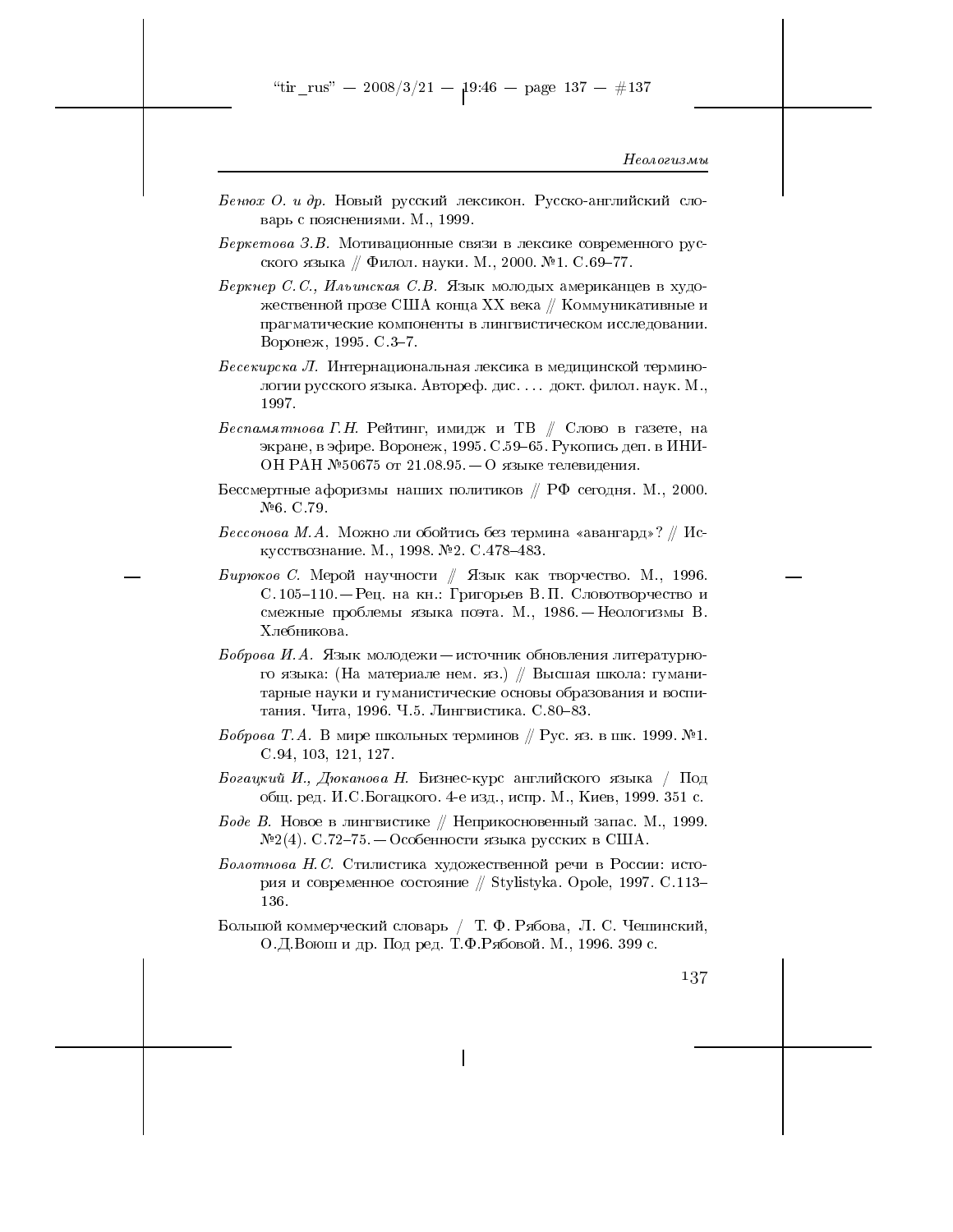*Бенюх О. и др.* Новый русский лексикон. Русско-английский словарь с пояснениями. М., 1999.

*Беркетова З.В.* Мотивационные связи в лексике современного русского языка // Филол. науки. М., 2000. №1. С.69–77.

*Беркнер С.С., Ильинская С.В.* Язык молодых американцев в художественной прозе США конца XX века // Коммуникативные и прагматические компоненты в лингвистическом исследовании. Воронеж, 1995. С.3–7.

*Бесекирска Л.* Интернациональная лексика в медицинской терминологии русского языка. Автореф. дис. . . . докт. филол. наук. М., 1997.

*Беспамятнова Г.Н.* Рейтинг, имидж и ТВ // Слово в газете, на экране, в эфире. Воронеж, 1995. С.59–65. Рукопись деп. в ИНИОН РАН №50675 от 21.08.95. — О языке телевидения.

Бессмертные афоризмы наших политиков // РФ сегодня. М., 2000. №6. С.79.

*Бессонова М.А.* Можно ли обойтись без термина «авангард»? // Искусствознание. М., 1998. №2. С.478–483.

*Бирюков С.* Мерой научности // Язык как творчество. М., 1996. С.105–110. — Рец. на кн.: Григорьев В.П. Словотворчество и смежные проблемы языка поэта. М., 1986. — Неологизмы В. Хлебникова.

*Боброва И.А.* Язык молодежи — источник обновления литературного языка: (На материале нем. яз.) // Высшая школа: гуманитарные науки и гуманистические основы образования и воспитания. Чита, 1996. Ч.5. Лингвистика. С.80–83.

*Боброва Т.А.* В мире школьных терминов // Рус. яз. в шк. 1999. №1. С.94, 103, 121, 127.

*Богацкий И., Дюканова Н.* Бизнес-курс английского языка / Под общ. ред. И.С.Богацкого. 4-е изд., испр. М., Киев, 1999. 351 с.

*Боде В.* Новое в лингвистике // Неприкосновенный запас. М., 1999. №2(4). С.72–75. — Особенности языка русских в США.

*Болотнова Н.С.* Стилистика художественной речи в России: история и современное состояние // Stylistyka. Opole, 1997. С.113–136.

Большой коммерческий словарь / Т. Ф. Рябова, Л. С. Чешинский, О.Д.Воюш и др. Под ред. Т.Ф.Рябовой. М., 1996. 399 с.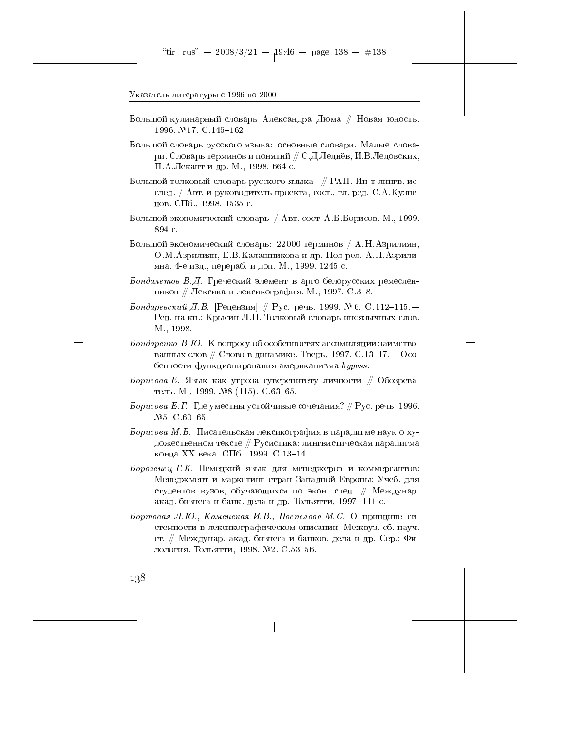Большой кулинарный словарь Александра Дюма // Новая юность. 1996. №17. С.145–162.

Большой словарь русского языка: основные словари. Малые словари. Словарь терминов и понятий // С.Д.Леднёв, И.В.Ледовских, П.А.Лекант и др. М., 1998. 664 с.

Большой толковый словарь русского языка // РАН. Ин-т лингв. исслед. / Авт. и руководитель проекта, сост., гл. ред. С.А.Кузнецов. СПб., 1998. 1535 с.

Большой экономический словарь / Авт.-сост. А.Б.Борисов. М., 1999. 894 с.

Большой экономический словарь: 22000 терминов / А.Н.Азрилиян, О.М.Азрилиян, Е.В.Калашникова и др. Под ред. А.Н.Азрилияна. 4-е изд., перераб. и доп. М., 1999. 1245 с.

*Бондалетов В.Д.* Греческий элемент в арго белорусских ремесленников // Лексика и лексикография. М., 1997. С.3–8.

*Бондаревский Д.В.* [Рецензия] // Рус. речь. 1999. №6. С.112–115.— Рец. на кн.: Крысин Л.П. Толковый словарь иноязычных слов. М., 1998.

*Бондаренко В.Ю.* К вопросу об особенностях ассимиляции заимствованных слов // Слово в динамике. Тверь, 1997. С.13–17.— Особенности функционирования американизма *bypass*.

*Борисова Е.* Язык как угроза суверенитету личности // Обозреватель. М., 1999. №8 (115). С.63–65.

*Борисова Е.Г.* Где уместны устойчивые сочетания? // Рус. речь. 1996. №5. С.60–65.

*Борисова М.Б.* Писательская лексикография в парадигме наук о художественном тексте // Русистика: лингвистическая парадигма конца XX века. СПб., 1999. С.13–14.

*Борозенец Г.К.* Немецкий язык для менеджеров и коммерсантов: Менеджмент и маркетинг стран Западной Европы: Учеб. для студентов вузов, обучающихся по экон. спец. // Междунар. акад. бизнеса и банк. дела и др. Тольятти, 1997. 111 с.

*Бортовая Л.Ю., Каменская И.В., Поспелова М.С.* О принципе системности в лексикографическом описании: Межвуз. сб. науч. ст. // Междунар. акад. бизнеса и банков. дела и др. Сер.: Филология. Тольятти, 1998. №2. С.53–56.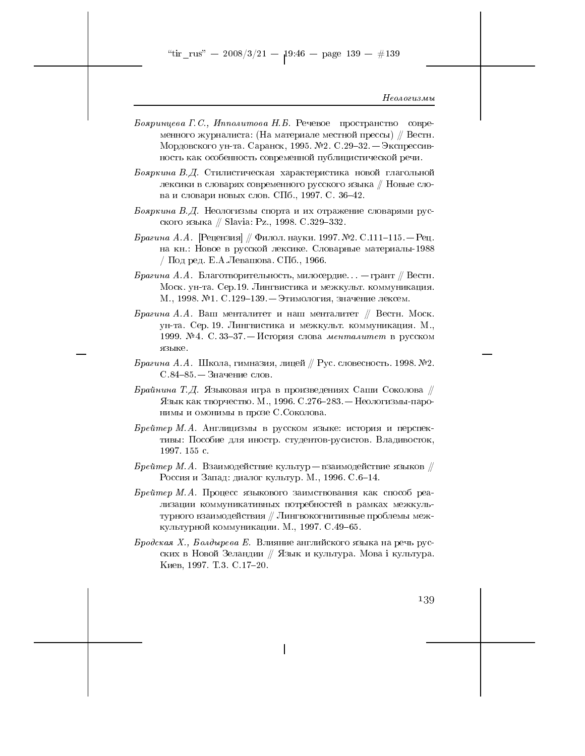*Бояринцева Г.С., Ипполитова Н.Б.* Речевое пространство современного журналиста: (На материале местной прессы) // Вестн. Мордовского ун-та. Саранск, 1995. №2. С.29–32. — Экспрессивность как особенность современной публицистической речи.

*Бояркина В.Д.* Стилистическая характеристика новой глагольной лексики в словарях современного русского языка // Новые слова и словари новых слов. СПб., 1997. С. 36–42.

*Бояркина В.Д.* Неологизмы спорта и их отражение словарями русского языка // Slavia: Pz., 1998. С.329–332.

*Брагина А.А.* [Рецензия] // Филол. науки. 1997. №2. С.111–115. — Рец. на кн.: Новое в русской лексике. Словарные материалы-1988 / Под ред. Е.А.Левашова. СПб., 1966.

*Брагина А.А.* Благотворительность, милосердие... — грант // Вестн. Моск. ун-та. Сер.19. Лингвистика и межкульт. коммуникация. М., 1998. №1. С.129–139. — Этимология, значение лексем.

*Брагина А.А.* Ваш менталитет и наш менталитет // Вестн. Моск. ун-та. Сер. 19. Лингвистика и межкульт. коммуникация. М., 1999. №4. С. 33–37. — История слова *менталитет* в русском языке.

*Брагина А.А.* Школа, гимназия, лицей // Рус. словесность. 1998. №2. С.84–85. — Значение слов.

*Брайнина Т.Д.* Языковая игра в произведениях Саши Соколова // Язык как творчество. М., 1996. С.276–283. — Неологизмы-паронимы и омонимы в прозе С.Соколова.

*Брейтер М.А.* Англицизмы в русском языке: история и перспективы: Пособие для иностр. студентов-русистов. Владивосток, 1997. 155 с.

*Брейтер М.А.* Взаимодействие культур — взаимодействие языков // Россия и Запад: диалог культур. М., 1996. С.6–14.

*Брейтер М.А.* Процесс языкового заимствования как способ реализации коммуникативных потребностей в рамках межкультурного взаимодействия // Лингвокогнитивные проблемы межкультурной коммуникации. М., 1997. С.49–65.

*Бродская Х., Болдырева Е.* Влияние английского языка на речь русских в Новой Зеландии // Язык и культура. Мова і культура. Киев, 1997. Т.3. С.17–20.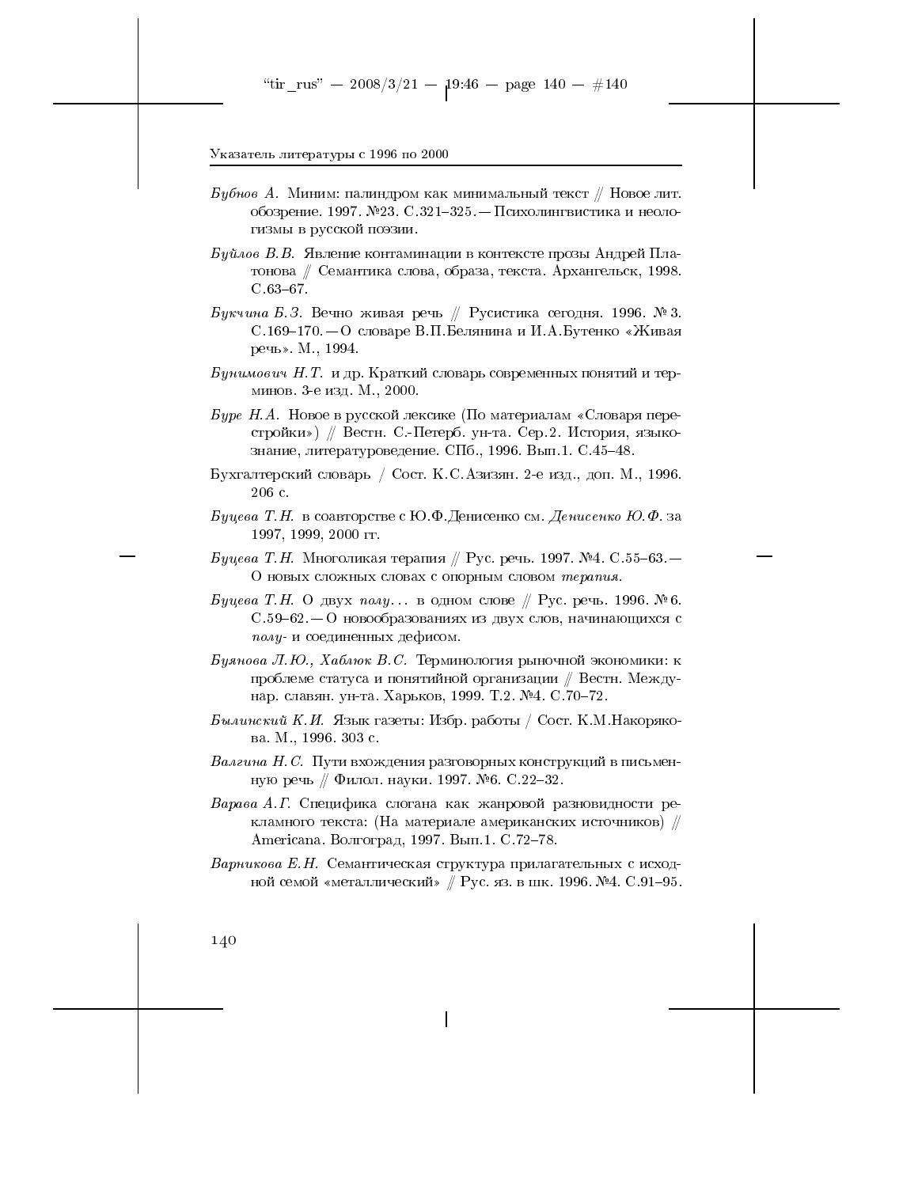*Бубнов А.* Миним: палиндром как минимальный текст // Новое лит. обозрение. 1997. №23. С.321–325.—Психолингвистика и неологизмы в русской поэзии.

*Буйлов В.В.* Явление контаминации в контексте прозы Андрей Платонова // Семантика слова, образа, текста. Архангельск, 1998. С.63–67.

*Букчина Б.З.* Вечно живая речь // Русистика сегодня. 1996. № 3. С.169–170.—О словаре В.П.Белянина и И.А.Бутенко «Живая речь». М., 1994.

*Бунимович Н.Т.* и др. Краткий словарь современных понятий и терминов. 3-е изд. М., 2000.

*Буре Н.А.* Новое в русской лексике (По материалам «Словаря перестройки») // Вестн. С.-Петерб. ун-та. Сер.2. История, языкознание, литературоведение. СПб., 1996. Вып.1. С.45–48.

Бухгалтерский словарь / Сост. К.С.Азизян. 2-е изд., доп. М., 1996. 206 с.

*Буцева Т.Н.* в соавторстве с Ю.Ф.Денисенко см. *Денисенко Ю.Ф.* за 1997, 1999, 2000 гг.

*Буцева Т.Н.* Многоликая терапия // Рус. речь. 1997. №4. С.55–63.—О новых сложных словах с опорным словом *терапия*.

*Буцева Т.Н.* О двух *полу*... в одном слове // Рус. речь. 1996. № 6. С.59–62.—О новообразованиях из двух слов, начинающихся с *полу-* и соединенных дефисом.

*Буянова Л.Ю., Хаблюк В.С.* Терминология рыночной экономики: к проблеме статуса и понятийной организации // Вестн. Междунар. славян. ун-та. Харьков, 1999. Т.2. №4. С.70–72.

*Былинский К.И.* Язык газеты: Избр. работы / Сост. К.М.Накорякова. М., 1996. 303 с.

*Валгина Н.С.* Пути вхождения разговорных конструкций в письменную речь // Филол. науки. 1997. №6. С.22–32.

*Варава А.Г.* Специфика слогана как жанровой разновидности рекламного текста: (На материале американских источников) // Americana. Волгоград, 1997. Вып.1. С.72–78.

*Варникова Е.Н.* Семантическая структура прилагательных с исходной семой «металлический» // Рус. яз. в шк. 1996. №4. С.91–95.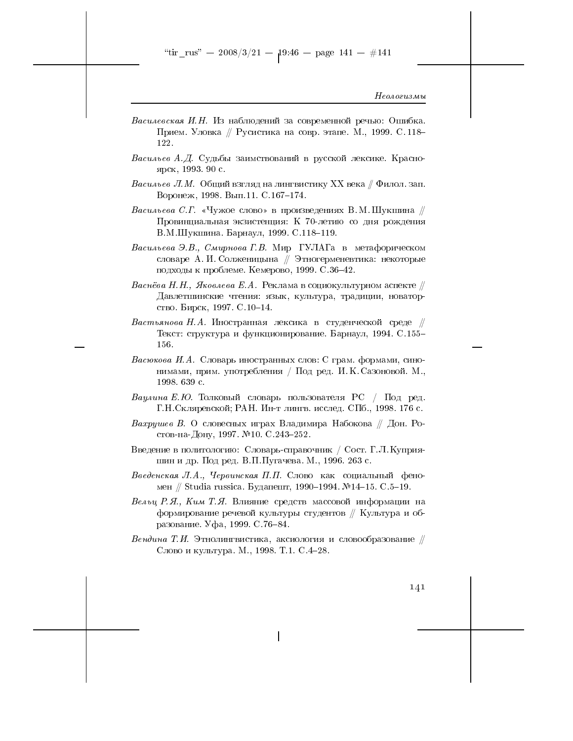*Василевская И.Н.* Из наблюдений за современной речью: Ошибка. Прием. Уловка // Русистика на совр. этапе. М., 1999. С.118–122.

*Васильев А.Д.* Судьбы заимствований в русской лексике. Красноярск, 1993. 90 с.

*Васильев Л.М.* Общий взгляд на лингвистику XX века // Филол. зап. Воронеж, 1998. Вып.11. С.167–174.

*Васильева С.Г.* «Чужое слово» в произведениях В.М.Шукшина // Провинциальная экзистенция: К 70-летию со дня рождения В.М.Шукшина. Барнаул, 1999. С.118–119.

*Васильева Э.В., Смирнова Г.В.* Мир ГУЛАГа в метафорическом словаре А.И.Солженицына // Этногерменевтика: некоторые подходы к проблеме. Кемерово, 1999. С.36–42.

*Васнёва Н.Н., Яковлева Е.А.* Реклама в социокультурном аспекте // Давлетшинские чтения: язык, культура, традиции, новаторство. Бирск, 1997. С.10–14.

*Вастьянова Н.А.* Иностранная лексика в студенческой среде // Текст: структура и функционирование. Барнаул, 1994. С.155–156.

*Васюкова И.А.* Словарь иностранных слов: С грам. формами, синонимами, прим. употребления / Под ред. И.К.Сазоновой. М., 1998. 639 с.

*Ваулина Е.Ю.* Толковый словарь пользователя PC / Под ред. Г.Н.Скляревской; РАН. Ин-т лингв. исслед. СПб., 1998. 176 с.

*Вахрушев В.* О словесных играх Владимира Набокова // Дон. Ростов-на-Дону, 1997. №10. С.243–252.

Введение в политологию: Словарь-справочник / Сост. Г.Л.Куприяшин и др. Под ред. В.П.Пугачева. М., 1996. 263 с.

*Введенская Л.А., Червинская П.П.* Слово как социальный феномен // Studia russica. Будапешт, 1990–1994. №14–15. С.5–19.

*Вельц Р.Я., Ким Т.Я.* Влияние средств массовой информации на формирование речевой культуры студентов // Культура и образование. Уфа, 1999. С.76–84.

*Вендина Т.И.* Этнолингвистика, аксиология и словообразование // Слово и культура. М., 1998. Т.1. С.4–28.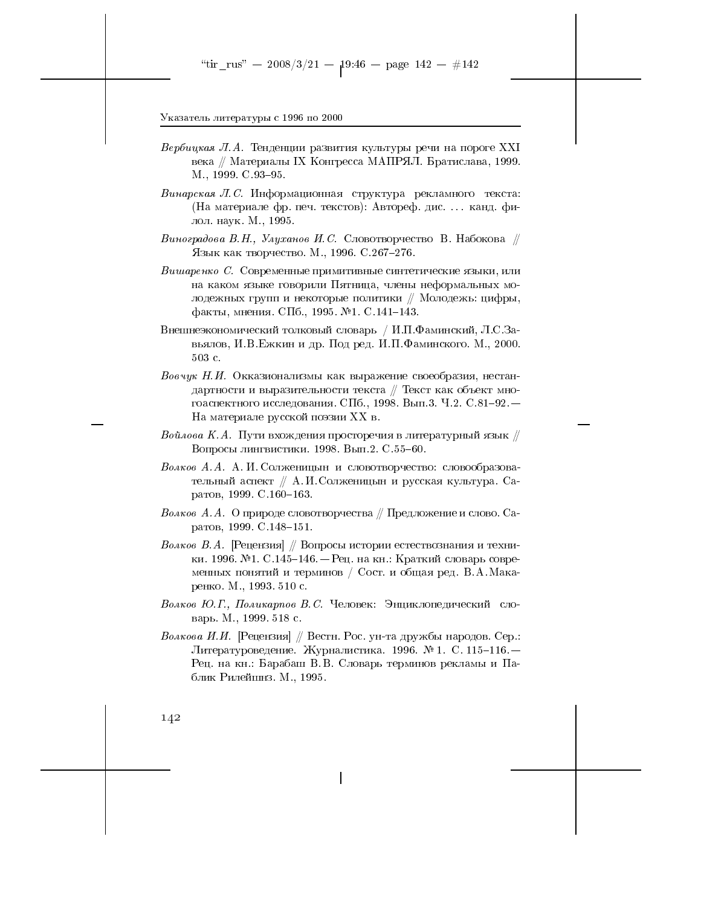*Вербицкая Л.А.* Тенденции развития культуры речи на пороге XXI века // Материалы IX Конгресса МАПРЯЛ. Братислава, 1999. М., 1999. С.93–95.

*Винарская Л.С.* Информационная структура рекламного текста: (На материале фр. печ. текстов): Автореф. дис. ... канд. филол. наук. М., 1995.

*Виноградова В.Н., Улуханов И.С.* Словотворчество В. Набокова // Язык как творчество. М., 1996. С.267–276.

*Вишаренко С.* Современные примитивные синтетические языки, или на каком языке говорили Пятница, члены неформальных молодежных групп и некоторые политики // Молодежь: цифры, факты, мнения. СПб., 1995. №1. С.141–143.

Внешнеэкономический толковый словарь / И.П.Фаминский, Л.С.Завьялов, И.В.Ежкин и др. Под ред. И.П.Фаминского. М., 2000. 503 с.

*Вовчук Н.И.* Окказионализмы как выражение своеобразия, нестандартности и выразительности текста // Текст как объект многоаспектного исследования. СПб., 1998. Вып.3. Ч.2. С.81–92.— На материале русской поэзии XX в.

*Войлова К.А.* Пути вхождения просторечия в литературный язык // Вопросы лингвистики. 1998. Вып.2. С.55–60.

*Волков А.А.* А.И.Солженицын и словотворчество: словообразовательный аспект // А.И.Солженицын и русская культура. Саратов, 1999. С.160–163.

*Волков А.А.* О природе словотворчества // Предложение и слово. Саратов, 1999. С.148–151.

*Волков В.А.* [Рецензия] // Вопросы истории естествознания и техники. 1996. №1. С.145–146.— Рец. на кн.: Краткий словарь современных понятий и терминов / Сост. и общая ред. В.А.Макаренко. М., 1993. 510 с.

*Волков Ю.Г., Поликарпов В.С.* Человек: Энциклопедический словарь. М., 1999. 518 с.

*Волкова И.И.* [Рецензия] // Вестн. Рос. ун-та дружбы народов. Сер.: Литературоведение. Журналистика. 1996. № 1. С. 115–116.— Рец. на кн.: Барабаш В.В. Словарь терминов рекламы и Паблик Рилейшнз. М., 1995.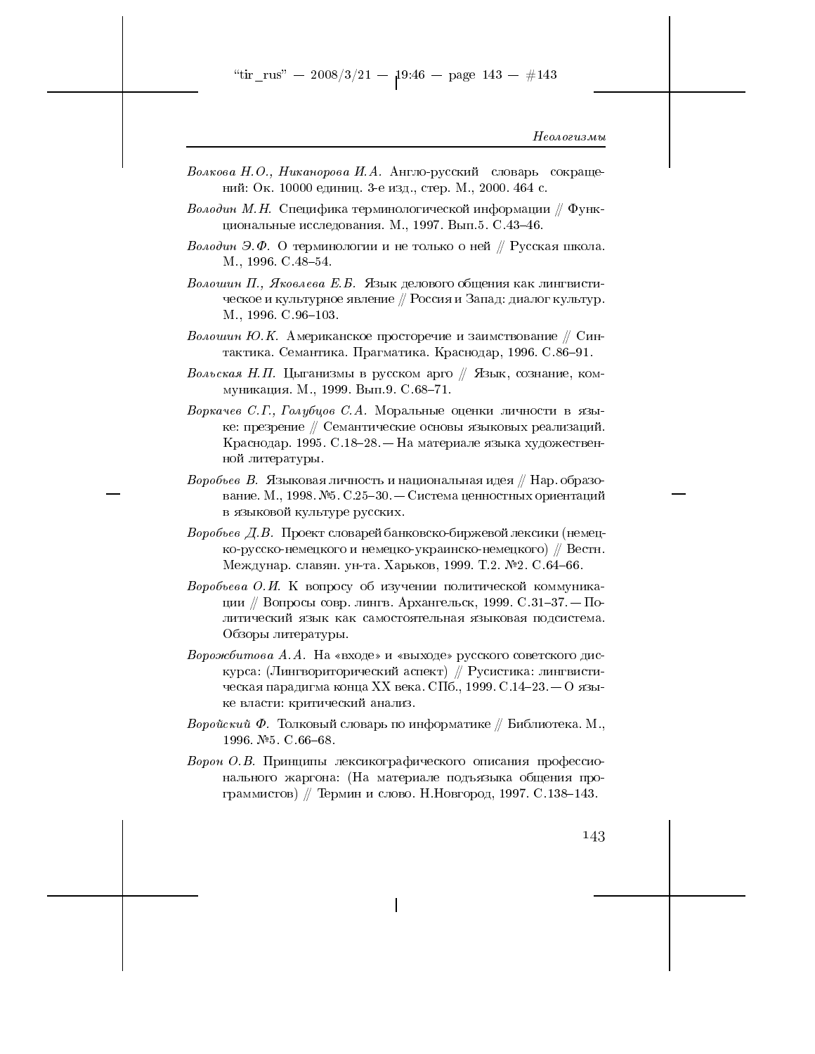*Волкова Н.О., Никанорова И.А.* Англо-русский словарь сокращений: Ок. 10000 единиц. 3-е изд., стер. М., 2000. 464 с.

*Володин М.Н.* Специфика терминологической информации // Функциональные исследования. М., 1997. Вып.5. С.43–46.

*Володин Э.Ф.* О терминологии и не только о ней // Русская школа. М., 1996. С.48–54.

*Волошин П., Яковлева Е.Б.* Язык делового общения как лингвистическое и культурное явление // Россия и Запад: диалог культур. М., 1996. С.96–103.

*Волошин Ю.К.* Американское просторечие и заимствование // Синтактика. Семантика. Прагматика. Краснодар, 1996. С.86–91.

*Вольская Н.П.* Цыганизмы в русском арго // Язык, сознание, коммуникация. М., 1999. Вып.9. С.68–71.

*Воркачев С.Г., Голубцов С.А.* Моральные оценки личности в языке: презрение // Семантические основы языковых реализаций. Краснодар. 1995. С.18–28. — На материале языка художественной литературы.

*Воробьев В.* Языковая личность и национальная идея // Нар. образование. М., 1998. №5. С.25–30. — Система ценностных ориентаций в языковой культуре русских.

*Воробьев Д.В.* Проект словарей банковско-биржевой лексики (немецко-русско-немецкого и немецко-украинско-немецкого) // Вестн. Междунар. славян. ун-та. Харьков, 1999. Т.2. №2. С.64–66.

*Воробьева О.И.* К вопросу об изучении политической коммуникации // Вопросы совр. лингв. Архангельск, 1999. С.31–37. — Политический язык как самостоятельная языковая подсистема. Обзоры литературы.

*Ворожбитова А.А.* На «входе» и «выходе» русского советского дискурса: (Лингвориторический аспект) // Русистика: лингвистическая парадигма конца XX века. СПб., 1999. С.14–23. — О языке власти: критический анализ.

*Воройский Ф.* Толковый словарь по информатике // Библиотека. М., 1996. №5. С.66–68.

*Ворон О.В.* Принципы лексикографического описания профессионального жаргона: (На материале подъязыка общения программистов) // Термин и слово. Н.Новгород, 1997. С.138–143.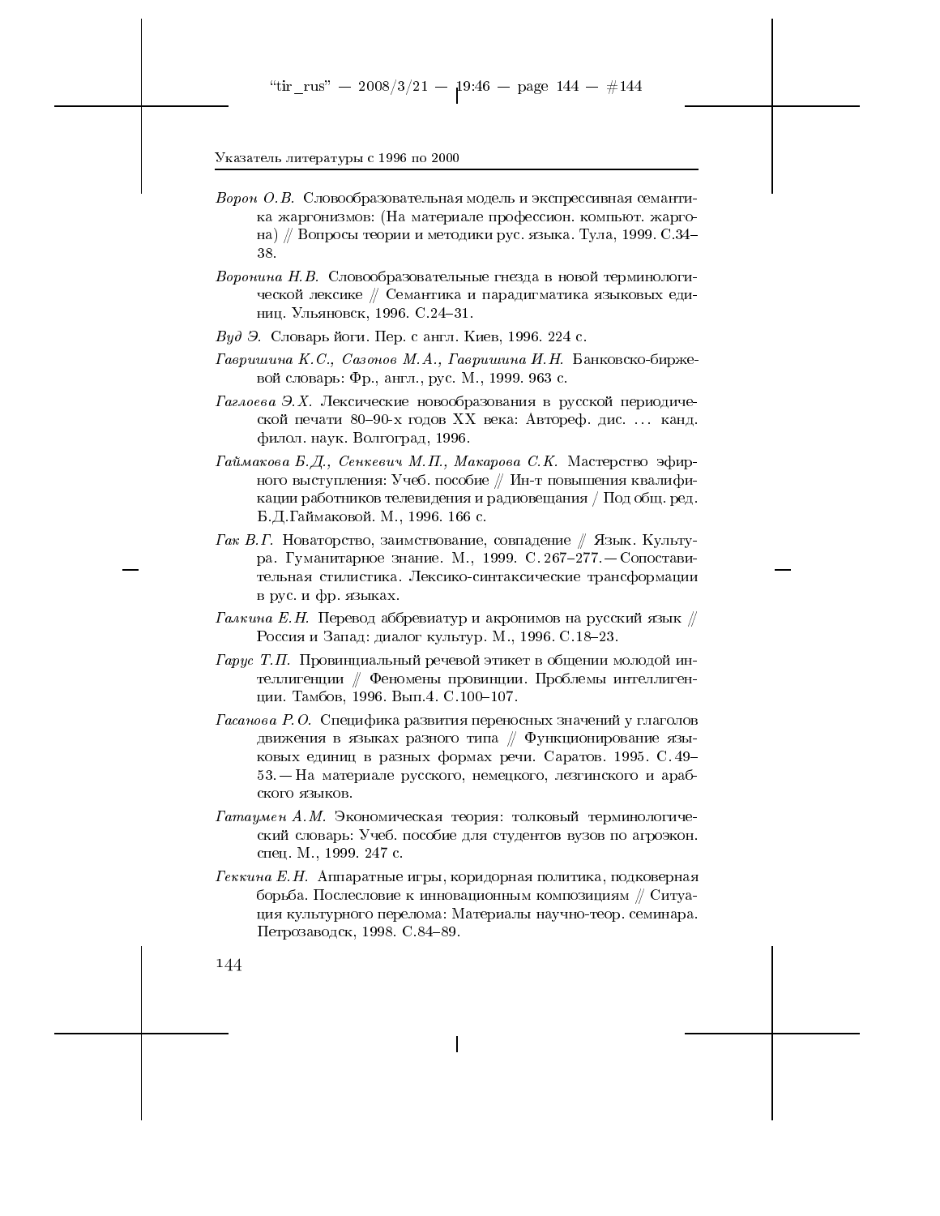*Ворон О.В.* Словообразовательная модель и экспрессивная семантика жаргонизмов: (На материале профессион. компьют. жаргона) // Вопросы теории и методики рус. языка. Тула, 1999. С.34–38.

*Воронина Н.В.* Словообразовательные гнезда в новой терминологической лексике // Семантика и парадигматика языковых единиц. Ульяновск, 1996. С.24–31.

*Вуд Э.* Словарь йоги. Пер. с англ. Киев, 1996. 224 с.

*Гавришина К.С., Сазонов М.А., Гавришина И.Н.* Банковско-биржевой словарь: Фр., англ., рус. М., 1999. 963 с.

*Гаглоева Э.Х.* Лексические новообразования в русской периодической печати 80–90-х годов XX века: Автореф. дис. ... канд. филол. наук. Волгоград, 1996.

*Гаймакова Б.Д., Сенкевич М.П., Макарова С.К.* Мастерство эфирного выступления: Учеб. пособие // Ин-т повышения квалификации работников телевидения и радиовещания / Под общ. ред. Б.Д.Гаймаковой. М., 1996. 166 с.

*Гак В.Г.* Новаторство, заимствование, совпадение // Язык. Культура. Гуманитарное знание. М., 1999. С. 267–277. — Сопоставительная стилистика. Лексико-синтаксические трансформации в рус. и фр. языках.

*Галкина Е.Н.* Перевод аббревиатур и акронимов на русский язык // Россия и Запад: диалог культур. М., 1996. С.18–23.

*Гарус Т.П.* Провинциальный речевой этикет в общении молодой интеллигенции // Феномены провинции. Проблемы интеллигенции. Тамбов, 1996. Вып.4. С.100–107.

*Гасанова Р.О.* Специфика развития переносных значений у глаголов движения в языках разного типа // Функционирование языковых единиц в разных формах речи. Саратов. 1995. С. 49–53. — На материале русского, немецкого, лезгинского и арабского языков.

*Гатаумен А.М.* Экономическая теория: толковый терминологический словарь: Учеб. пособие для студентов вузов по агроэкон. спец. М., 1999. 247 с.

*Геккина Е.Н.* Аппаратные игры, коридорная политика, подковерная борьба. Послесловие к инновационным композициям // Ситуация культурного перелома: Материалы научно-теор. семинара. Петрозаводск, 1998. С.84–89.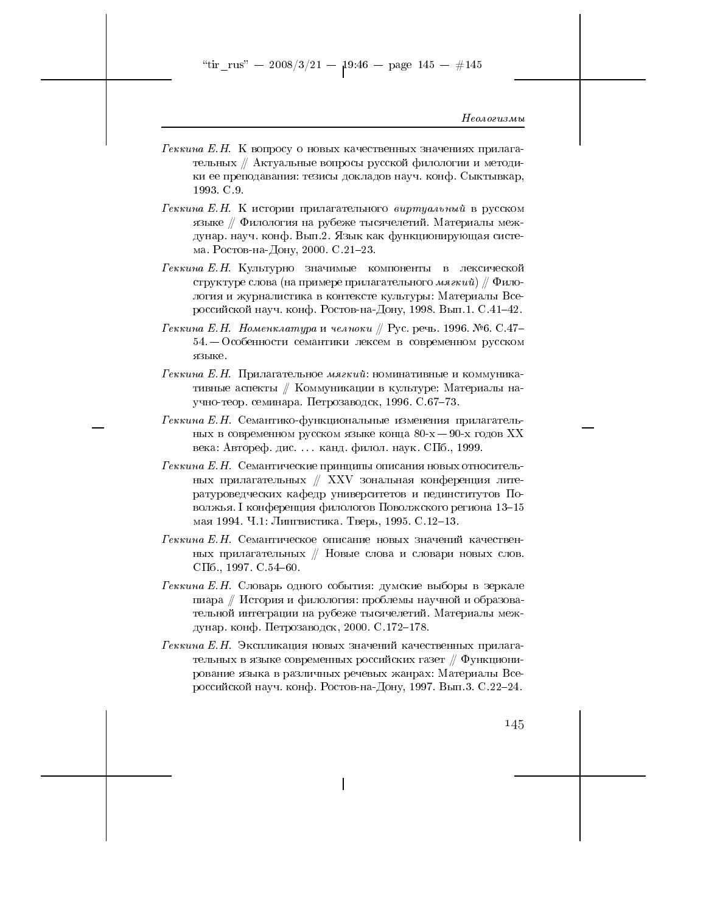*Геккина Е.Н.* К вопросу о новых качественных значениях прилагательных // Актуальные вопросы русской филологии и методики ее преподавания: тезисы докладов науч. конф. Сыктывкар, 1993. С.9.

*Геккина Е.Н.* К истории прилагательного *виртуальный* в русском языке // Филология на рубеже тысячелетий. Материалы междунар. науч. конф. Вып.2. Язык как функционирующая система. Ростов-на-Дону, 2000. С.21–23.

*Геккина Е.Н.* Культурно значимые компоненты в лексической структуре слова (на примере прилагательного *мягкий*) // Филология и журналистика в контексте культуры: Материалы Всероссийской науч. конф. Ростов-на-Дону, 1998. Вып.1. С.41–42.

*Геккина Е.Н.* *Номенклатура* и *челноки* // Рус. речь. 1996. №6. С.47–54. — Особенности семантики лексем в современном русском языке.

*Геккина Е.Н.* Прилагательное *мягкий*: номинативные и коммуникативные аспекты // Коммуникации в культуре: Материалы научно-теор. семинара. Петрозаводск, 1996. С.67–73.

*Геккина Е.Н.* Семантико-функциональные изменения прилагательных в современном русском языке конца 80-х — 90-х годов XX века: Автореф. дис. ... канд. филол. наук. СПб., 1999.

*Геккина Е.Н.* Семантические принципы описания новых относительных прилагательных // XXV зональная конференция литературоведческих кафедр университетов и пединститутов Поволжья. I конференция филологов Поволжского региона 13–15 мая 1994. Ч.1: Лингвистика. Тверь, 1995. С.12–13.

*Геккина Е.Н.* Семантическое описание новых значений качественных прилагательных // Новые слова и словари новых слов. СПб., 1997. С.54–60.

*Геккина Е.Н.* Словарь одного события: думские выборы в зеркале пиара // История и филология: проблемы научной и образовательной интеграции на рубеже тысячелетий. Материалы междунар. конф. Петрозаводск, 2000. С.172–178.

*Геккина Е.Н.* Экспликация новых значений качественных прилагательных в языке современных российских газет // Функционирование языка в различных речевых жанрах: Материалы Всероссийской науч. конф. Ростов-на-Дону, 1997. Вып.3. С.22–24.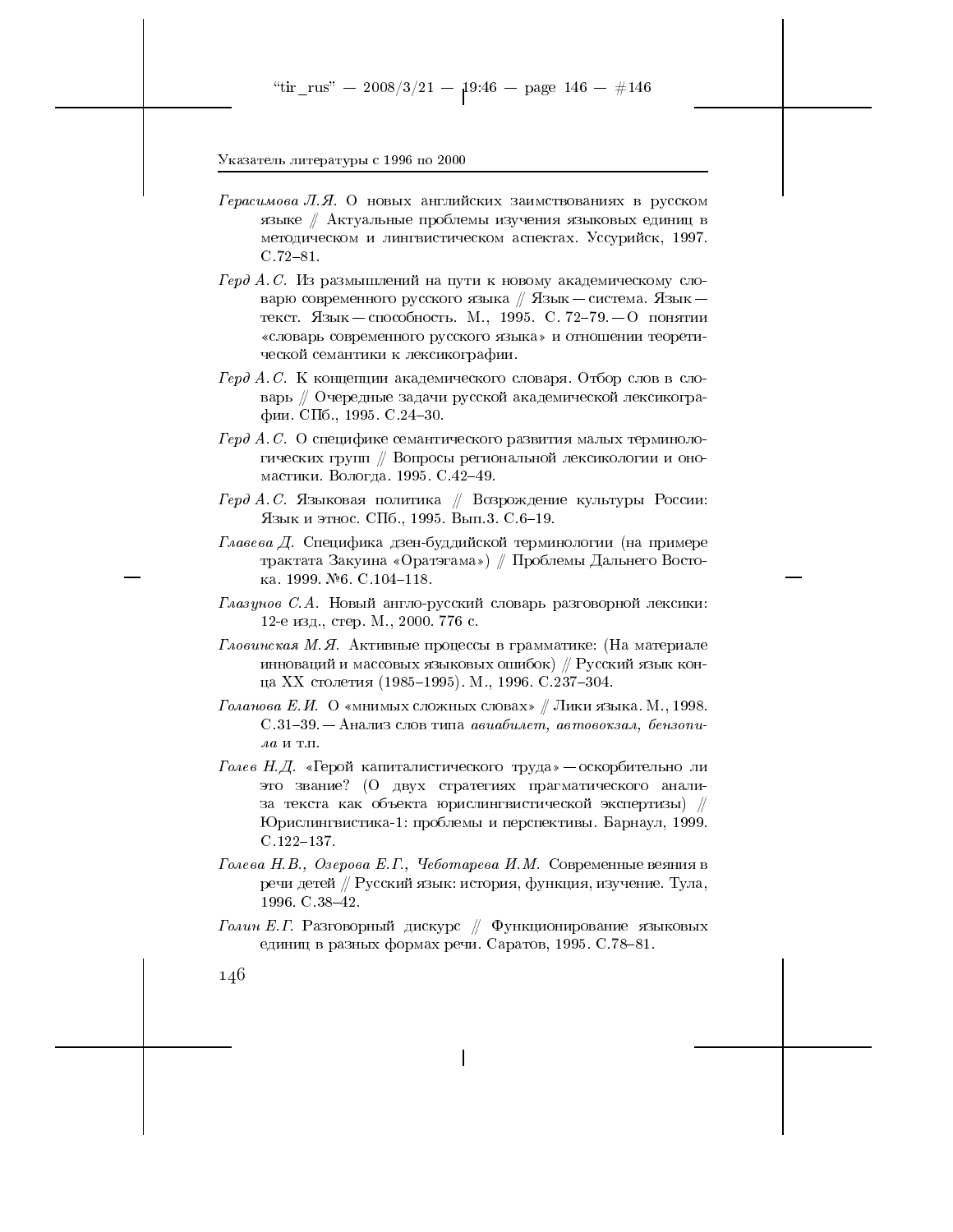*Герасимова Л.Я.* О новых английских заимствованиях в русском языке // Актуальные проблемы изучения языковых единиц в методическом и лингвистическом аспектах. Уссурийск, 1997. С.72–81.

*Герд А. С.* Из размышлений на пути к новому академическому словарю современного русского языка // Язык — система. Язык — текст. Язык — способность. М., 1995. С. 72–79. — О понятии «словарь современного русского языка» и отношении теоретической семантики к лексикографии.

*Герд А. С.* К концепции академического словаря. Отбор слов в словарь // Очередные задачи русской академической лексикографии. СПб., 1995. С.24–30.

*Герд А. С.* О специфике семантического развития малых терминологических групп // Вопросы региональной лексикологии и ономастики. Вологда. 1995. С.42–49.

*Герд А. С.* Языковая политика // Возрождение культуры России: Язык и этнос. СПб., 1995. Вып.3. С.6–19.

*Главева Д.* Специфика дзен-буддийской терминологии (на примере трактата Закуина «Оратэгама») // Проблемы Дальнего Востока. 1999. №6. С.104–118.

*Глазунов С.А.* Новый англо-русский словарь разговорной лексики: 12-е изд., стер. М., 2000. 776 с.

*Гловинская М.Я.* Активные процессы в грамматике: (На материале инноваций и массовых языковых ошибок) // Русский язык конца XX столетия (1985–1995). М., 1996. С.237–304.

*Голанова Е.И.* О «мнимых сложных словах» // Лики языка. М., 1998. С.31–39. — Анализ слов типа *авиабилет, автовокзал, бензопила* и т.п.

*Голев Н.Д.* «Герой капиталистического труда» — оскорбительно ли это звание? (О двух стратегиях прагматического анализа текста как объекта юрислингвистической экспертизы) // Юрислингвистика-1: проблемы и перспективы. Барнаул, 1999. С.122–137.

*Голева Н.В., Озерова Е.Г., Чеботарева И.М.* Современные веяния в речи детей // Русский язык: история, функция, изучение. Тула, 1996. С.38–42.

*Голин Е.Г.* Разговорный дискурс // Функционирование языковых единиц в разных формах речи. Саратов, 1995. С.78–81.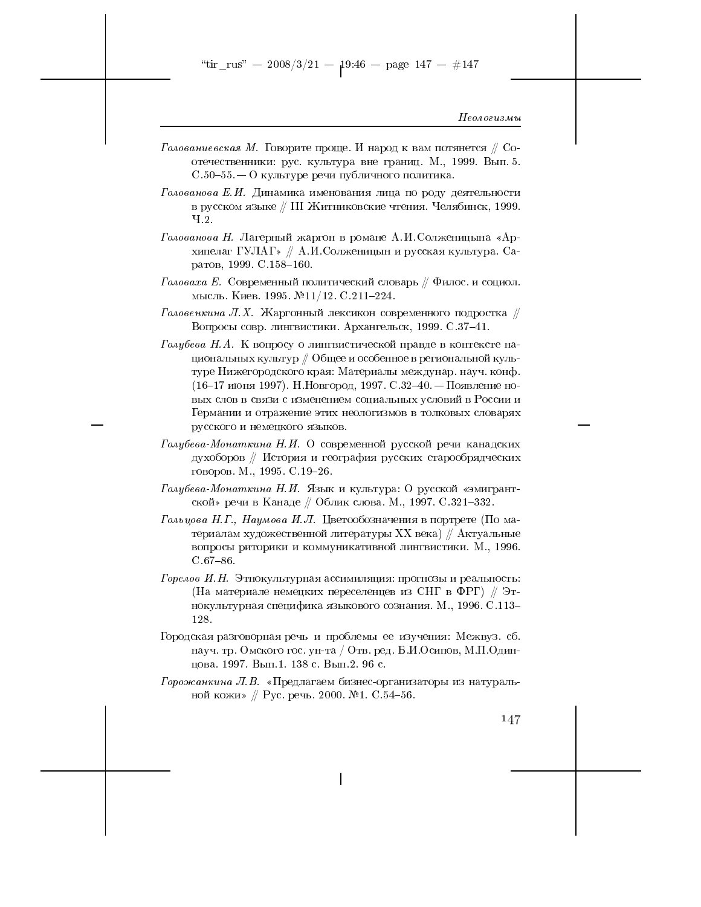*Голованиевская М.* Говорите проще. И народ к вам потянется // Соотечественники: рус. культура вне границ. М., 1999. Вып. 5. С.50–55. — О культуре речи публичного политика.

*Голованова Е.И.* Динамика именования лица по роду деятельности в русском языке // III Житниковские чтения. Челябинск, 1999. Ч.2.

*Голованова Н.* Лагерный жаргон в романе А.И.Солженицына «Архипелаг ГУЛАГ» // А.И.Солженицын и русская культура. Саратов, 1999. С.158–160.

*Головаха Е.* Современный политический словарь // Филос. и социол. мысль. Киев. 1995. №11/12. С.211–224.

*Головенкина Л.Х.* Жаргонный лексикон современного подростка // Вопросы совр. лингвистики. Архангельск, 1999. С.37–41.

*Голубева Н.А.* К вопросу о лингвистической правде в контексте национальных культур // Общее и особенное в региональной культуре Нижегородского края: Материалы междунар. науч. конф. (16–17 июня 1997). Н.Новгород, 1997. С.32–40. — Появление новых слов в связи с изменением социальных условий в России и Германии и отражение этих неологизмов в толковых словарях русского и немецкого языков.

*Голубева-Монаткина Н.И.* О современной русской речи канадских духоборов // История и география русских старообрядческих говоров. М., 1995. С.19–26.

*Голубева-Монаткина Н.И.* Язык и культура: О русской «эмигрантской» речи в Канаде // Облик слова. М., 1997. С.321–332.

*Гольцова Н.Г., Наумова И.Л.* Цветообозначения в портрете (По материалам художественной литературы XX века) // Актуальные вопросы риторики и коммуникативной лингвистики. М., 1996. С.67–86.

*Горелов И.Н.* Этнокультурная ассимиляция: прогнозы и реальность: (На материале немецких переселенцев из СНГ в ФРГ) // Этнокультурная специфика языкового сознания. М., 1996. С.113–128.

Городская разговорная речь и проблемы ее изучения: Межвуз. сб. науч. тр. Омского гос. ун-та / Отв. ред. Б.И.Осипов, М.П.Одинцова. 1997. Вып.1. 138 с. Вып.2. 96 с.

*Горожанкина Л.В.* «Предлагаем бизнес-организаторы из натуральной кожи» // Рус. речь. 2000. №1. С.54–56.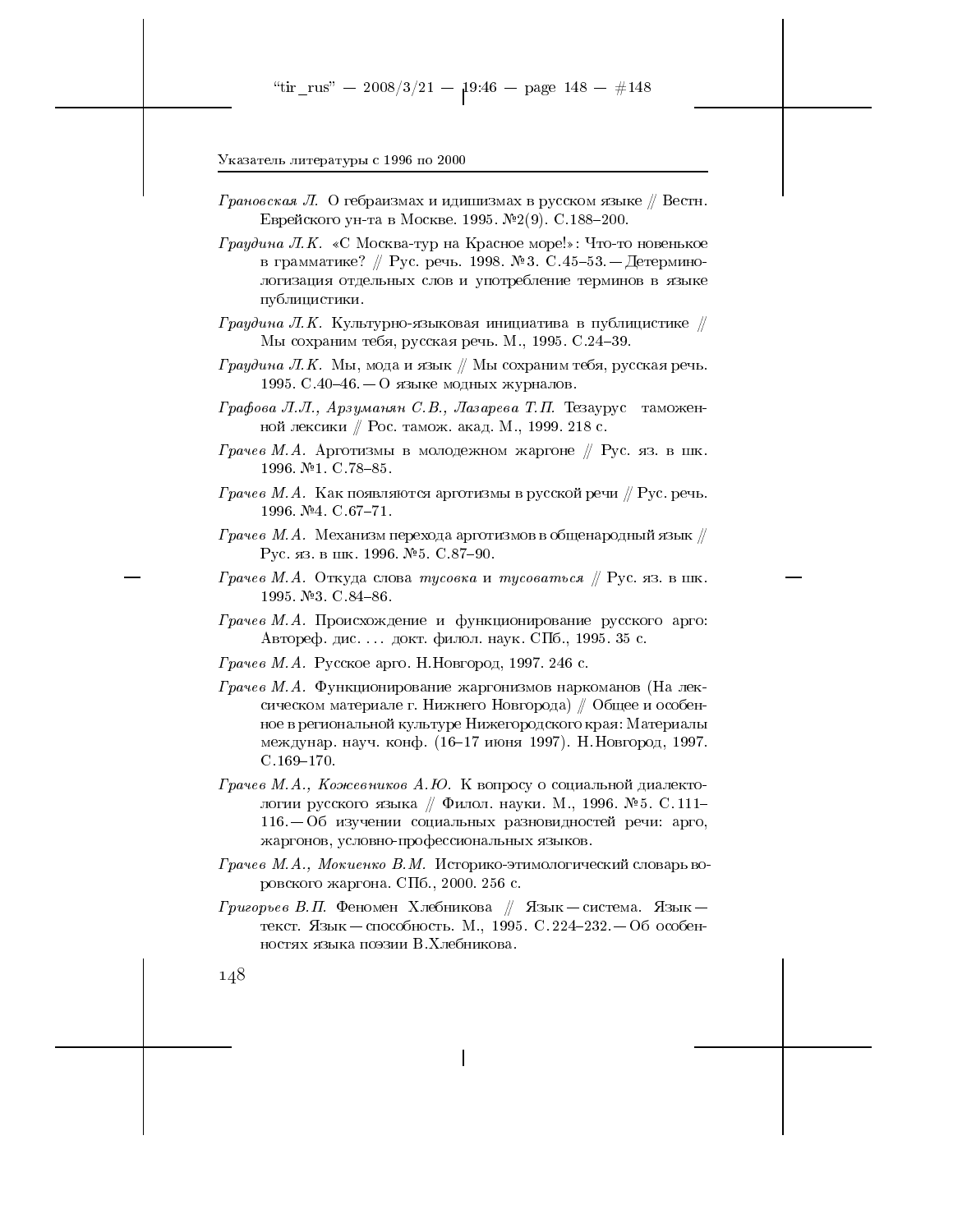*Грановская Л.* О гебраизмах и идишизмах в русском языке // Вестн. Еврейского ун-та в Москве. 1995. №2(9). С.188–200.

*Граудина Л.К.* «С Москва-тур на Красное море!»: Что-то новенькое в грамматике? // Рус. речь. 1998. №3. С.45–53. — Детерминологизация отдельных слов и употребление терминов в языке публицистики.

*Граудина Л.К.* Культурно-языковая инициатива в публицистике // Мы сохраним тебя, русская речь. М., 1995. С.24–39.

*Граудина Л.К.* Мы, мода и язык // Мы сохраним тебя, русская речь. 1995. С.40–46. — О языке модных журналов.

*Графова Л.Л., Арзуманян С.В., Лазарева Т.П.* Тезаурус таможенной лексики // Рос. тамож. акад. М., 1999. 218 с.

*Грачев М.А.* Арготизмы в молодежном жаргоне // Рус. яз. в шк. 1996. №1. С.78–85.

*Грачев М.А.* Как появляются арготизмы в русской речи // Рус. речь. 1996. №4. С.67–71.

*Грачев М.А.* Механизм перехода арготизмов в общенародный язык // Рус. яз. в шк. 1996. №5. С.87–90.

*Грачев М.А.* Откуда слова *тусовка* и *тусоваться* // Рус. яз. в шк. 1995. №3. С.84–86.

*Грачев М.А.* Происхождение и функционирование русского арго: Автореф. дис. ... докт. филол. наук. СПб., 1995. 35 с.

*Грачев М.А.* Русское арго. Н.Новгород, 1997. 246 с.

*Грачев М.А.* Функционирование жаргонизмов наркоманов (На лексическом материале г. Нижнего Новгорода) // Общее и особенное в региональной культуре Нижегородского края: Материалы междунар. науч. конф. (16–17 июня 1997). Н.Новгород, 1997. С.169–170.

*Грачев М.А., Кожевников А.Ю.* К вопросу о социальной диалектологии русского языка // Филол. науки. М., 1996. №5. С.111–116. — Об изучении социальных разновидностей речи: арго, жаргонов, условно-профессиональных языков.

*Грачев М.А., Мокиенко В.М.* Историко-этимологический словарь воровского жаргона. СПб., 2000. 256 с.

*Григорьев В.П.* Феномен Хлебникова // Язык — система. Язык — текст. Язык — способность. М., 1995. С.224–232. — Об особенностях языка поэзии В.Хлебникова.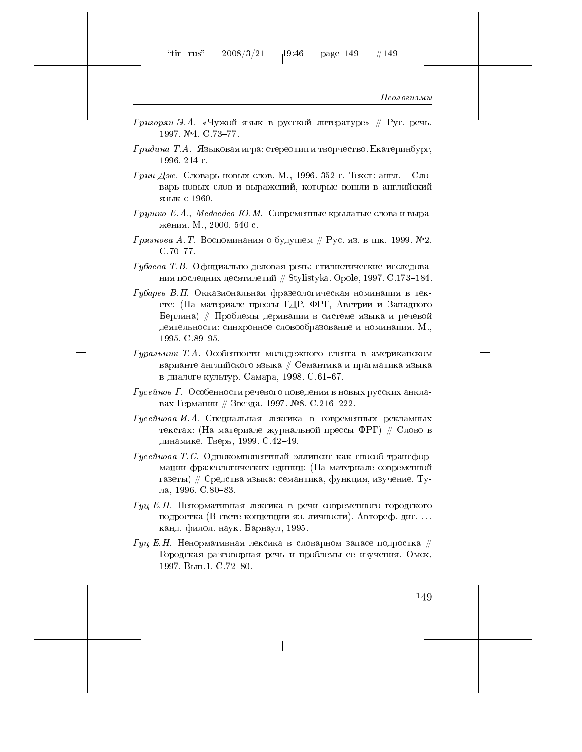*Григорян Э.А.* «Чужой язык в русской литературе» // Рус. речь. 1997. №4. С.73–77.

*Гридина Т.А.* Языковая игра: стереотип и творчество. Екатеринбург, 1996. 214 с.

*Грин Дж.* Словарь новых слов. М., 1996. 352 с. Текст: англ.— Словарь новых слов и выражений, которые вошли в английский язык с 1960.

*Грушко Е.А., Медведев Ю.М.* Современные крылатые слова и выражения. М., 2000. 540 с.

*Грязнова А.Т.* Воспоминания о будущем // Рус. яз. в шк. 1999. №2. С.70–77.

*Губаева Т.В.* Официально-деловая речь: стилистические исследования последних десятилетий // Stylistyka. Opole, 1997. С.173–184.

*Губарев В.П.* Окказиональная фразеологическая номинация в тексте: (На материале прессы ГДР, ФРГ, Австрии и Западного Берлина) // Проблемы деривации в системе языка и речевой деятельности: синхронное словообразование и номинация. М., 1995. С.89–95.

*Гуральник Т.А.* Особенности молодежного сленга в американском варианте английского языка // Семантика и прагматика языка в диалоге культур. Самара, 1998. С.61–67.

*Гусейнов Г.* Особенности речевого поведения в новых русских анклавах Германии // Звезда. 1997. №8. С.216–222.

*Гусейнова И.А.* Специальная лексика в современных рекламных текстах: (На материале журнальной прессы ФРГ) // Слово в динамике. Тверь, 1999. С.42–49.

*Гусейнова Т.С.* Однокомпонентный эллипсис как способ трансформации фразеологических единиц: (На материале современной газеты) // Средства языка: семантика, функция, изучение. Тула, 1996. С.80–83.

*Гуц Е.Н.* Ненормативная лексика в речи современного городского подростка (В свете концепции яз. личности). Автореф. дис. ... канд. филол. наук. Барнаул, 1995.

*Гуц Е.Н.* Ненормативная лексика в словарном запасе подростка // Городская разговорная речь и проблемы ее изучения. Омск, 1997. Вып.1. С.72–80.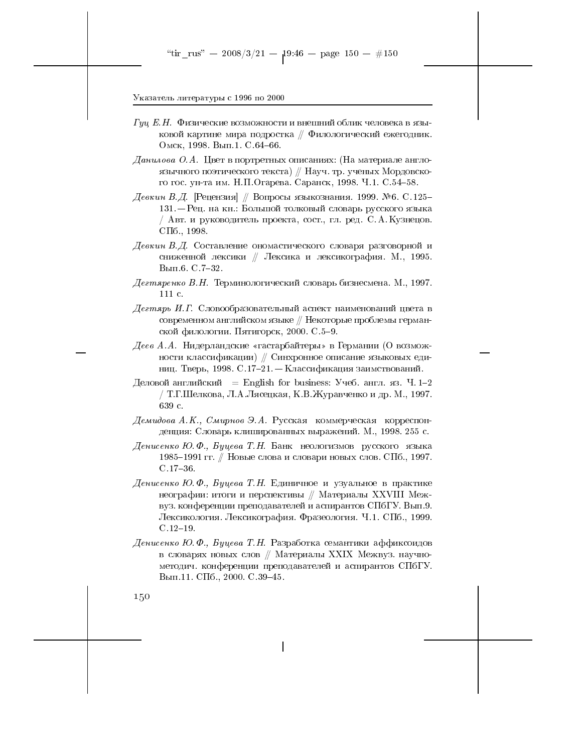*Гуц Е.Н.* Физические возможности и внешний облик человека в языковой картине мира подростка // Филологический ежегодник. Омск, 1998. Вып.1. С.64–66.

*Данилова О.А.* Цвет в портретных описаниях: (На материале англоязычного поэтического текста) // Науч. тр. ученых Мордовского гос. ун-та им. Н.П.Огарева. Саранск, 1998. Ч.1. С.54–58.

*Девкин В.Д.* [Рецензия] // Вопросы языкознания. 1999. №6. С.125–131. — Рец. на кн.: Большой толковый словарь русского языка / Авт. и руководитель проекта, сост., гл. ред. С.А.Кузнецов. СПб., 1998.

*Девкин В.Д.* Составление ономастического словаря разговорной и сниженной лексики // Лексика и лексикография. М., 1995. Вып.6. С.7–32.

*Дегтяренко В.Н.* Терминологический словарь бизнесмена. М., 1997. 111 с.

*Дегтярь И.Г.* Словообразовательный аспект наименований цвета в современном английском языке // Некоторые проблемы германской филологии. Пятигорск, 2000. С.5–9.

*Деев А.А.* Нидерландские «гастарбайтеры» в Германии (О возможности классификации) // Синхронное описание языковых единиц. Тверь, 1998. С.17–21. — Классификация заимствований.

Деловой английский = English for business: Учеб. англ. яз. Ч.1–2 / Т.Г.Шелкова, Л.А.Лясецкая, К.В.Журавченко и др. М., 1997. 639 с.

*Демидова А.К., Смирнов Э.А.* Русская коммерческая корреспонденция: Словарь клишированных выражений. М., 1998. 255 с.

*Денисенко Ю.Ф., Буцева Т.Н.* Банк неологизмов русского языка 1985–1991 гг. // Новые слова и словари новых слов. СПб., 1997. С.17–36.

*Денисенко Ю.Ф., Буцева Т.Н.* Единичное и узуальное в практике неографии: итоги и перспективы // Материалы XXVIII Межвуз. конференции преподавателей и аспирантов СПбГУ. Вып.9. Лексикология. Лексикография. Фразеология. Ч.1. СПб., 1999. С.12–19.

*Денисенко Ю.Ф., Буцева Т.Н.* Разработка семантики аффиксоидов в словарях новых слов // Материалы XXIX Межвуз. научно-методич. конференции преподавателей и аспирантов СПбГУ. Вып.11. СПб., 2000. С.39–45.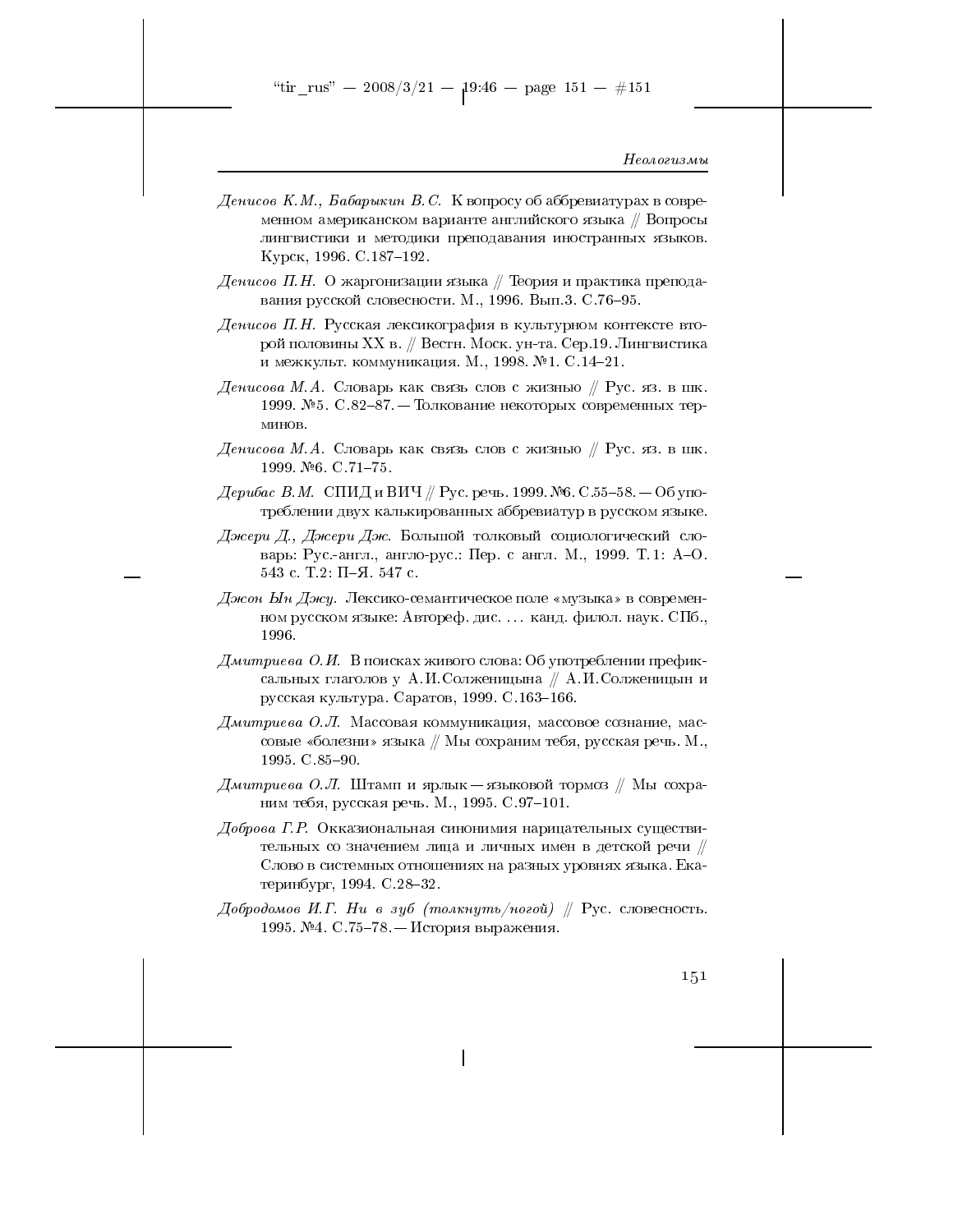*Денисов К.М., Бабарыкин В.С.* К вопросу об аббревиатурах в современном американском варианте английского языка // Вопросы лингвистики и методики преподавания иностранных языков. Курск, 1996. С.187–192.

*Денисов П.Н.* О жаргонизации языка // Теория и практика преподавания русской словесности. М., 1996. Вып.3. С.76–95.

*Денисов П.Н.* Русская лексикография в культурном контексте второй половины XX в. // Вестн. Моск. ун-та. Сер.19. Лингвистика и межкульт. коммуникация. М., 1998. №1. С.14–21.

*Денисова М.А.* Словарь как связь слов с жизнью // Рус. яз. в шк. 1999. №5. С.82–87. — Толкование некоторых современных терминов.

*Денисова М.А.* Словарь как связь слов с жизнью // Рус. яз. в шк. 1999. №6. С.71–75.

*Дерибас В.М.* СПИД и ВИЧ // Рус. речь. 1999. №6. С.55–58. — Об употреблении двух калькированных аббревиатур в русском языке.

*Джери Д., Джери Дж.* Большой толковый социологический словарь: Рус.-англ., англо-рус.: Пер. с англ. М., 1999. Т.1: А–О. 543 с. Т.2: П–Я. 547 с.

*Джон Ын Джу.* Лексико-семантическое поле «музыка» в современном русском языке: Автореф. дис. … канд. филол. наук. СПб., 1996.

*Дмитриева О.И.* В поисках живого слова: Об употреблении префиксальных глаголов у А.И.Солженицына // А.И.Солженицын и русская культура. Саратов, 1999. С.163–166.

*Дмитриева О.Л.* Массовая коммуникация, массовое сознание, массовые «болезни» языка // Мы сохраним тебя, русская речь. М., 1995. С.85–90.

*Дмитриева О.Л.* Штамп и ярлык — языковой тормоз // Мы сохраним тебя, русская речь. М., 1995. С.97–101.

*Доброва Г.Р.* Окказиональная синонимия нарицательных существительных со значением лица и личных имен в детской речи // Слово в системных отношениях на разных уровнях языка. Екатеринбург, 1994. С.28–32.

*Добродомов И.Г.* *Ни в зуб (толкнуть/ногой)* // Рус. словесность. 1995. №4. С.75–78. — История выражения.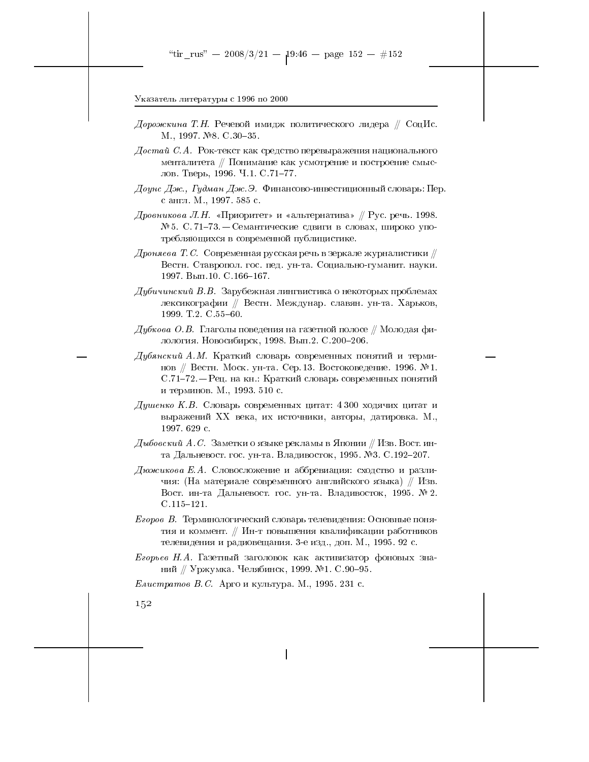*Дорожкина Т.Н.* Речевой имидж политического лидера // СоцИс. М., 1997. №8. С.30–35.

*Достай С.А.* Рок-текст как средство перевыражения национального менталитета // Понимание как усмотрение и построение смыслов. Тверь, 1996. Ч.1. С.71–77.

*Доунс Дж., Гудман Дж.Э.* Финансово-инвестиционный словарь: Пер. с англ. М., 1997. 585 с.

*Дровникова Л.Н.* «Приоритет» и «альтернатива» // Рус. речь. 1998. №5. С.71–73. — Семантические сдвиги в словах, широко употребляющихся в современной публицистике.

*Дроняева Т.С.* Современная русская речь в зеркале журналистики // Вестн. Ставропол. гос. пед. ун-та. Социально-гуманит. науки. 1997. Вып.10. С.166–167.

*Дубичинский В.В.* Зарубежная лингвистика о некоторых проблемах лексикографии // Вестн. Междунар. славян. ун-та. Харьков, 1999. Т.2. С.55–60.

*Дубкова О.В.* Глаголы поведения на газетной полосе // Молодая филология. Новосибирск, 1998. Вып.2. С.200–206.

*Дубянский А.М.* Краткий словарь современных понятий и терминов // Вестн. Моск. ун-та. Сер.13. Востоковедение. 1996. №1. С.71–72. — Рец. на кн.: Краткий словарь современных понятий и терминов. М., 1993. 510 с.

*Душенко К.В.* Словарь современных цитат: 4 300 ходячих цитат и выражений XX века, их источники, авторы, датировка. М., 1997. 629 с.

*Дыбовский А.С.* Заметки о языке рекламы в Японии // Изв. Вост. ин-та Дальневост. гос. ун-та. Владивосток, 1995. №3. С.192–207.

*Дюжикова Е.А.* Словосложение и аббревиация: сходство и различия: (На материале современного английского языка) // Изв. Вост. ин-та Дальневост. гос. ун-та. Владивосток, 1995. №2. С.115–121.

*Егоров В.* Терминологический словарь телевидения: Основные понятия и коммент. // Ин-т повышения квалификации работников телевидения и радиовещания. 3-е изд., доп. М., 1995. 92 с.

*Егорьев Н.А.* Газетный заголовок как активизатор фоновых знаний // Уржумка. Челябинск, 1999. №1. С.90–95.

*Елистратов В.С.* Арго и культура. М., 1995. 231 с.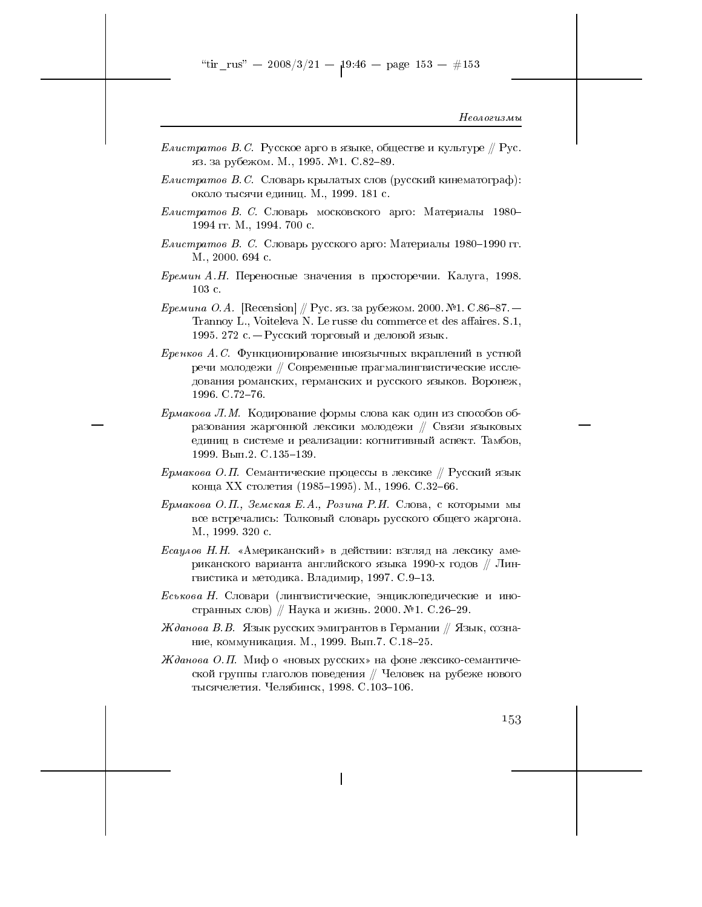*Елистратов В.С.* Русское арго в языке, обществе и культуре // Рус. яз. за рубежом. М., 1995. №1. С.82–89.

*Елистратов В.С.* Словарь крылатых слов (русский кинематограф): около тысячи единиц. М., 1999. 181 с.

*Елистратов В. С.* Словарь московского арго: Материалы 1980–1994 гг. М., 1994. 700 с.

*Елистратов В. С.* Словарь русского арго: Материалы 1980–1990 гг. М., 2000. 694 с.

*Еремин А.Н.* Переносные значения в просторечии. Калуга, 1998. 103 с.

*Еремина О.А.* [Recension] // Рус. яз. за рубежом. 2000. №1. С.86–87.— Trannoy L., Voiteleva N. Le russe du commerce et des affaires. S.1, 1995. 272 c.— Русский торговый и деловой язык.

*Еренков А.С.* Функционирование иноязычных вкраплений в устной речи молодежи // Современные прагмалингвистические исследования романских, германских и русского языков. Воронеж, 1996. С.72–76.

*Ермакова Л.М.* Кодирование формы слова как один из способов образования жаргонной лексики молодежи // Связи языковых единиц в системе и реализации: когнитивный аспект. Тамбов, 1999. Вып.2. С.135–139.

*Ермакова О.П.* Семантические процессы в лексике // Русский язык конца XX столетия (1985–1995). М., 1996. С.32–66.

*Ермакова О.П., Земская Е.А., Розина Р.И.* Слова, с которыми мы все встречались: Толковый словарь русского общего жаргона. М., 1999. 320 с.

*Есаулов Н.Н.* «Американский» в действии: взгляд на лексику американского варианта английского языка 1990-х годов // Лингвистика и методика. Владимир, 1997. С.9–13.

*Еськова Н.* Словари (лингвистические, энциклопедические и иностранных слов) // Наука и жизнь. 2000. №1. С.26–29.

*Жданова В.В.* Язык русских эмигрантов в Германии // Язык, сознание, коммуникация. М., 1999. Вып.7. С.18–25.

*Жданова О.П.* Миф о «новых русских» на фоне лексико-семантической группы глаголов поведения // Человек на рубеже нового тысячелетия. Челябинск, 1998. С.103–106.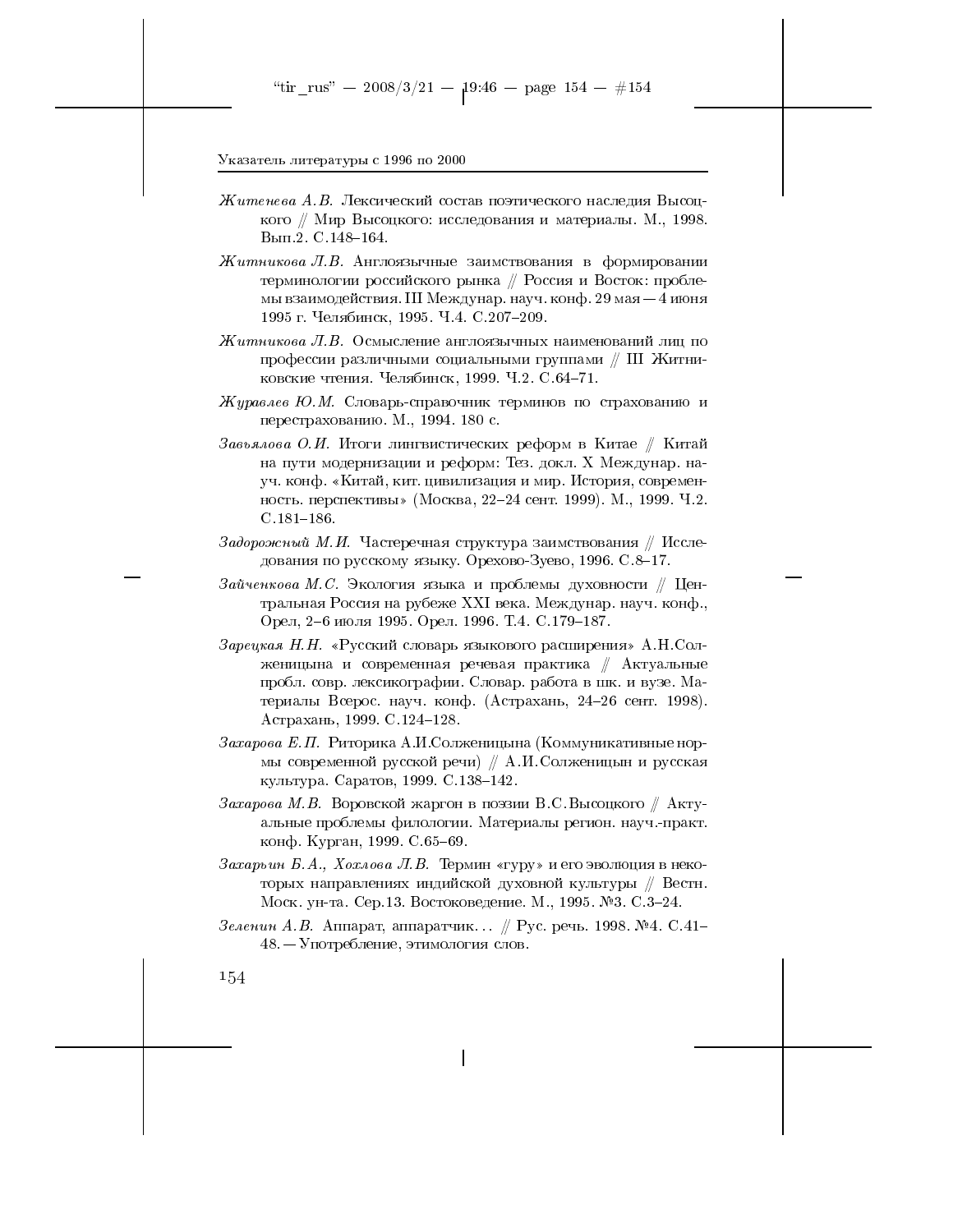*Житенева А.В.* Лексический состав поэтического наследия Высоцкого // Мир Высоцкого: исследования и материалы. М., 1998. Вып.2. С.148–164.

*Житникова Л.В.* Англоязычные заимствования в формировании терминологии российского рынка // Россия и Восток: проблемы взаимодействия. III Междунар. науч. конф. 29 мая — 4 июня 1995 г. Челябинск, 1995. Ч.4. С.207–209.

*Житникова Л.В.* Осмысление англоязычных наименований лиц по профессии различными социальными группами // III Житниковские чтения. Челябинск, 1999. Ч.2. С.64–71.

*Журавлев Ю.М.* Словарь-справочник терминов по страхованию и перестрахованию. М., 1994. 180 с.

*Завьялова О.И.* Итоги лингвистических реформ в Китае // Китай на пути модернизации и реформ: Тез. докл. X Междунар. науч. конф. «Китай, кит. цивилизация и мир. История, современность. перспективы» (Москва, 22–24 сент. 1999). М., 1999. Ч.2. С.181–186.

*Задорожный М.И.* Частеречная структура заимствования // Исследования по русскому языку. Орехово-Зуево, 1996. С.8–17.

*Зайченкова М.С.* Экология языка и проблемы духовности // Центральная Россия на рубеже XXI века. Междунар. науч. конф., Орел, 2–6 июля 1995. Орел. 1996. Т.4. С.179–187.

*Зарецкая Н.Н.* «Русский словарь языкового расширения» А.Н.Солженицына и современная речевая практика // Актуальные пробл. совр. лексикографии. Словар. работа в шк. и вузе. Материалы Всерос. науч. конф. (Астрахань, 24–26 сент. 1998). Астрахань, 1999. С.124–128.

*Захарова Е.П.* Риторика А.И.Солженицына (Коммуникативные нормы современной русской речи) // А.И.Солженицын и русская культура. Саратов, 1999. С.138–142.

*Захарова М.В.* Воровской жаргон в поэзии В.С.Высоцкого // Актуальные проблемы филологии. Материалы регион. науч.-практ. конф. Курган, 1999. С.65–69.

*Захарьин Б.А., Хохлова Л.В.* Термин «гуру» и его эволюция в некоторых направлениях индийской духовной культуры // Вестн. Моск. ун-та. Сер.13. Востоковедение. М., 1995. №3. С.3–24.

*Зеленин А.В.* Аппарат, аппаратчик... // Рус. речь. 1998. №4. С.41–48. — Употребление, этимология слов.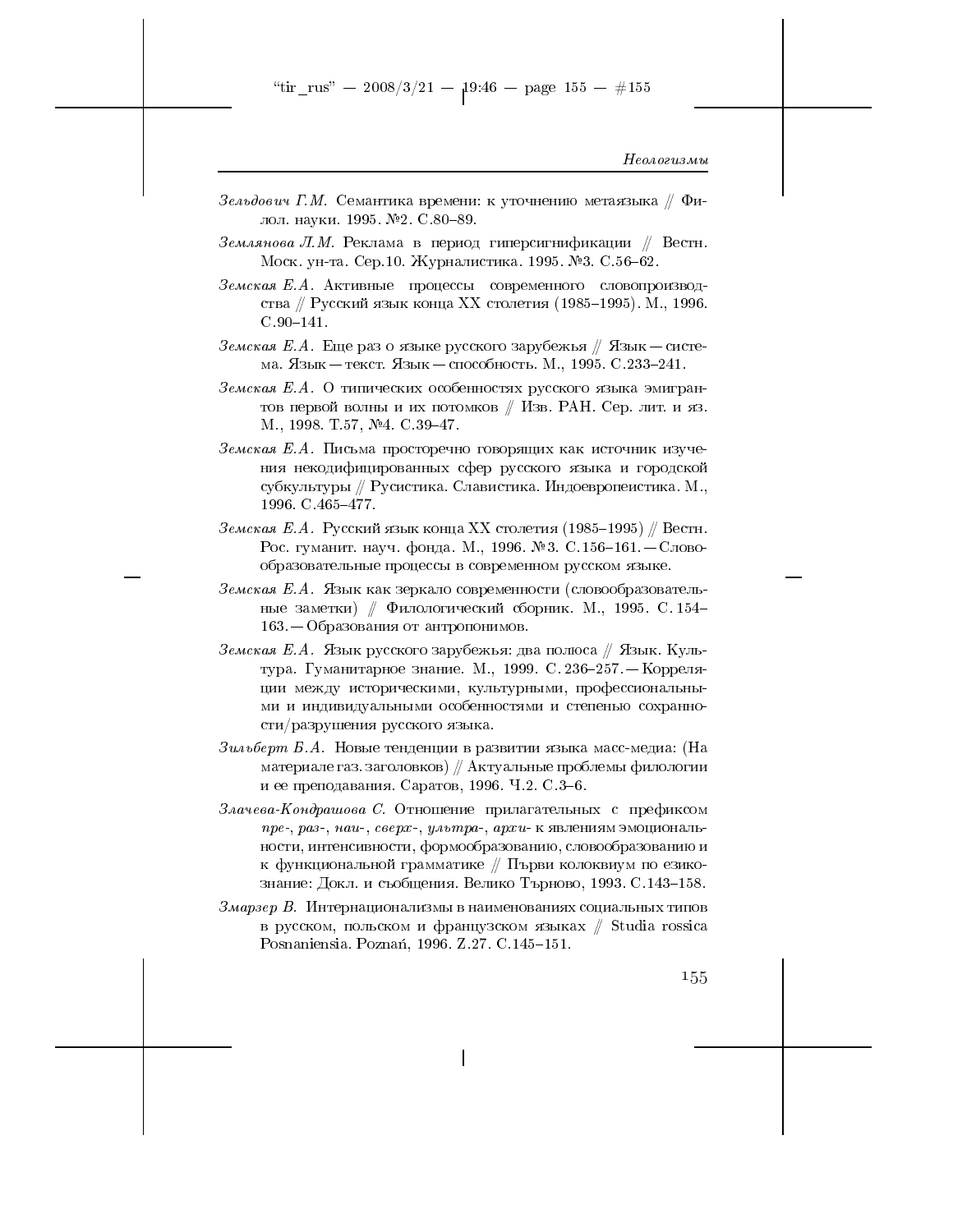*Зельдович Г.М.* Семантика времени: к уточнению метаязыка // Филол. науки. 1995. №2. С.80–89.

*Землянова Л.М.* Реклама в период гиперсигнификации // Вестн. Моск. ун-та. Сер.10. Журналистика. 1995. №3. С.56–62.

*Земская Е.А.* Активные процессы современного словопроизводства // Русский язык конца XX столетия (1985–1995). М., 1996. С.90–141.

*Земская Е.А.* Еще раз о языке русского зарубежья // Язык — система. Язык — текст. Язык — способность. М., 1995. С.233–241.

*Земская Е.А.* О типических особенностях русского языка эмигрантов первой волны и их потомков // Изв. РАН. Сер. лит. и яз. М., 1998. Т.57, №4. С.39–47.

*Земская Е.А.* Письма просторечно говорящих как источник изучения некодифицированных сфер русского языка и городской субкультуры // Русистика. Славистика. Индоевропеистика. М., 1996. С.465–477.

*Земская Е.А.* Русский язык конца XX столетия (1985–1995) // Вестн. Рос. гуманит. науч. фонда. М., 1996. №3. С.156–161. — Словообразовательные процессы в современном русском языке.

*Земская Е.А.* Язык как зеркало современности (словообразовательные заметки) // Филологический сборник. М., 1995. С.154–163. — Образования от антропонимов.

*Земская Е.А.* Язык русского зарубежья: два полюса // Язык. Культура. Гуманитарное знание. М., 1999. С.236–257. — Корреляции между историческими, культурными, профессиональными и индивидуальными особенностями и степенью сохранности/разрушения русского языка.

*Зильберт Б.А.* Новые тенденции в развитии языка масс-медиа: (На материале газ. заголовков) // Актуальные проблемы филологии и ее преподавания. Саратов, 1996. Ч.2. С.3–6.

*Злачева-Кондрашова С.* Отношение прилагательных с префиксом *пре-*, *раз-*, *наи-*, *сверх-*, *ультра-*, *архи-* к явлениям эмоциональности, интенсивности, формообразованию, словообразованию и к функциональной грамматике // Първи колоквиум по езикознание: Докл. и съобщения. Велико Търново, 1993. С.143–158.

*Змарзер В.* Интернационализмы в наименованиях социальных типов в русском, польском и французском языках // Studia rossica Posnaniensia. Poznań, 1996. Z.27. С.145–151.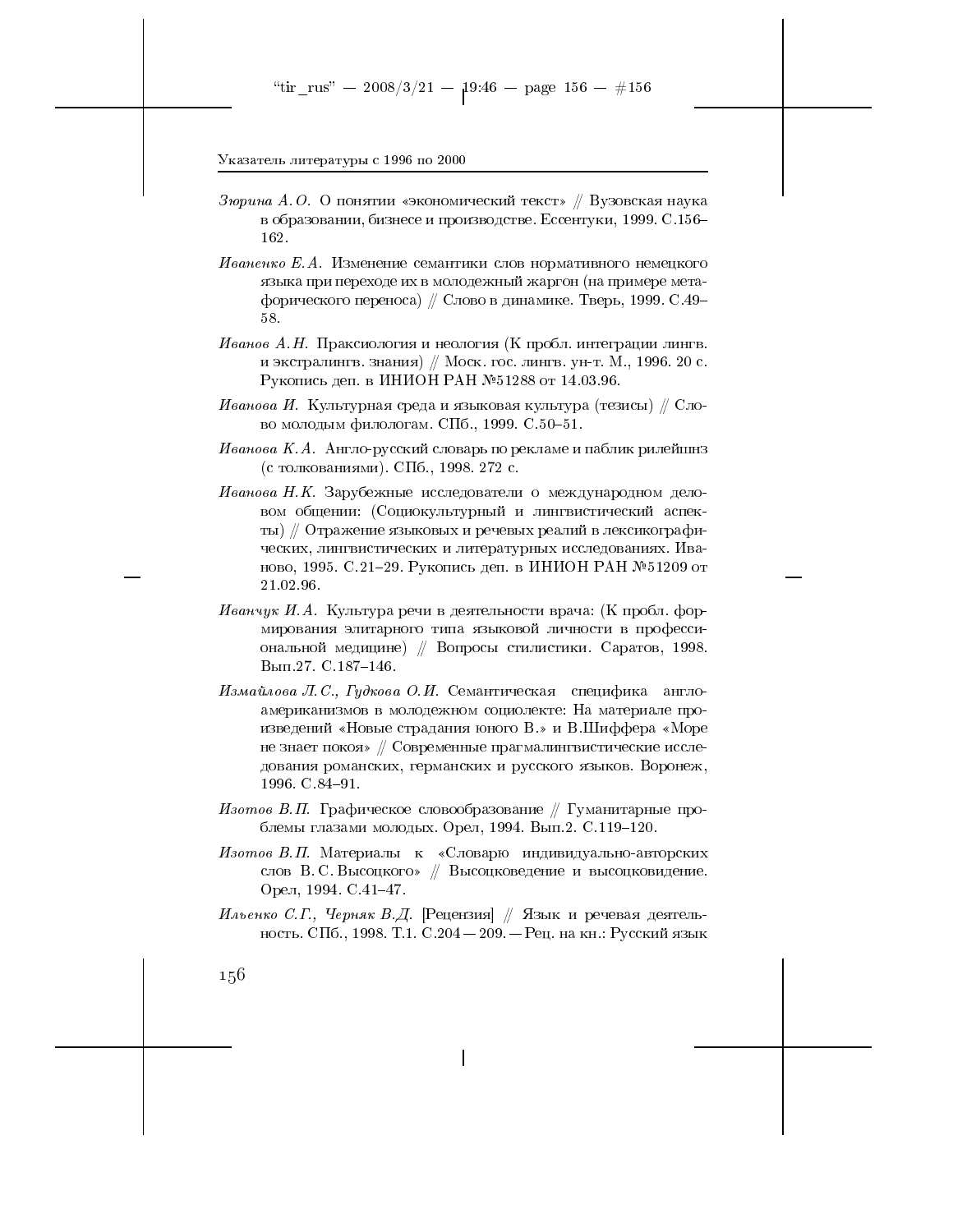*Зюрина А.О.* О понятии «экономический текст» // Вузовская наука в образовании, бизнесе и производстве. Ессентуки, 1999. С.156–162.

*Иваненко Е.А.* Изменение семантики слов нормативного немецкого языка при переходе их в молодежный жаргон (на примере метафорического переноса) // Слово в динамике. Тверь, 1999. С.49–58.

*Иванов А.Н.* Праксиология и неология (К пробл. интеграции лингв. и экстралингв. знания) // Моск. гос. лингв. ун-т. М., 1996. 20 с. Рукопись деп. в ИНИОН РАН №51288 от 14.03.96.

*Иванова И.* Культурная среда и языковая культура (тезисы) // Слово молодым филологам. СПб., 1999. С.50–51.

*Иванова К.А.* Англо-русский словарь по рекламе и паблик рилейшнз (с толкованиями). СПб., 1998. 272 с.

*Иванова Н.К.* Зарубежные исследователи о международном деловом общении: (Социокультурный и лингвистический аспекты) // Отражение языковых и речевых реалий в лексикографических, лингвистических и литературных исследованиях. Иваново, 1995. С.21–29. Рукопись деп. в ИНИОН РАН №51209 от 21.02.96.

*Иванчук И.А.* Культура речи в деятельности врача: (К пробл. формирования элитарного типа языковой личности в профессиональной медицине) // Вопросы стилистики. Саратов, 1998. Вып.27. С.187–146.

*Измайлова Л.С., Гудкова О.И.* Семантическая специфика англоамериканизмов в молодежном социолекте: На материале произведений «Новые страдания юного В.» и В.Шиффера «Море не знает покоя» // Современные прагмалингвистические исследования романских, германских и русского языков. Воронеж, 1996. С.84–91.

*Изотов В.П.* Графическое словообразование // Гуманитарные проблемы глазами молодых. Орел, 1994. Вып.2. С.119–120.

*Изотов В.П.* Материалы к «Словарю индивидуально-авторских слов В.С.Высоцкого» // Высоцковедение и высоцковидение. Орел, 1994. С.41–47.

*Ильенко С.Г., Черняк В.Д.* [Рецензия] // Язык и речевая деятельность. СПб., 1998. Т.1. С.204 — 209. — Рец. на кн.: Русский язык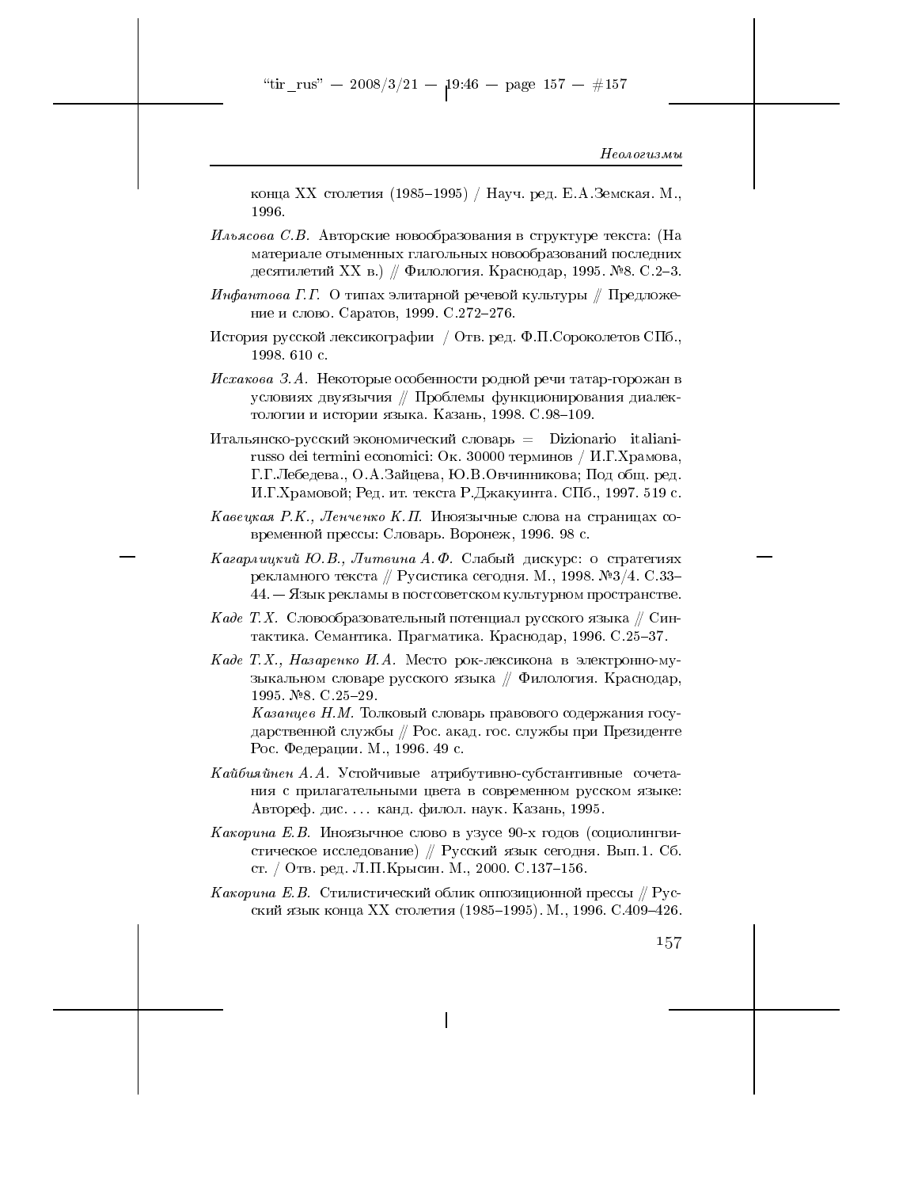конца XX столетия (1985–1995) / Науч. ред. Е.А.Земская. М., 1996.

*Ильясова С.В.* Авторские новообразования в структуре текста: (На материале отыменных глагольных новообразований последних десятилетий XX в.) // Филология. Краснодар, 1995. №8. С.2–3.

*Инфантова Г.Г.* О типах элитарной речевой культуры // Предложение и слово. Саратов, 1999. С.272–276.

История русской лексикографии / Отв. ред. Ф.П.Сороколетов СПб., 1998. 610 с.

*Исхакова З.А.* Некоторые особенности родной речи татар-горожан в условиях двуязычия // Проблемы функционирования диалектологии и истории языка. Казань, 1998. С.98–109.

Итальянско-русский экономический словарь = Dizionario italiani-russo dei termini economici: Ок. 30000 терминов / И.Г.Храмова, Г.Г.Лебедева., О.А.Зайцева, Ю.В.Овчинникова; Под общ. ред. И.Г.Храмовой; Ред. ит. текста Р.Джакуинта. СПб., 1997. 519 с.

*Кавецкая Р.К., Ленченко К.П.* Иноязычные слова на страницах современной прессы: Словарь. Воронеж, 1996. 98 с.

*Кагарлицкий Ю.В., Литвина А.Ф.* Слабый дискурс: о стратегиях рекламного текста // Русистика сегодня. М., 1998. №3/4. С.33–44. — Язык рекламы в постсоветском культурном пространстве.

*Каде Т.Х.* Словообразовательный потенциал русского языка // Синтактика. Семантика. Прагматика. Краснодар, 1996. С.25–37.

*Каде Т.Х., Назаренко И.А.* Место рок-лексикона в электронно-музыкальном словаре русского языка // Филология. Краснодар, 1995. №8. С.25–29.

*Казанцев Н.М.* Толковый словарь правового содержания государственной службы // Рос. акад. гос. службы при Президенте Рос. Федерации. М., 1996. 49 с.

*Кайбияйнен А.А.* Устойчивые атрибутивно-субстантивные сочетания с прилагательными цвета в современном русском языке: Автореф. дис. ... канд. филол. наук. Казань, 1995.

*Какорина Е.В.* Иноязычное слово в узусе 90-х годов (социолингвистическое исследование) // Русский язык сегодня. Вып.1. Сб. ст. / Отв. ред. Л.П.Крысин. М., 2000. С.137–156.

*Какорина Е.В.* Стилистический облик оппозиционной прессы // Русский язык конца XX столетия (1985–1995). М., 1996. С.409–426.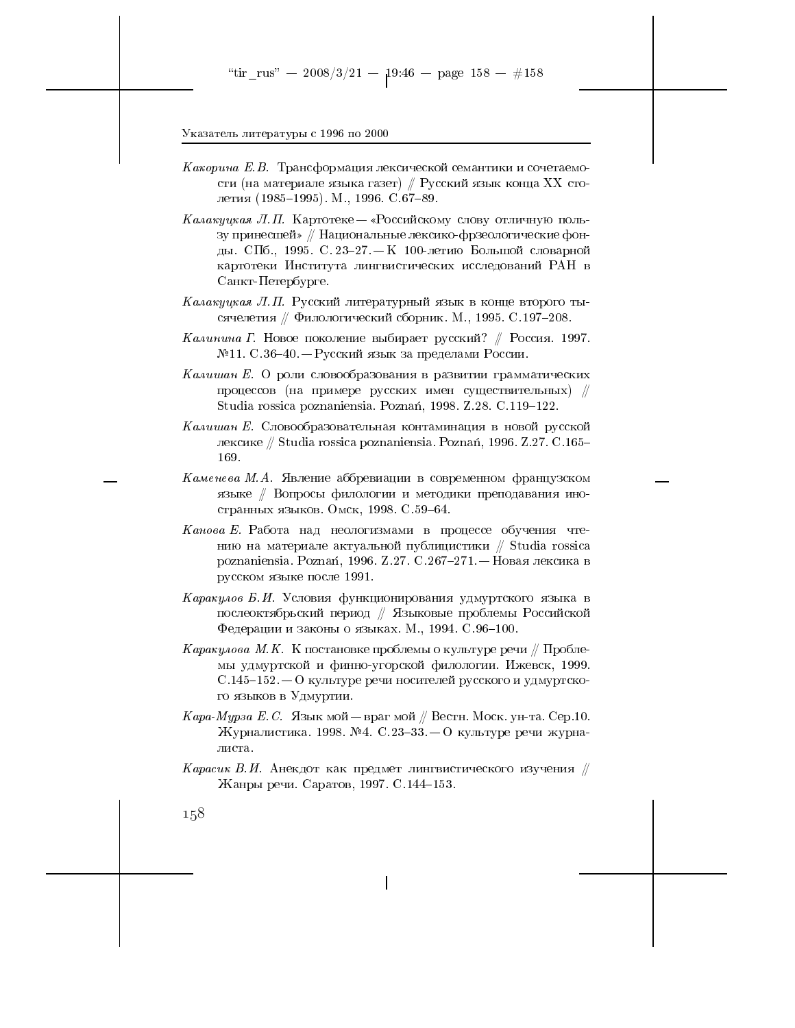*Какорина Е.В.* Трансформация лексической семантики и сочетаемости (на материале языка газет) // Русский язык конца XX столетия (1985–1995). М., 1996. С.67–89.

*Калакуцкая Л.П.* Картотеке — «Российскому слову отличную пользу принесшей» // Национальные лексико-фрзеологические фонды. СПб., 1995. С. 23–27. — К 100-летию Большой словарной картотеки Института лингвистических исследований РАН в Санкт-Петербурге.

*Калакуцкая Л.П.* Русский литературный язык в конце второго тысячелетия // Филологический сборник. М., 1995. С.197–208.

*Калинина Г.* Новое поколение выбирает русский? // Россия. 1997. №11. С.36–40. — Русский язык за пределами России.

*Калишан Е.* О роли словообразования в развитии грамматических процессов (на примере русских имен существительных) // Studia rossica poznaniensia. Poznań, 1998. Z.28. С.119–122.

*Калишан Е.* Словообразовательная контаминация в новой русской лексике // Studia rossica poznaniensia. Poznań, 1996. Z.27. С.165–169.

*Каменева М.А.* Явление аббревиации в современном французском языке // Вопросы филологии и методики преподавания иностранных языков. Омск, 1998. С.59–64.

*Канова Е.* Работа над неологизмами в процессе обучения чтению на материале актуальной публицистики // Studia rossica poznaniensia. Poznań, 1996. Z.27. С.267–271. — Новая лексика в русском языке после 1991.

*Каракулов Б.И.* Условия функционирования удмуртского языка в послеоктябрьский период // Языковые проблемы Российской Федерации и законы о языках. М., 1994. С.96–100.

*Каракулова М.К.* К постановке проблемы о культуре речи // Проблемы удмуртской и финно-угорской филологии. Ижевск, 1999. С.145–152. — О культуре речи носителей русского и удмуртского языков в Удмуртии.

*Кара-Мурза Е.С.* Язык мой — враг мой // Вестн. Моск. ун-та. Сер.10. Журналистика. 1998. №4. С.23–33. — О культуре речи журналиста.

*Карасик В.И.* Анекдот как предмет лингвистического изучения // Жанры речи. Саратов, 1997. С.144–153.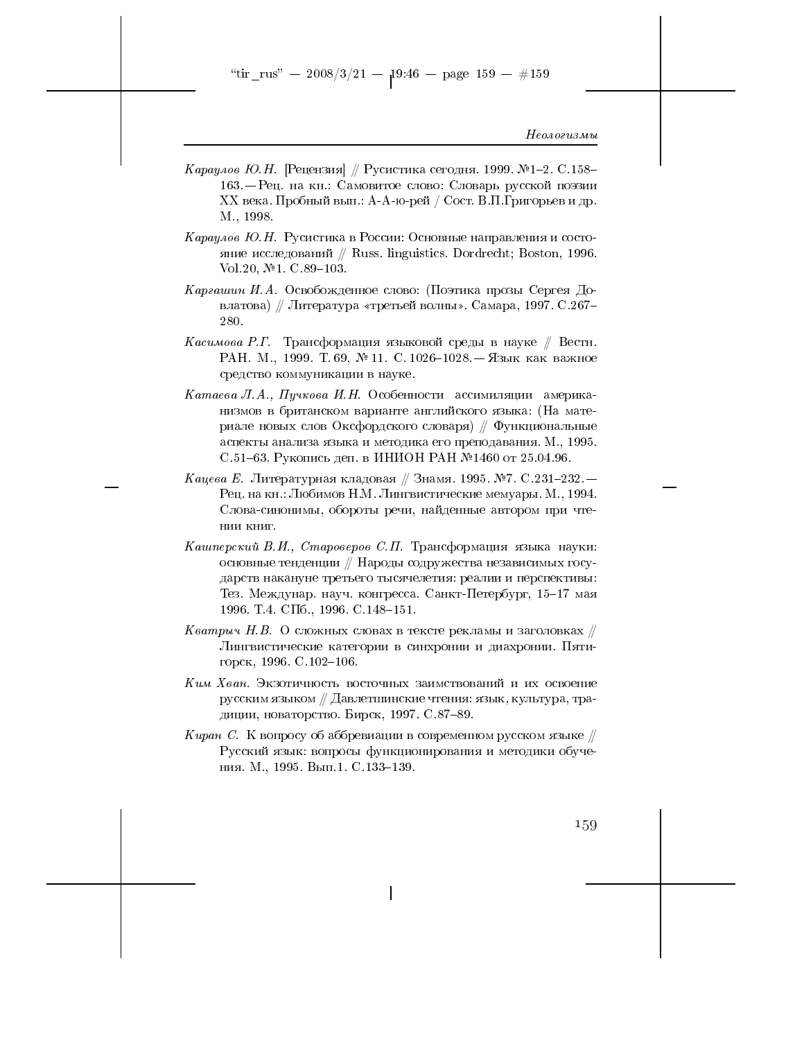*Караулов Ю.Н.* [Рецензия] // Русистика сегодня. 1999. №1–2. С.158–163.— Рец. на кн.: Самовитое слово: Словарь русской поэзии XX века. Пробный вып.: А-А-ю-рей / Сост. В.П.Григорьев и др. М., 1998.

*Караулов Ю.Н.* Русистика в России: Основные направления и состояние исследований // Russ. linguistics. Dordrecht; Boston, 1996. Vol.20, №1. C.89–103.

*Каргашин И.А.* Освобожденное слово: (Поэтика прозы Сергея Довлатова) // Литература «третьей волны». Самара, 1997. С.267–280.

*Касимова Р.Г.* Трансформация языковой среды в науке // Вестн. РАН. М., 1999. Т. 69, № 11. С. 1026–1028.— Язык как важное средство коммуникации в науке.

*Катаева Л.А., Пучкова И.Н.* Особенности ассимиляции американизмов в британском варианте английского языка: (На материале новых слов Оксфордского словаря) // Функциональные аспекты анализа языка и методика его преподавания. М., 1995. С.51–63. Рукопись деп. в ИНИОН РАН №1460 от 25.04.96.

*Кацева Е.* Литературная кладовая // Знамя. 1995. №7. С.231–232.— Рец. на кн.: Любимов Н.М. Лингвистические мемуары. М., 1994. Слова-синонимы, обороты речи, найденные автором при чтении книг.

*Кашперский В.И., Староверов С.П.* Трансформация языка науки: основные тенденции // Народы содружества независимых государств накануне третьего тысячелетия: реалии и перспективы: Тез. Междунар. науч. конгресса. Санкт-Петербург, 15–17 мая 1996. Т.4. СПб., 1996. С.148–151.

*Кватрыч Н.В.* О сложных словах в тексте рекламы и заголовках // Лингвистические категории в синхронии и диахронии. Пятигорск, 1996. С.102–106.

*Ким Хван.* Экзотичность восточных заимствований и их освоение русским языком // Давлетшинские чтения: язык, культура, традиции, новаторство. Бирск, 1997. С.87–89.

*Киран С.* К вопросу об аббревиации в современном русском языке // Русский язык: вопросы функционирования и методики обучения. М., 1995. Вып.1. С.133–139.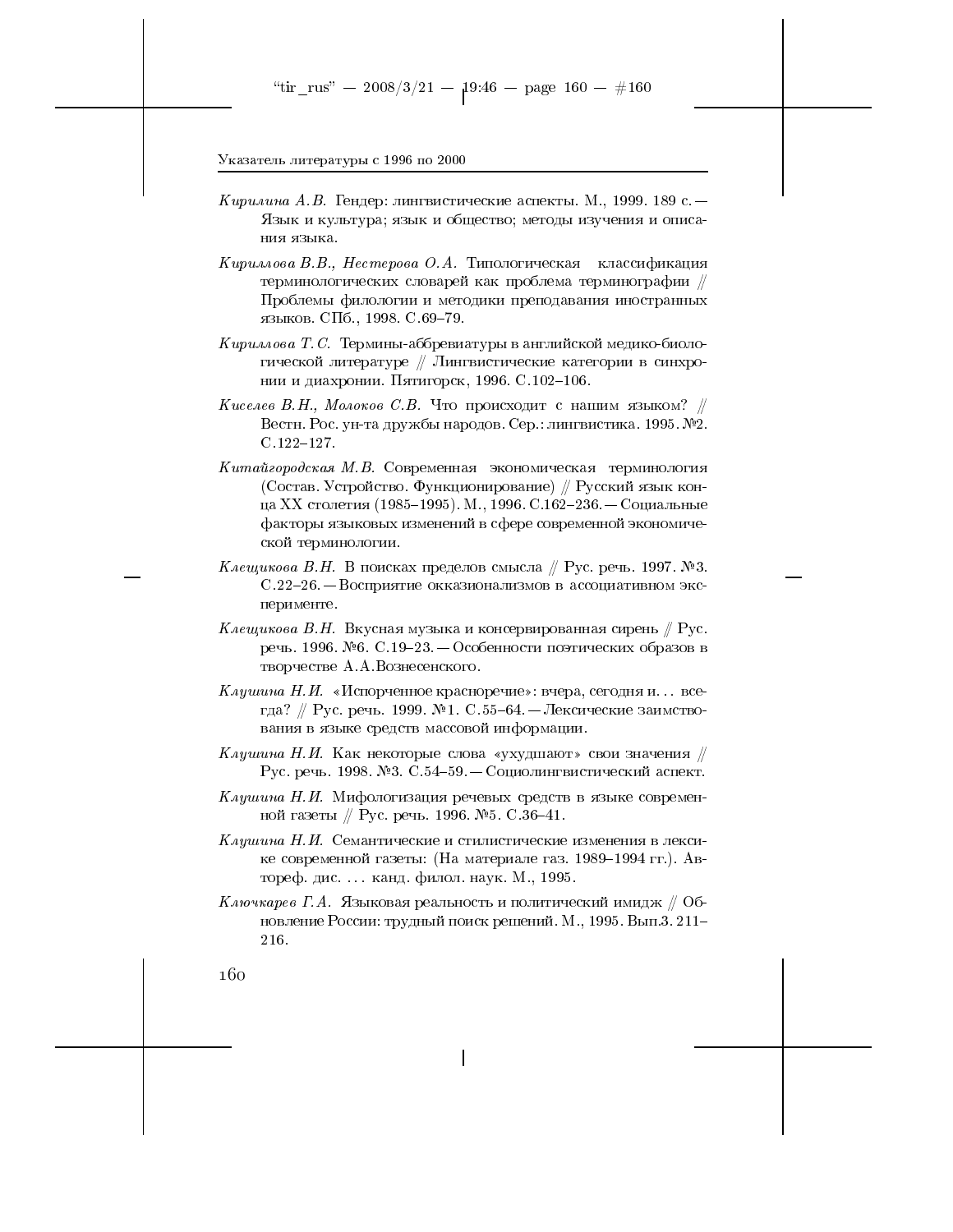*Кирилина А.В.* Гендер: лингвистические аспекты. М., 1999. 189 с. — Язык и культура; язык и общество; методы изучения и описания языка.

*Кириллова В.В., Нестерова О.А.* Типологическая классификация терминологических словарей как проблема терминографии // Проблемы филологии и методики преподавания иностранных языков. СПб., 1998. С.69–79.

*Кириллова Т.С.* Термины-аббревиатуры в английской медико-биологической литературе // Лингвистические категории в синхронии и диахронии. Пятигорск, 1996. С.102–106.

*Киселев В.Н., Молоков С.В.* Что происходит с нашим языком? // Вестн. Рос. ун-та дружбы народов. Сер.: лингвистика. 1995. №2. С.122–127.

*Китайгородская М.В.* Современная экономическая терминология (Состав. Устройство. Функционирование) // Русский язык конца XX столетия (1985–1995). М., 1996. С.162–236. — Социальные факторы языковых изменений в сфере современной экономической терминологии.

*Клещикова В.Н.* В поисках пределов смысла // Рус. речь. 1997. №3. С.22–26. — Восприятие окказионализмов в ассоциативном эксперименте.

*Клещикова В.Н.* Вкусная музыка и консервированная сирень // Рус. речь. 1996. №6. С.19–23. — Особенности поэтических образов в творчестве А.А.Вознесенского.

*Клушина Н.И.* «Испорченное красноречие»: вчера, сегодня и... всегда? // Рус. речь. 1999. №1. С.55–64. — Лексические заимствования в языке средств массовой информации.

*Клушина Н.И.* Как некоторые слова «ухудшают» свои значения // Рус. речь. 1998. №3. С.54–59. — Социолингвистический аспект.

*Клушина Н.И.* Мифологизация речевых средств в языке современной газеты // Рус. речь. 1996. №5. С.36–41.

*Клушина Н.И.* Семантические и стилистические изменения в лексике современной газеты: (На материале газ. 1989–1994 гг.). Автореф. дис. ... канд. филол. наук. М., 1995.

*Ключкарев Г.А.* Языковая реальность и политический имидж // Обновление России: трудный поиск решений. М., 1995. Вып.3. 211–216.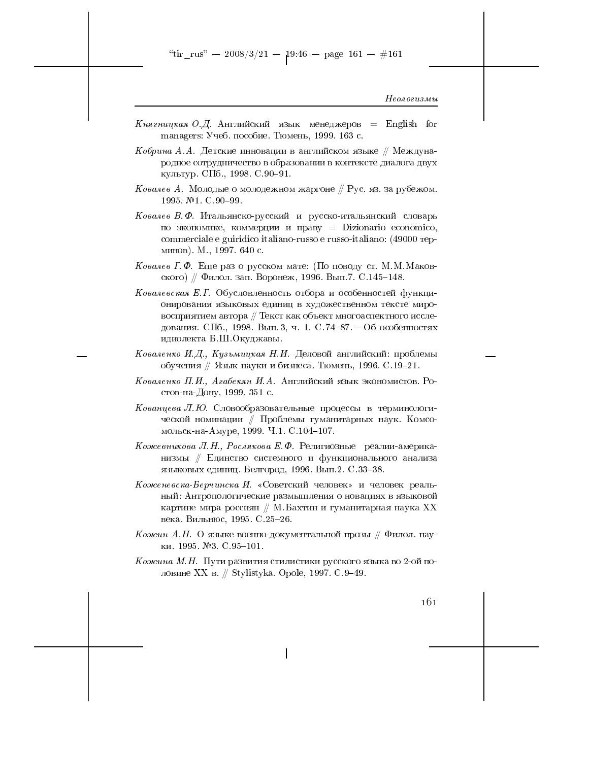*Княгницкая О.Д.* Английский язык менеджеров = English for managers: Учеб. пособие. Тюмень, 1999. 163 с.

*Кобрина А.А.* Детские инновации в английском языке // Международное сотрудничество в образовании в контексте диалога двух культур. СПб., 1998. С.90–91.

*Ковалев А.* Молодые о молодежном жаргоне // Рус. яз. за рубежом. 1995. №1. С.90–99.

*Ковалев В.Ф.* Итальянско-русский и русско-итальянский словарь по экономике, коммерции и праву = Dizionario economico, commerciale e guiridico italiano-russo e russo-italiano: (49000 терминов). М., 1997. 640 с.

*Ковалев Г.Ф.* Еще раз о русском мате: (По поводу ст. М.М.Маковского) // Филол. зап. Воронеж, 1996. Вып.7. С.145–148.

*Ковалевская Е.Г.* Обусловленность отбора и особенностей функционирования языковых единиц в художественном тексте мировосприятием автора // Текст как объект многоаспектного исследования. СПб., 1998. Вып. 3, ч. 1. С.74–87. — Об особенностях идиолекта Б.Ш.Окуджавы.

*Коваленко И.Д., Кузьмицкая Н.И.* Деловой английский: проблемы обучения // Язык науки и бизнеса. Тюмень, 1996. С.19–21.

*Коваленко П.И., Агабекян И.А.* Английский язык экономистов. Ростов-на-Дону, 1999. 351 с.

*Кованцева Л.Ю.* Словообразовательные процессы в терминологической номинации // Проблемы гуманитарных наук. Комсомольск-на-Амуре, 1999. Ч.1. С.104–107.

*Кожевникова Л.Н., Рослякова Е.Ф.* Религиозные реалии-американизмы // Единство системного и функционального анализа языковых единиц. Белгород, 1996. Вып.2. С.33–38.

*Коженевска-Берчинска И.* «Советский человек» и человек реальный: Антропологические размышления о новациях в языковой картине мира россиян // М.Бахтин и гуманитарная наука XX века. Вильнюс, 1995. С.25–26.

*Кожин А.Н.* О языке военно-документальной прозы // Филол. науки. 1995. №3. С.95–101.

*Кожина М.Н.* Пути развития стилистики русского языка во 2-ой половине XX в. // Stylistyka. Opole, 1997. С.9–49.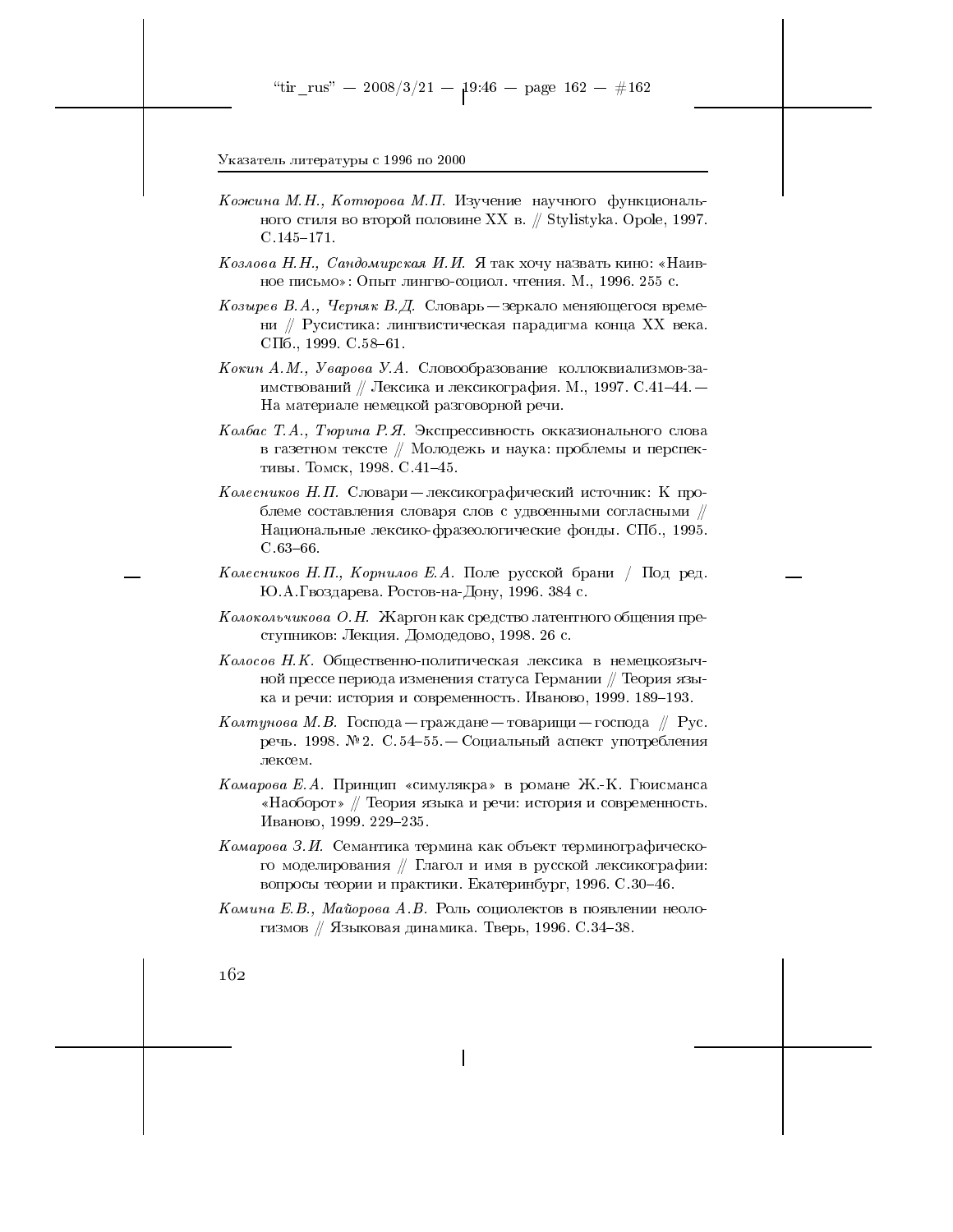*Кожина М.Н., Котюрова М.П.* Изучение научного функционального стиля во второй половине XX в. // Stylistyka. Opole, 1997. С.145–171.

*Козлова Н.Н., Сандомирская И.И.* Я так хочу назвать кино: «Наивное письмо»: Опыт лингво-социол. чтения. М., 1996. 255 с.

*Козырев В.А., Черняк В.Д.* Словарь — зеркало меняющегося времени // Русистика: лингвистическая парадигма конца XX века. СПб., 1999. С.58–61.

*Кокин А.М., Уварова У.А.* Словообразование коллоквиализмов-заимствований // Лексика и лексикография. М., 1997. С.41–44. — На материале немецкой разговорной речи.

*Колбас Т.А., Тюрина Р.Я.* Экспрессивность окказионального слова в газетном тексте // Молодежь и наука: проблемы и перспективы. Томск, 1998. С.41–45.

*Колесников Н.П.* Словари — лексикографический источник: К проблеме составления словаря слов с удвоенными согласными // Национальные лексико-фразеологические фонды. СПб., 1995. С.63–66.

*Колесников Н.П., Корнилов Е.А.* Поле русской брани / Под ред. Ю.А.Гвоздарева. Ростов-на-Дону, 1996. 384 с.

*Колокольчикова О.Н.* Жаргон как средство латентного общения преступников: Лекция. Домодедово, 1998. 26 с.

*Колосов Н.К.* Общественно-политическая лексика в немецкоязычной прессе периода изменения статуса Германии // Теория языка и речи: история и современность. Иваново, 1999. 189–193.

*Колтунова М.В.* Господа — граждане — товарищи — господа // Рус. речь. 1998. № 2. С.54–55. — Социальный аспект употребления лексем.

*Комарова Е.А.* Принцип «симулякра» в романе Ж.-К. Гюисманса «Наоборот» // Теория языка и речи: история и современность. Иваново, 1999. 229–235.

*Комарова З.И.* Семантика термина как объект терминографического моделирования // Глагол и имя в русской лексикографии: вопросы теории и практики. Екатеринбург, 1996. С.30–46.

*Комина Е.В., Майорова А.В.* Роль социолектов в появлении неологизмов // Языковая динамика. Тверь, 1996. С.34–38.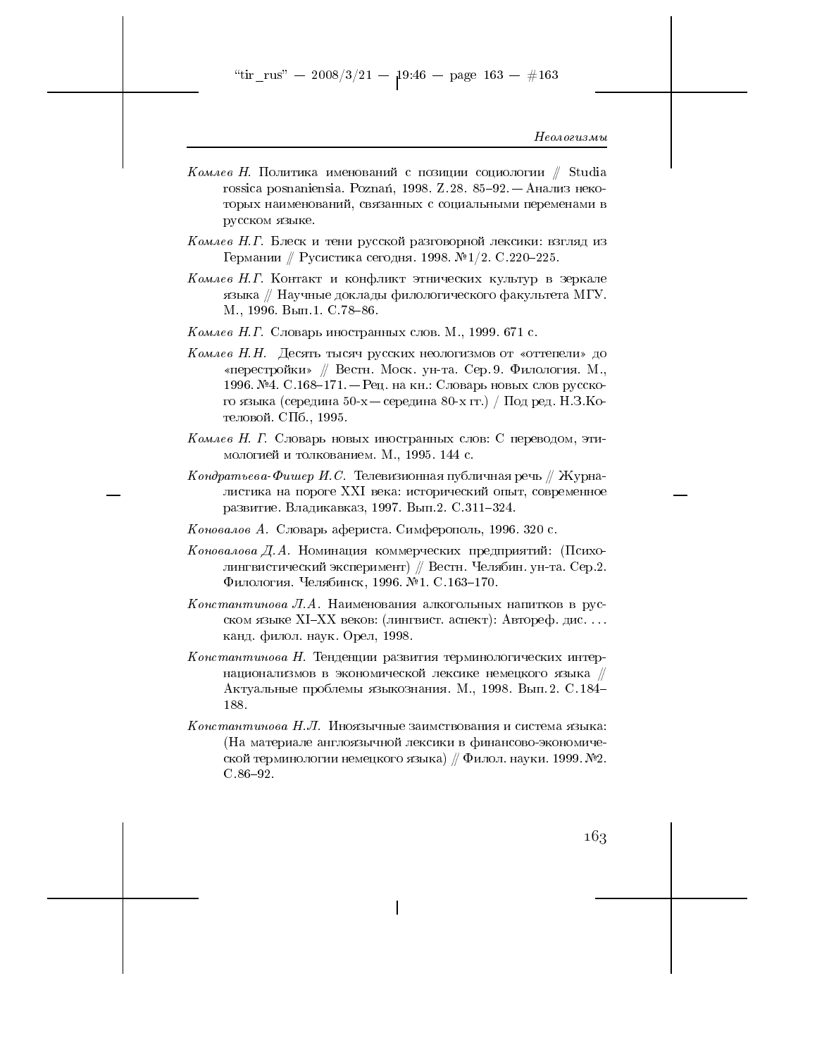*Комлев Н.* Политика именований с позиции социологии // Studia rossica posnaniensia. Poznań, 1998. Z.28. 85–92. — Анализ некоторых наименований, связанных с социальными переменами в русском языке.

*Комлев Н.Г.* Блеск и тени русской разговорной лексики: взгляд из Германии // Русистика сегодня. 1998. №1/2. С.220–225.

*Комлев Н.Г.* Контакт и конфликт этнических культур в зеркале языка // Научные доклады филологического факультета МГУ. М., 1996. Вып.1. С.78–86.

*Комлев Н.Г.* Словарь иностранных слов. М., 1999. 671 с.

*Комлев Н.Н.* Десять тысяч русских неологизмов от «оттепели» до «перестройки» // Вестн. Моск. ун-та. Сер.9. Филология. М., 1996. №4. С.168–171. — Рец. на кн.: Словарь новых слов русского языка (середина 50-х — середина 80-х гг.) / Под ред. Н.З.Котеловой. СПб., 1995.

*Комлев Н. Г.* Словарь новых иностранных слов: С переводом, этимологией и толкованием. М., 1995. 144 с.

*Кондратьева-Фишер И.С.* Телевизионная публичная речь // Журналистика на пороге XXI века: исторический опыт, современное развитие. Владикавказ, 1997. Вып.2. С.311–324.

*Коновалов А.* Словарь афериста. Симферополь, 1996. 320 с.

*Коновалова Д.А.* Номинация коммерческих предприятий: (Психолингвистический эксперимент) // Вестн. Челябин. ун-та. Сер.2. Филология. Челябинск, 1996. №1. С.163–170.

*Константинова Л.А.* Наименования алкогольных напитков в русском языке XI–XX веков: (лингвист. аспект): Автореф. дис. ... канд. филол. наук. Орел, 1998.

*Константинова Н.* Тенденции развития терминологических интернационализмов в экономической лексике немецкого языка // Актуальные проблемы языкознания. М., 1998. Вып.2. С.184–188.

*Константинова Н.Л.* Иноязычные заимствования и система языка: (На материале англоязычной лексики в финансово-экономической терминологии немецкого языка) // Филол. науки. 1999. №2. С.86–92.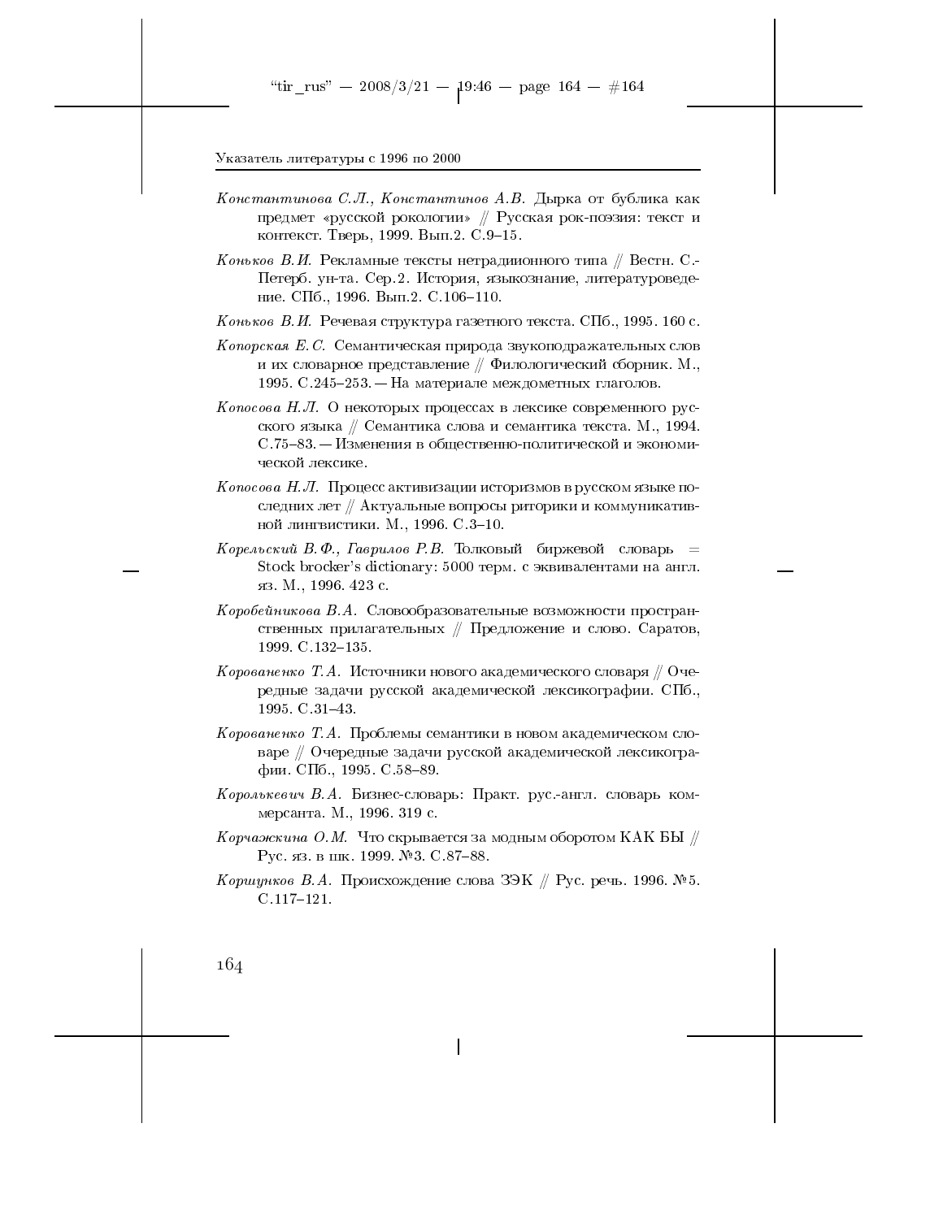*Константинова С.Л., Константинов А.В.* Дырка от бублика как предмет «русской рокологии» // Русская рок-поэзия: текст и контекст. Тверь, 1999. Вып.2. С.9–15.

*Коньков В.И.* Рекламные тексты нетрадиионного типа // Вестн. С.-Петерб. ун-та. Сер.2. История, языкознание, литературоведение. СПб., 1996. Вып.2. С.106–110.

*Коньков В.И.* Речевая структура газетного текста. СПб., 1995. 160 с.

*Копорская Е.С.* Семантическая природа звукоподражательных слов и их словарное представление // Филологический сборник. М., 1995. С.245–253. — На материале междометных глаголов.

*Копосова Н.Л.* О некоторых процессах в лексике современного русского языка // Семантика слова и семантика текста. М., 1994. С.75–83. — Изменения в общественно-политической и экономической лексике.

*Копосова Н.Л.* Процесс активизации историзмов в русском языке последних лет // Актуальные вопросы риторики и коммуникативной лингвистики. М., 1996. С.3–10.

*Корельский В.Ф., Гаврилов Р.В.* Толковый биржевой словарь = Stock brocker's dictionary: 5000 терм. с эквивалентами на англ. яз. М., 1996. 423 с.

*Коробейникова В.А.* Словообразовательные возможности пространственных прилагательных // Предложение и слово. Саратов, 1999. С.132–135.

*Корованенко Т.А.* Источники нового академического словаря // Очередные задачи русской академической лексикографии. СПб., 1995. С.31–43.

*Корованенко Т.А.* Проблемы семантики в новом академическом словаре // Очередные задачи русской академической лексикографии. СПб., 1995. С.58–89.

*Королькевич В.А.* Бизнес-словарь: Практ. рус.-англ. словарь коммерсанта. М., 1996. 319 с.

*Корчажкина О.М.* Что скрывается за модным оборотом КАК БЫ // Рус. яз. в шк. 1999. №3. С.87–88.

*Коршунков В.А.* Происхождение слова ЗЭК // Рус. речь. 1996. №5. С.117–121.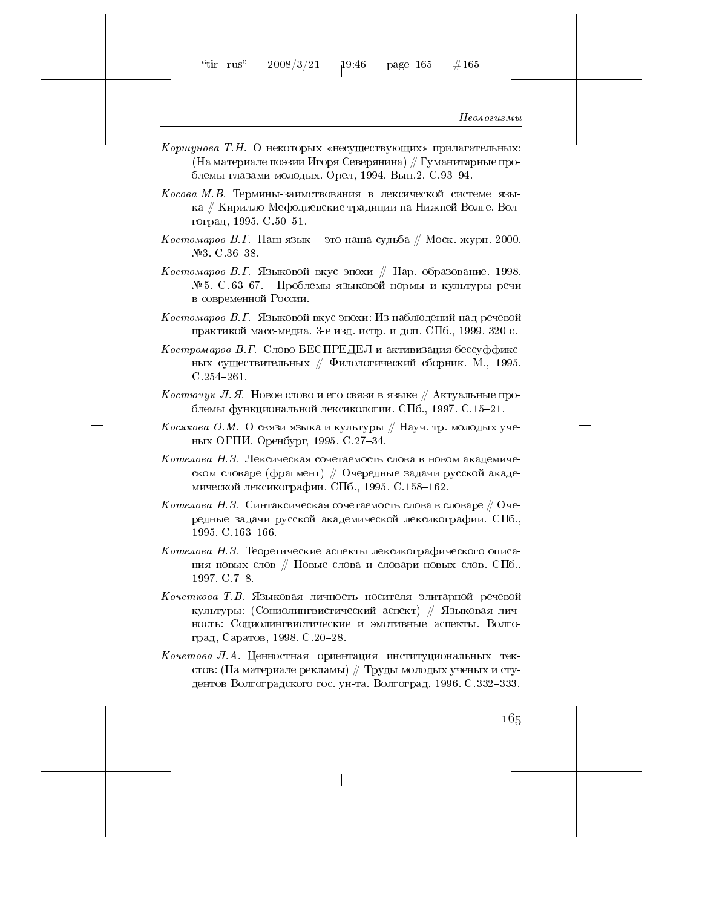*Коршунова Т.Н.* О некоторых «несуществующих» прилагательных: (На материале поэзии Игоря Северянина) // Гуманитарные проблемы глазами молодых. Орел, 1994. Вып.2. С.93–94.

*Косова М.В.* Термины-заимствования в лексической системе языка // Кирилло-Мефодиевские традиции на Нижней Волге. Волгоград, 1995. С.50–51.

*Костомаров В.Г.* Наш язык — это наша судьба // Моск. журн. 2000. №3. С.36–38.

*Костомаров В.Г.* Языковой вкус эпохи // Нар. образование. 1998. №5. С.63–67. — Проблемы языковой нормы и культуры речи в современной России.

*Костомаров В.Г.* Языковой вкус эпохи: Из наблюдений над речевой практикой масс-медиа. 3-е изд. испр. и доп. СПб., 1999. 320 с.

*Костромаров В.Г.* Слово БЕСПРЕДЕЛ и активизация бессуффиксных существительных // Филологический сборник. М., 1995. С.254–261.

*Костючук Л.Я.* Новое слово и его связи в языке // Актуальные проблемы функциональной лексикологии. СПб., 1997. С.15–21.

*Косякова О.М.* О связи языка и культуры // Науч. тр. молодых ученых ОГПИ. Оренбург, 1995. С.27–34.

*Котелова Н.З.* Лексическая сочетаемость слова в новом академическом словаре (фрагмент) // Очередные задачи русской академической лексикографии. СПб., 1995. С.158–162.

*Котелова Н.З.* Синтаксическая сочетаемость слова в словаре // Очередные задачи русской академической лексикографии. СПб., 1995. С.163–166.

*Котелова Н.З.* Теоретические аспекты лексикографического описания новых слов // Новые слова и словари новых слов. СПб., 1997. С.7–8.

*Кочеткова Т.В.* Языковая личность носителя элитарной речевой культуры: (Социолингвистический аспект) // Языковая личность: Социолингвистические и эмотивные аспекты. Волгоград, Саратов, 1998. С.20–28.

*Кочетова Л.А.* Ценностная ориентация институциональных текстов: (На материале рекламы) // Труды молодых ученых и студентов Волгоградского гос. ун-та. Волгоград, 1996. С.332–333.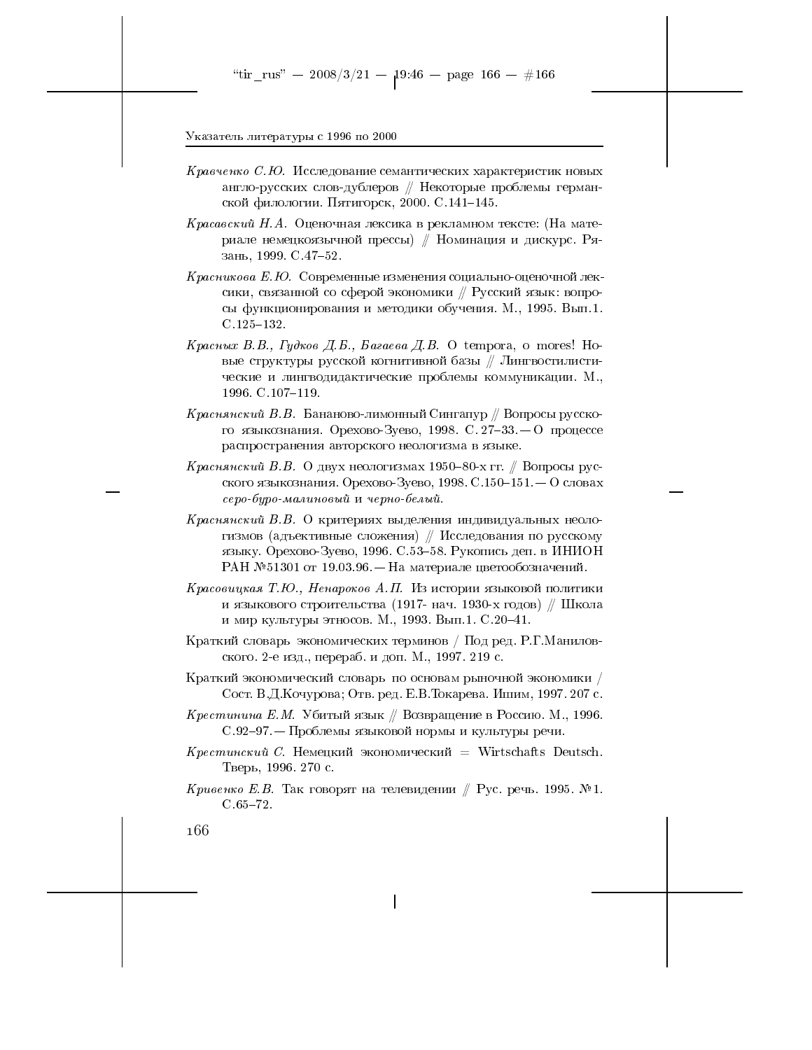*Кравченко С.Ю.* Исследование семантических характеристик новых англо-русских слов-дублеров // Некоторые проблемы германской филологии. Пятигорск, 2000. С.141–145.

*Красавский Н.А.* Оценочная лексика в рекламном тексте: (На материале немецкоязычной прессы) // Номинация и дискурс. Рязань, 1999. С.47–52.

*Красникова Е.Ю.* Современные изменения социально-оценочной лексики, связанной со сферой экономики // Русский язык: вопросы функционирования и методики обучения. М., 1995. Вып.1. С.125–132.

*Красных В.В., Гудков Д.Б., Багаева Д.В.* O tempora, o mores! Новые структуры русской когнитивной базы // Лингвостилистические и лингводидактические проблемы коммуникации. М., 1996. С.107–119.

*Краснянский В.В.* Бананово-лимонный Сингапур // Вопросы русского языкознания. Орехово-Зуево, 1998. С. 27–33. — О процессе распространения авторского неологизма в языке.

*Краснянский В.В.* О двух неологизмах 1950–80-х гг. // Вопросы русского языкознания. Орехово-Зуево, 1998. С.150–151. — О словах *серо-буро-малиновый* и *черно-белый.*

*Краснянский В.В.* О критериях выделения индивидуальных неологизмов (адъективные сложения) // Исследования по русскому языку. Орехово-Зуево, 1996. С.53–58. Рукопись деп. в ИНИОН РАН №51301 от 19.03.96. — На материале цветообозначений.

*Красовицкая Т.Ю., Ненароков А.П.* Из истории языковой политики и языкового строительства (1917- нач. 1930-х годов) // Школа и мир культуры этносов. М., 1993. Вып.1. С.20–41.

Краткий словарь экономических терминов / Под ред. Р.Г.Маниловского. 2-е изд., перераб. и доп. М., 1997. 219 с.

Краткий экономический словарь по основам рыночной экономики / Сост. В.Д.Кочурова; Отв. ред. Е.В.Токарева. Ишим, 1997. 207 с.

*Крестинина Е.М.* Убитый язык // Возвращение в Россию. М., 1996. С.92–97. — Проблемы языковой нормы и культуры речи.

*Крестинский С.* Немецкий экономический = Wirtschafts Deutsch. Тверь, 1996. 270 с.

*Кривенко Е.В.* Так говорят на телевидении // Рус. речь. 1995. №1. С.65–72.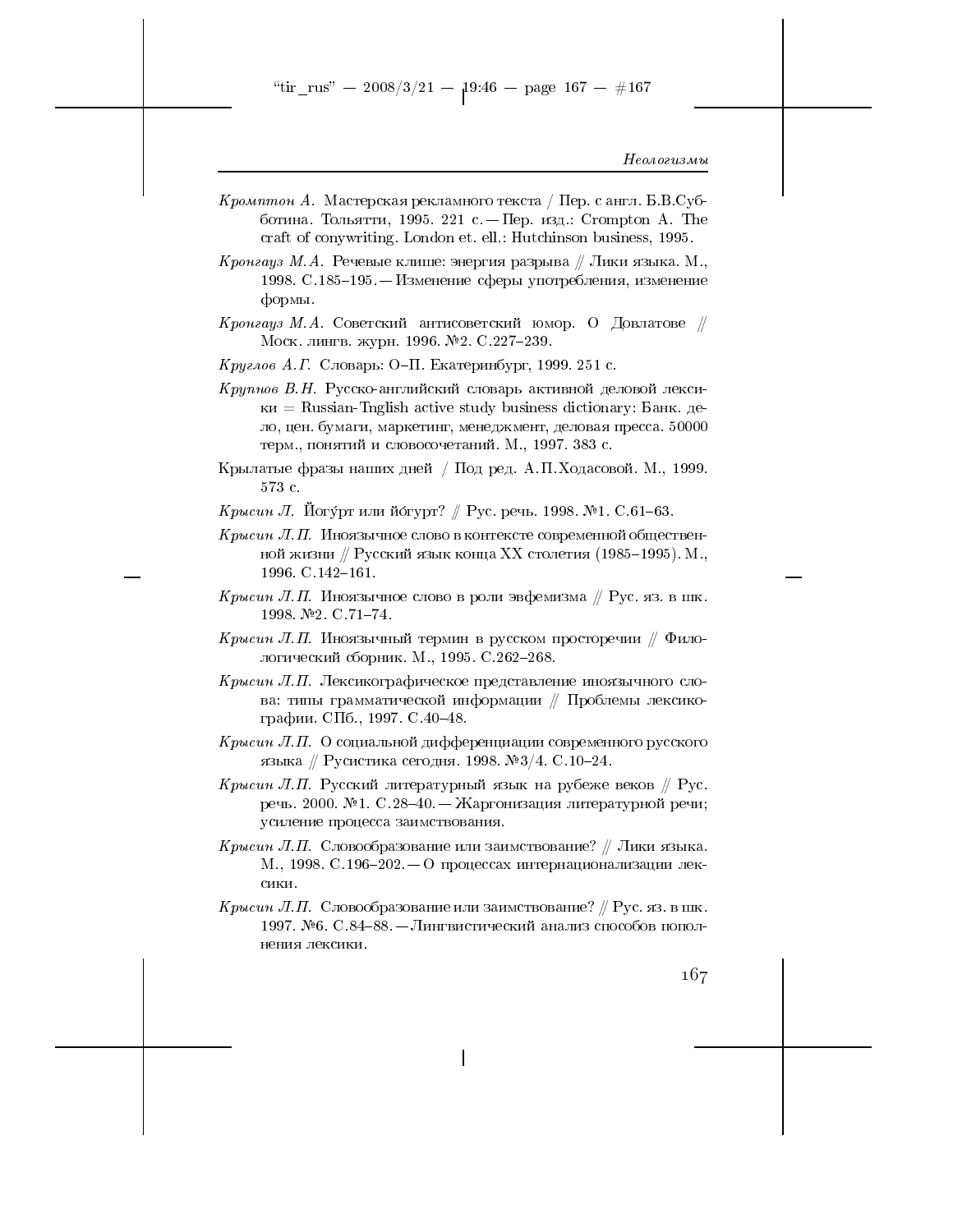*Кромптон А.* Мастерская рекламного текста / Пер. с англ. Б.В.Субботина. Тольятти, 1995. 221 с. — Пер. изд.: Crompton A. The craft of conywriting. London et. ell.: Hutchinson business, 1995.

*Кронгауз М.А.* Речевые клише: энергия разрыва // Лики языка. М., 1998. С.185–195. — Изменение сферы употребления, изменение формы.

*Кронгауз М.А.* Советский антисоветский юмор. О Довлатове // Моск. лингв. журн. 1996. №2. С.227–239.

*Круглов А.Г.* Словарь: О–П. Екатеринбург, 1999. 251 с.

*Крупнов В.Н.* Русско-английский словарь активной деловой лексики = Russian-Tnglish active study business dictionary: Банк. дело, цен. бумаги, маркетинг, менеджмент, деловая пресса. 50000 терм., понятий и словосочетаний. М., 1997. 383 с.

Крылатые фразы наших дней / Под ред. А.П.Ходасовой. М., 1999. 573 с.

*Крысин Л.* Йогу́рт или йо́гурт? // Рус. речь. 1998. №1. С.61–63.

*Крысин Л.П.* Иноязычное слово в контексте современной общественной жизни // Русский язык конца XX столетия (1985–1995). М., 1996. С.142–161.

*Крысин Л.П.* Иноязычное слово в роли эвфемизма // Рус. яз. в шк. 1998. №2. С.71–74.

*Крысин Л.П.* Иноязычный термин в русском просторечии // Филологический сборник. М., 1995. С.262–268.

*Крысин Л.П.* Лексикографическое представление иноязычного слова: типы грамматической информации // Проблемы лексикографии. СПб., 1997. С.40–48.

*Крысин Л.П.* О социальной дифференциации современного русского языка // Русистика сегодня. 1998. №3/4. С.10–24.

*Крысин Л.П.* Русский литературный язык на рубеже веков // Рус. речь. 2000. №1. С.28–40. — Жаргонизация литературной речи; усиление процесса заимствования.

*Крысин Л.П.* Словообразование или заимствование? // Лики языка. М., 1998. С.196–202. — О процессах интернационализации лексики.

*Крысин Л.П.* Словообразование или заимствование? // Рус. яз. в шк. 1997. №6. С.84–88. — Лингвистический анализ способов пополнения лексики.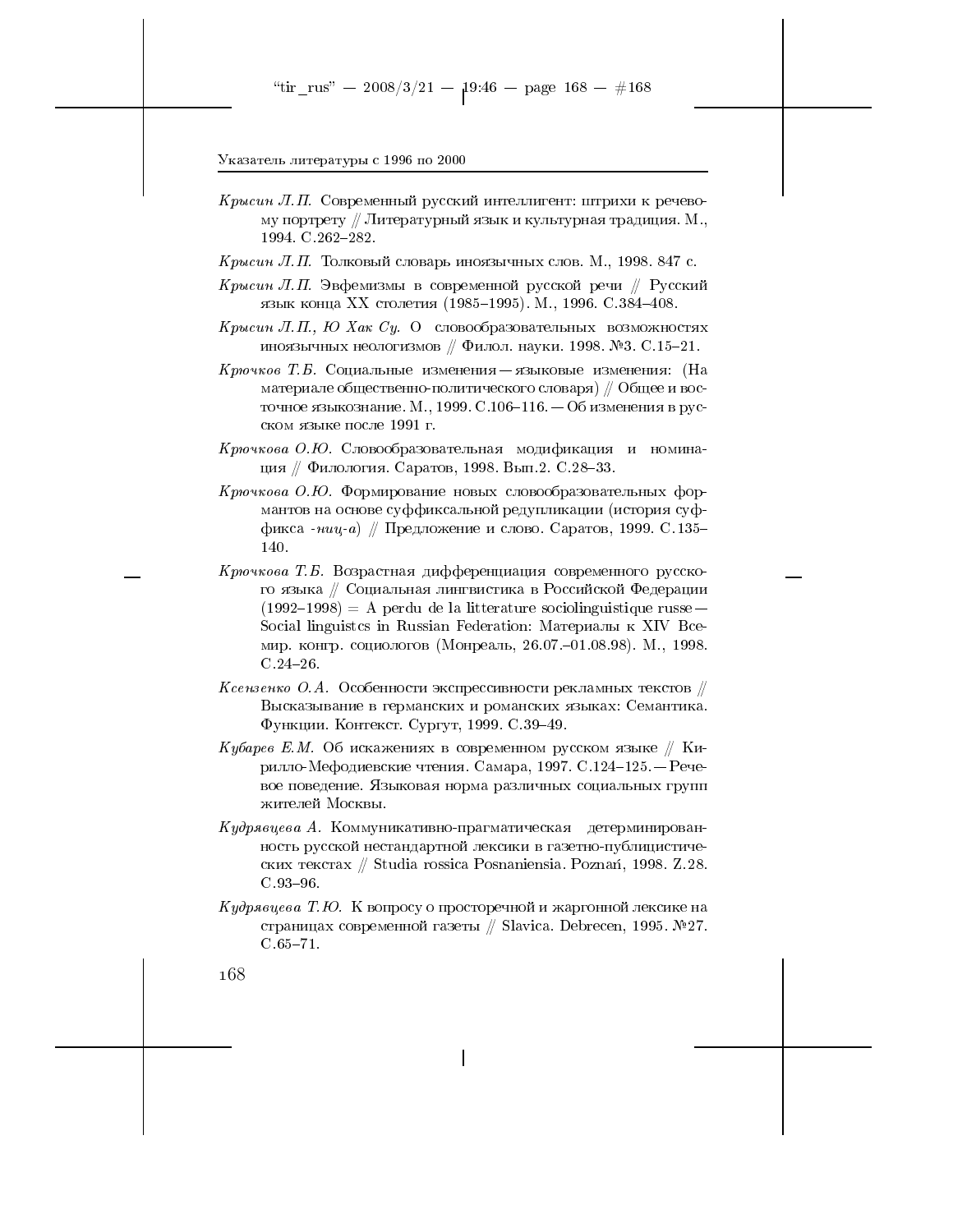*Крысин Л.П.* Современный русский интеллигент: штрихи к речевому портрету // Литературный язык и культурная традиция. М., 1994. С.262–282.

*Крысин Л.П.* Толковый словарь иноязычных слов. М., 1998. 847 с.

*Крысин Л.П.* Эвфемизмы в современной русской речи // Русский язык конца XX столетия (1985–1995). М., 1996. С.384–408.

*Крысин Л.П., Ю Хак Су.* О словообразовательных возможностях иноязычных неологизмов // Филол. науки. 1998. №3. С.15–21.

*Крючков Т.Б.* Социальные изменения — языковые изменения: (На материале общественно-политического словаря) // Общее и восточное языкознание. М., 1999. С.106–116. — Об изменения в русском языке после 1991 г.

*Крючкова О.Ю.* Словообразовательная модификация и номинация // Филология. Саратов, 1998. Вып.2. С.28–33.

*Крючкова О.Ю.* Формирование новых словообразовательных формантов на основе суффиксальной редупликации (история суффикса *-ниц-а*) // Предложение и слово. Саратов, 1999. С.135–140.

*Крючкова Т.Б.* Возрастная дифференциация современного русского языка // Социальная лингвистика в Российской Федерации (1992–1998) = A perdu de la litterature sociolinguistique russe — Social linguistcs in Russian Federation: Материалы к XIV Всемир. конгр. социологов (Монреаль, 26.07.–01.08.98). М., 1998. С.24–26.

*Ксензенко О.А.* Особенности экспрессивности рекламных текстов // Высказывание в германских и романских языках: Семантика. Функции. Контекст. Сургут, 1999. С.39–49.

*Кубарев Е.М.* Об искажениях в современном русском языке // Кирилло-Мефодиевские чтения. Самара, 1997. С.124–125. — Речевое поведение. Языковая норма различных социальных групп жителей Москвы.

*Кудрявцева А.* Коммуникативно-прагматическая детерминированность русской нестандартной лексики в газетно-публицистических текстах // Studia rossica Posnaniensia. Poznań, 1998. Z.28. С.93–96.

*Кудрявцева Т.Ю.* К вопросу о просторечной и жаргонной лексике на страницах современной газеты // Slavica. Debrecen, 1995. №27. С.65–71.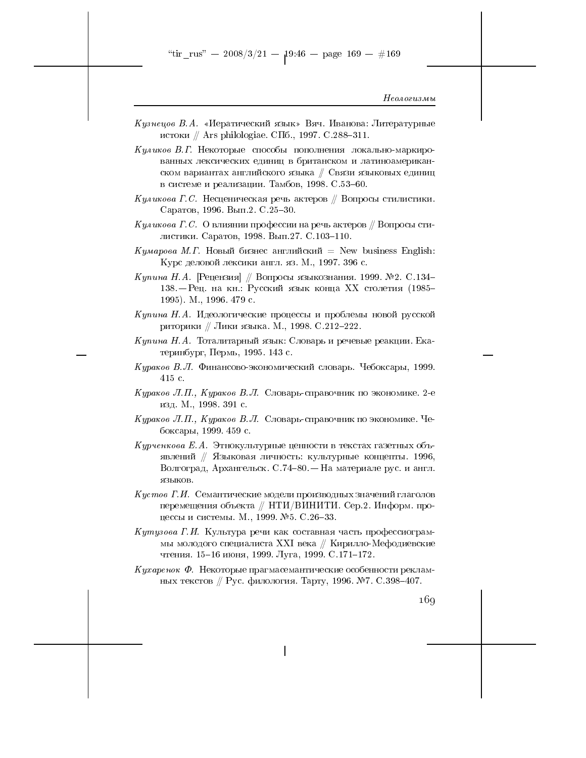*Кузнецов В.А.* «Иератический язык» Вяч. Иванова: Литературные истоки // Ars philologiae. СПб., 1997. С.288–311.

*Куликов В.Г.* Некоторые способы пополнения локально-маркированных лексических единиц в британском и латиноамериканском вариантах английского языка // Связи языковых единиц в системе и реализации. Тамбов, 1998. С.53–60.

*Куликова Г.С.* Несценическая речь актеров // Вопросы стилистики. Саратов, 1996. Вып.2. С.25–30.

*Куликова Г.С.* О влиянии профессии на речь актеров // Вопросы стилистики. Саратов, 1998. Вып.27. С.103–110.

*Кумарова М.Г.* Новый бизнес английский = New business English: Курс деловой лексики англ. яз. М., 1997. 396 с.

*Купина Н.А.* [Рецензия] // Вопросы языкознания. 1999. №2. С.134–138.— Рец. на кн.: Русский язык конца XX столетия (1985–1995). М., 1996. 479 с.

*Купина Н.А.* Идеологические процессы и проблемы новой русской риторики // Лики языка. М., 1998. С.212–222.

*Купина Н.А.* Тоталитарный язык: Словарь и речевые реакции. Екатеринбург, Пермь, 1995. 143 с.

*Кураков В.Л.* Финансово-экономический словарь. Чебоксары, 1999. 415 с.

*Кураков Л.П., Кураков В.Л.* Словарь-справочник по экономике. 2-е изд. М., 1998. 391 с.

*Кураков Л.П., Кураков В.Л.* Словарь-справочник по экономике. Чебоксары, 1999. 459 с.

*Курченкова Е.А.* Этнокультурные ценности в текстах газетных объявлений // Языковая личность: культурные концепты. 1996, Волгоград, Архангельск. С.74–80.— На материале рус. и англ. языков.

*Кустов Г.И.* Семантические модели производных значений глаголов перемещения объекта // НТИ/ВИНИТИ. Сер.2. Информ. процессы и системы. М., 1999. №5. С.26–33.

*Кутузова Г.И.* Культура речи как составная часть профессиограммы молодого специалиста XXI века // Кирилло-Мефодиевские чтения. 15–16 июня, 1999. Луга, 1999. С.171–172.

*Кухаренок Ф.* Некоторые прагмасемантические особенности рекламных текстов // Рус. филология. Тарту, 1996. №7. С.398–407.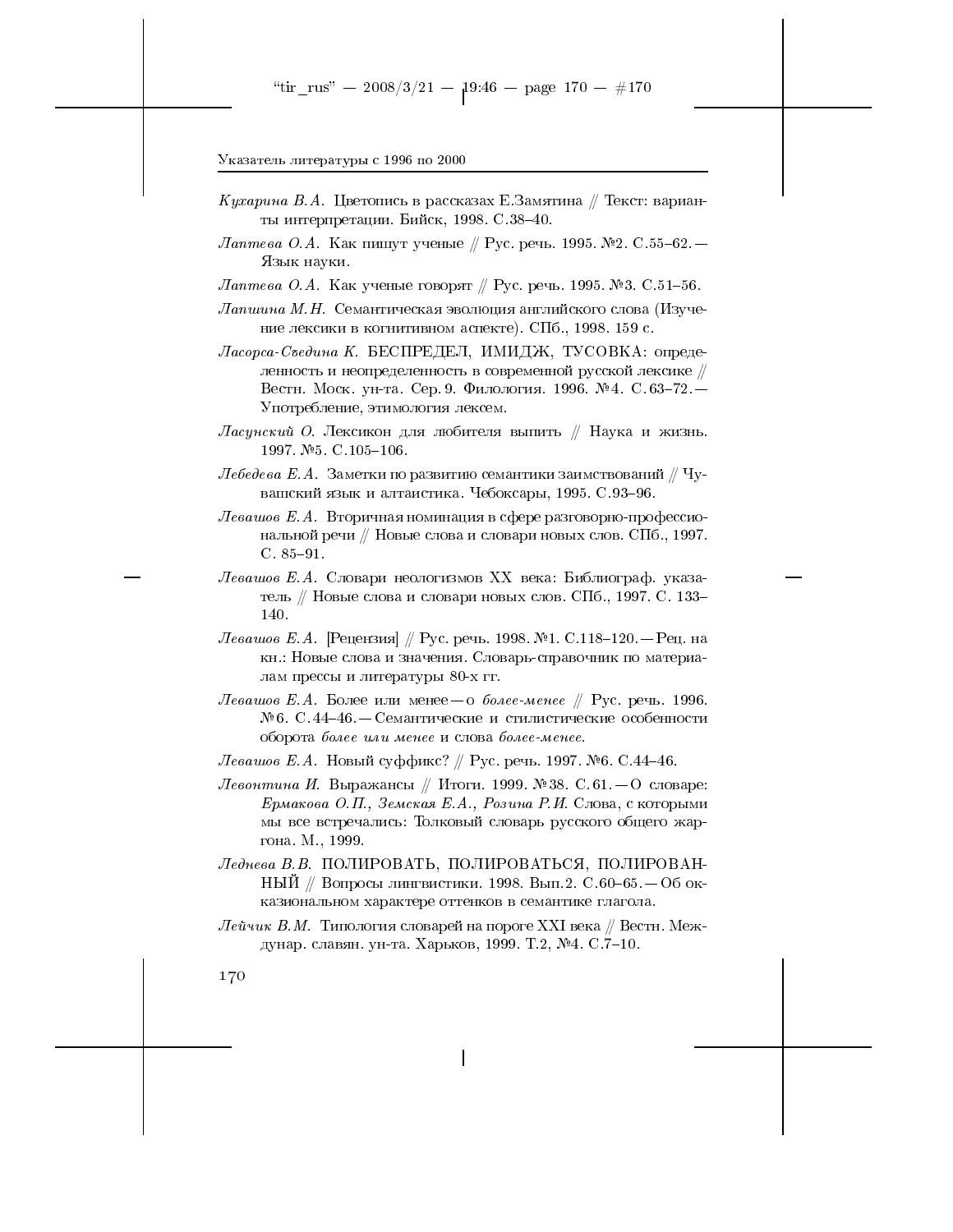*Кухарина В.А.* Цветопись в рассказах Е.Замятина // Текст: варианты интерпретации. Бийск, 1998. С.38–40.

*Лаптева О.А.* Как пишут ученые // Рус. речь. 1995. №2. С.55–62. — Язык науки.

*Лаптева О.А.* Как ученые говорят // Рус. речь. 1995. №3. С.51–56.

*Лапшина М.Н.* Семантическая эволюция английского слова (Изучение лексики в когнитивном аспекте). СПб., 1998. 159 с.

*Ласорса-Сведина К.* БЕСПРЕДЕЛ, ИМИДЖ, ТУСОВКА: определенность и неопределенность в современной русской лексике // Вестн. Моск. ун-та. Сер. 9. Филология. 1996. №4. С.63–72. — Употребление, этимология лексем.

*Ласунский О.* Лексикон для любителя выпить // Наука и жизнь. 1997. №5. С.105–106.

*Лебедева Е.А.* Заметки по развитию семантики заимствований // Чувашский язык и алтаистика. Чебоксары, 1995. С.93–96.

*Левашов Е.А.* Вторичная номинация в сфере разговорно-профессиональной речи // Новые слова и словари новых слов. СПб., 1997. С. 85–91.

*Левашов Е.А.* Словари неологизмов XX века: Библиограф. указатель // Новые слова и словари новых слов. СПб., 1997. С. 133–140.

*Левашов Е.А.* [Рецензия] // Рус. речь. 1998. №1. С.118–120. — Рец. на кн.: Новые слова и значения. Словарь-справочник по материалам прессы и литературы 80-х гг.

*Левашов Е.А.* Более или менее — о *более-менее* // Рус. речь. 1996. №6. С.44–46. — Семантические и стилистические особенности оборота *более или менее* и слова *более-менее.*

*Левашов Е.А.* Новый суффикс? // Рус. речь. 1997. №6. С.44–46.

*Левонтина И.* Выражансы // Итоги. 1999. №38. С.61. — О словаре: *Ермакова О.П., Земская Е.А., Розина Р.И.* Слова, с которыми мы все встречались: Толковый словарь русского общего жаргона. М., 1999.

*Леднева В.В.* ПОЛИРОВАТЬ, ПОЛИРОВАТЬСЯ, ПОЛИРОВАННЫЙ // Вопросы лингвистики. 1998. Вып.2. С.60–65. — Об окказиональном характере оттенков в семантике глагола.

*Лейчик В.М.* Типология словарей на пороге XXI века // Вестн. Междунар. славян. ун-та. Харьков, 1999. Т.2, №4. С.7–10.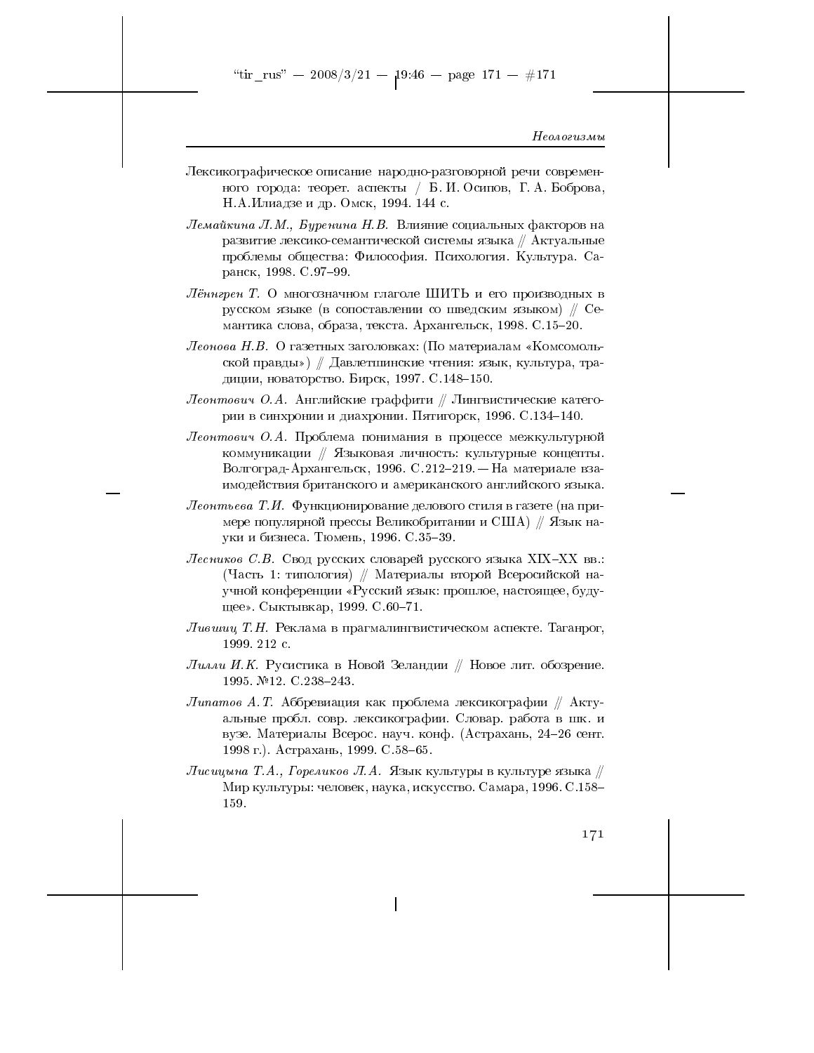Лексикографическое описание народно-разговорной речи современного города: теорет. аспекты / Б. И. Осипов, Г. А. Боброва, Н.А.Илиадзе и др. Омск, 1994. 144 с.

*Лемайкина Л.М., Буренина Н.В.* Влияние социальных факторов на развитие лексико-семантической системы языка // Актуальные проблемы общества: Философия. Психология. Культура. Саранск, 1998. С.97–99.

*Лённгрен Т.* О многозначном глаголе ШИТЬ и его производных в русском языке (в сопоставлении со шведским языком) // Семантика слова, образа, текста. Архангельск, 1998. С.15–20.

*Леонова Н.В.* О газетных заголовках: (По материалам «Комсомольской правды») // Давлетшинские чтения: язык, культура, традиции, новаторство. Бирск, 1997. С.148–150.

*Леонтович О.А.* Английские граффити // Лингвистические категории в синхронии и диахронии. Пятигорск, 1996. С.134–140.

*Леонтович О.А.* Проблема понимания в процессе межкультурной коммуникации // Языковая личность: культурные концепты. Волгоград-Архангельск, 1996. С.212–219. — На материале взаимодействия британского и американского английского языка.

*Леонтьева Т.И.* Функционирование делового стиля в газете (на примере популярной прессы Великобритании и США) // Язык науки и бизнеса. Тюмень, 1996. С.35–39.

*Лесников С.В.* Свод русских словарей русского языка XIX–XX вв.: (Часть 1: типология) // Материалы второй Всеросийской научной конференции «Русский язык: прошлое, настоящее, будущее». Сыктывкар, 1999. С.60–71.

*Лившиц Т.Н.* Реклама в прагмалингвистическом аспекте. Таганрог, 1999. 212 с.

*Лилли И.К.* Русистика в Новой Зеландии // Новое лит. обозрение. 1995. №12. С.238–243.

*Липатов А.Т.* Аббревиация как проблема лексикографии // Актуальные пробл. совр. лексикографии. Словар. работа в шк. и вузе. Материалы Всерос. науч. конф. (Астрахань, 24–26 сент. 1998 г.). Астрахань, 1999. С.58–65.

*Лисицына Т.А., Гореликов Л.А.* Язык культуры в культуре языка // Мир культуры: человек, наука, искусство. Самара, 1996. С.158–159.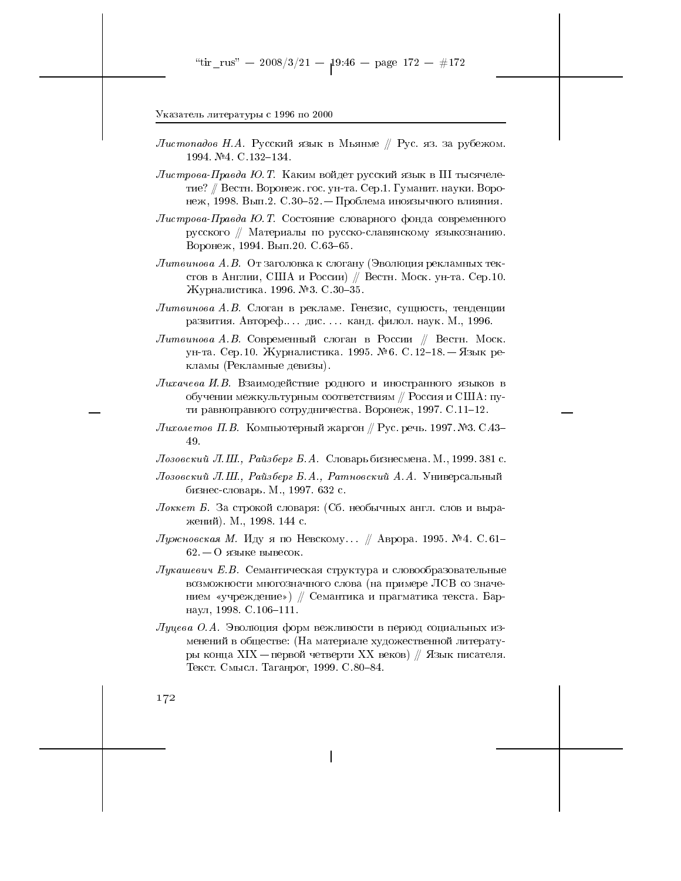*Листопадов Н.А.* Русский язык в Мьянме // Рус. яз. за рубежом. 1994. №4. С.132–134.

*Листрова-Правда Ю.Т.* Каким войдет русский язык в III тысячелетие? // Вестн. Воронеж. гос. ун-та. Сер.1. Гуманит. науки. Воронеж, 1998. Вып.2. С.30–52. — Проблема иноязычного влияния.

*Листрова-Правда Ю.Т.* Состояние словарного фонда современного русского // Материалы по русско-славянскому языкознанию. Воронеж, 1994. Вып.20. С.63–65.

*Литвинова А.В.* От заголовка к слогану (Эволюция рекламных текстов в Англии, США и России) // Вестн. Моск. ун-та. Сер.10. Журналистика. 1996. №3. С.30–35.

*Литвинова А.В.* Слоган в рекламе. Генезис, сущность, тенденции развития. Автореф.... дис. ... канд. филол. наук. М., 1996.

*Литвинова А.В.* Современный слоган в России // Вестн. Моск. ун-та. Сер.10. Журналистика. 1995. №6. С.12–18. — Язык рекламы (Рекламные девизы).

*Лихачева И.В.* Взаимодействие родного и иностранного языков в обучении межкультурным соответствиям // Россия и США: пути равноправного сотрудничества. Воронеж, 1997. С.11–12.

*Лихолетов П.В.* Компьютерный жаргон // Рус. речь. 1997. №3. С.43–49.

*Лозовский Л.Ш., Райзберг Б.А.* Словарь бизнесмена. М., 1999. 381 с.

*Лозовский Л.Ш., Райзберг Б.А., Ратновский А.А.* Универсальный бизнес-словарь. М., 1997. 632 с.

*Локкет Б.* За строкой словаря: (Сб. необычных англ. слов и выражений). М., 1998. 144 с.

*Лужновская М.* Иду я по Невскому... // Аврора. 1995. №4. С.61–62. — О языке вывесок.

*Лукашевич Е.В.* Семантическая структура и словообразовательные возможности многозначного слова (на примере ЛСВ со значением «учреждение») // Семантика и прагматика текста. Барнаул, 1998. С.106–111.

*Луцева О.А.* Эволюция форм вежливости в период социальных изменений в обществе: (На материале художественной литературы конца XIX — первой четверти XX веков) // Язык писателя. Текст. Смысл. Таганрог, 1999. С.80–84.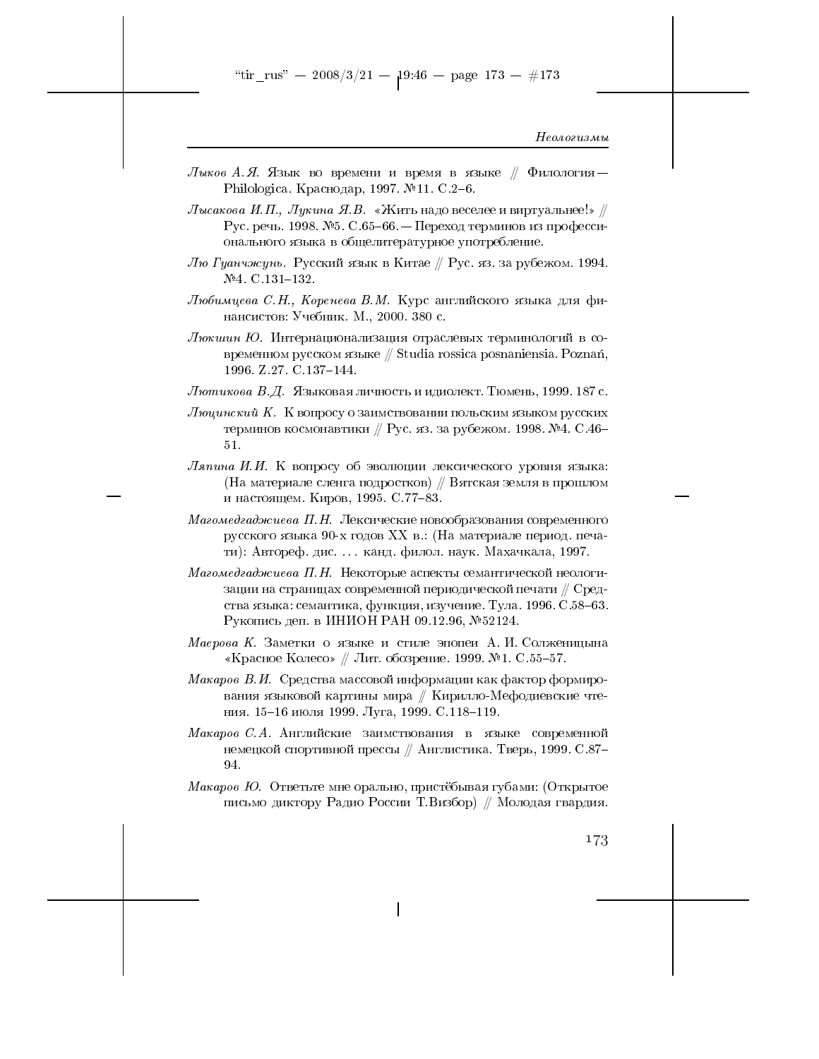*Лыков А.Я.* Язык во времени и время в языке // Филология — Philologica. Краснодар, 1997. №11. С.2–6.

*Лысакова И.П., Лукина Я.В.* «Жить надо веселее и виртуальнее!» // Рус. речь. 1998. №5. С.65–66. — Переход терминов из профессионального языка в общелитературное употребление.

*Лю Гуанчжунь.* Русский язык в Китае // Рус. яз. за рубежом. 1994. №4. С.131–132.

*Любимцева С.Н., Коренева В.М.* Курс английского языка для финансистов: Учебник. М., 2000. 380 с.

*Люкшин Ю.* Интернационализация отраслевых терминологий в современном русском языке // Studia rossica posnaniensia. Poznań, 1996. Z.27. C.137–144.

*Лютикова В.Д.* Языковая личность и идиолект. Тюмень, 1999. 187 с.

*Люцинский К.* К вопросу о заимствовании польским языком русских терминов космонавтики // Рус. яз. за рубежом. 1998. №4. С.46–51.

*Ляпина И.И.* К вопросу об эволюции лексического уровня языка: (На материале сленга подростков) // Вятская земля в прошлом и настоящем. Киров, 1995. С.77–83.

*Магомедгаджиева П.Н.* Лексические новообразования современного русского языка 90-х годов XX в.: (На материале период. печати): Автореф. дис. ... канд. филол. наук. Махачкала, 1997.

*Магомедгаджиева П.Н.* Некоторые аспекты семантической неологизации на страницах современной периодической печати // Средства языка: семантика, функция, изучение. Тула. 1996. С.58–63. Рукопись деп. в ИНИОН РАН 09.12.96, №52124.

*Маерова К.* Заметки о языке и стиле эпопеи А. И. Солженицына «Красное Колесо» // Лит. обозрение. 1999. №1. С.55–57.

*Макаров В.И.* Средства массовой информации как фактор формирования языковой картины мира // Кирилло-Мефодиевские чтения. 15–16 июля 1999. Луга, 1999. С.118–119.

*Макаров С.А.* Английские заимствования в языке современной немецкой спортивной прессы // Англистика. Тверь, 1999. С.87–94.

*Макаров Ю.* Ответьте мне орально, пристёбывая губами: (Открытое письмо диктору Радио России Т.Визбор) // Молодая гвардия.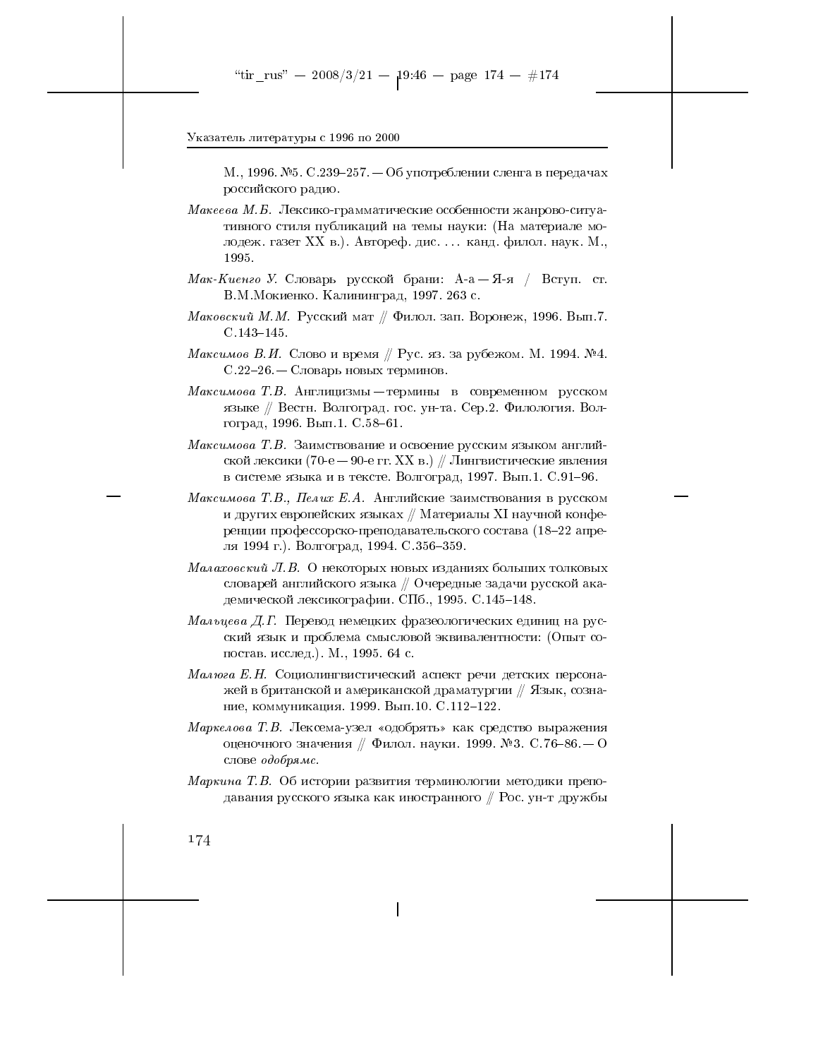М., 1996. №5. С.239–257. — Об употреблении сленга в передачах российского радио.

*Макеева М.Б.* Лексико-грамматические особенности жанрово-ситуативного стиля публикаций на темы науки: (На материале молодеж. газет XX в.). Автореф. дис. ... канд. филол. наук. М., 1995.

*Мак-Киенго У.* Словарь русской брани: А-а — Я-я / Вступ. ст. В.М.Мокиенко. Калининград, 1997. 263 с.

*Маковский М.М.* Русский мат // Филол. зап. Воронеж, 1996. Вып.7. С.143–145.

*Максимов В.И.* Слово и время // Рус. яз. за рубежом. М. 1994. №4. С.22–26. — Словарь новых терминов.

*Максимова Т.В.* Англицизмы — термины в современном русском языке // Вестн. Волгоград. гос. ун-та. Сер.2. Филология. Волгоград, 1996. Вып.1. С.58–61.

*Максимова Т.В.* Заимствование и освоение русским языком английской лексики (70-е — 90-е гг. XX в.) // Лингвистические явления в системе языка и в тексте. Волгоград, 1997. Вып.1. С.91–96.

*Максимова Т.В., Пелих Е.А.* Английские заимствования в русском и других европейских языках // Материалы XI научной конференции профессорско-преподавательского состава (18–22 апреля 1994 г.). Волгоград, 1994. С.356–359.

*Малаховский Л.В.* О некоторых новых изданиях больших толковых словарей английского языка // Очередные задачи русской академической лексикографии. СПб., 1995. С.145–148.

*Мальцева Д.Г.* Перевод немецких фразеологических единиц на русский язык и проблема смысловой эквивалентности: (Опыт сопостав. исслед.). М., 1995. 64 с.

*Малюга Е.Н.* Социолингвистический аспект речи детских персонажей в британской и американской драматургии // Язык, сознание, коммуникация. 1999. Вып.10. С.112–122.

*Маркелова Т.В.* Лексема-узел «одобрять» как средство выражения оценочного значения // Филол. науки. 1999. №3. С.76–86. — О слове *одобрямс*.

*Маркина Т.В.* Об истории развития терминологии методики преподавания русского языка как иностранного // Рос. ун-т дружбы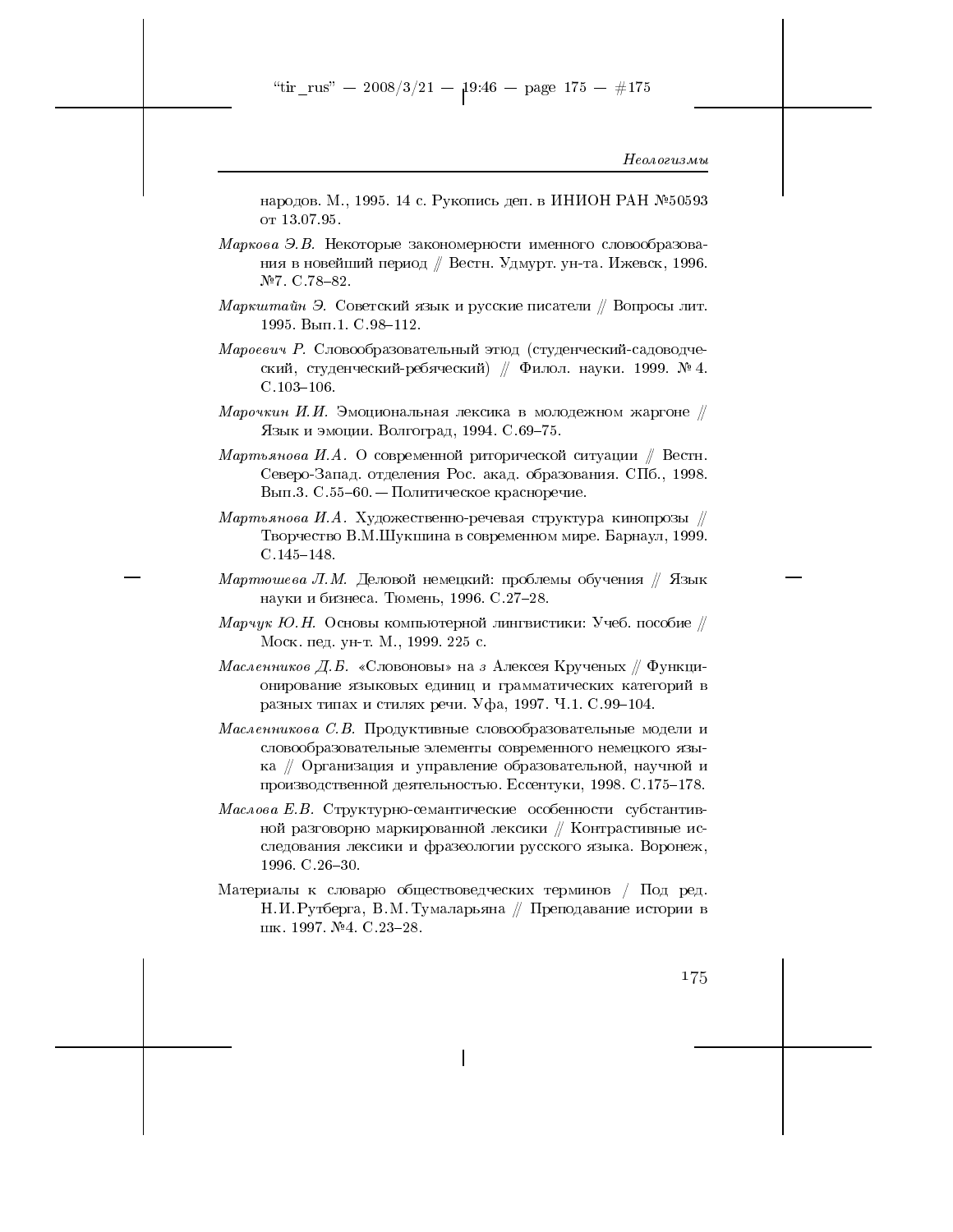народов. М., 1995. 14 с. Рукопись деп. в ИНИОН РАН №50593 от 13.07.95.

*Маркова Э.В.* Некоторые закономерности именного словообразования в новейший период // Вестн. Удмурт. ун-та. Ижевск, 1996. №7. С.78–82.

*Маркштайн Э.* Советский язык и русские писатели // Вопросы лит. 1995. Вып.1. С.98–112.

*Мароевич Р.* Словообразовательный этюд (студенческий-садоводческий, студенческий-ребяческий) // Филол. науки. 1999. № 4. С.103–106.

*Марочкин И.И.* Эмоциональная лексика в молодежном жаргоне // Язык и эмоции. Волгоград, 1994. С.69–75.

*Мартьянова И.А.* О современной риторической ситуации // Вестн. Северо-Запад. отделения Рос. акад. образования. СПб., 1998. Вып.3. С.55–60. — Политическое красноречие.

*Мартьянова И.А.* Художественно-речевая структура кинопрозы // Творчество В.М.Шукшина в современном мире. Барнаул, 1999. С.145–148.

*Мартюшева Л.М.* Деловой немецкий: проблемы обучения // Язык науки и бизнеса. Тюмень, 1996. С.27–28.

*Марчук Ю.Н.* Основы компьютерной лингвистики: Учеб. пособие // Моск. пед. ун-т. М., 1999. 225 с.

*Масленников Д.Б.* «Словоновы» на *з* Алексея Крученых // Функционирование языковых единиц и грамматических категорий в разных типах и стилях речи. Уфа, 1997. Ч.1. С.99–104.

*Масленникова С.В.* Продуктивные словообразовательные модели и словообразовательные элементы современного немецкого языка // Организация и управление образовательной, научной и производственной деятельностью. Ессентуки, 1998. С.175–178.

*Маслова Е.В.* Структурно-семантические особенности субстантивной разговорно маркированной лексики // Контрастивные исследования лексики и фразеологии русского языка. Воронеж, 1996. С.26–30.

Материалы к словарю обществоведческих терминов / Под ред. Н.И.Рутберга, В.М.Тумаларьяна // Преподавание истории в шк. 1997. №4. С.23–28.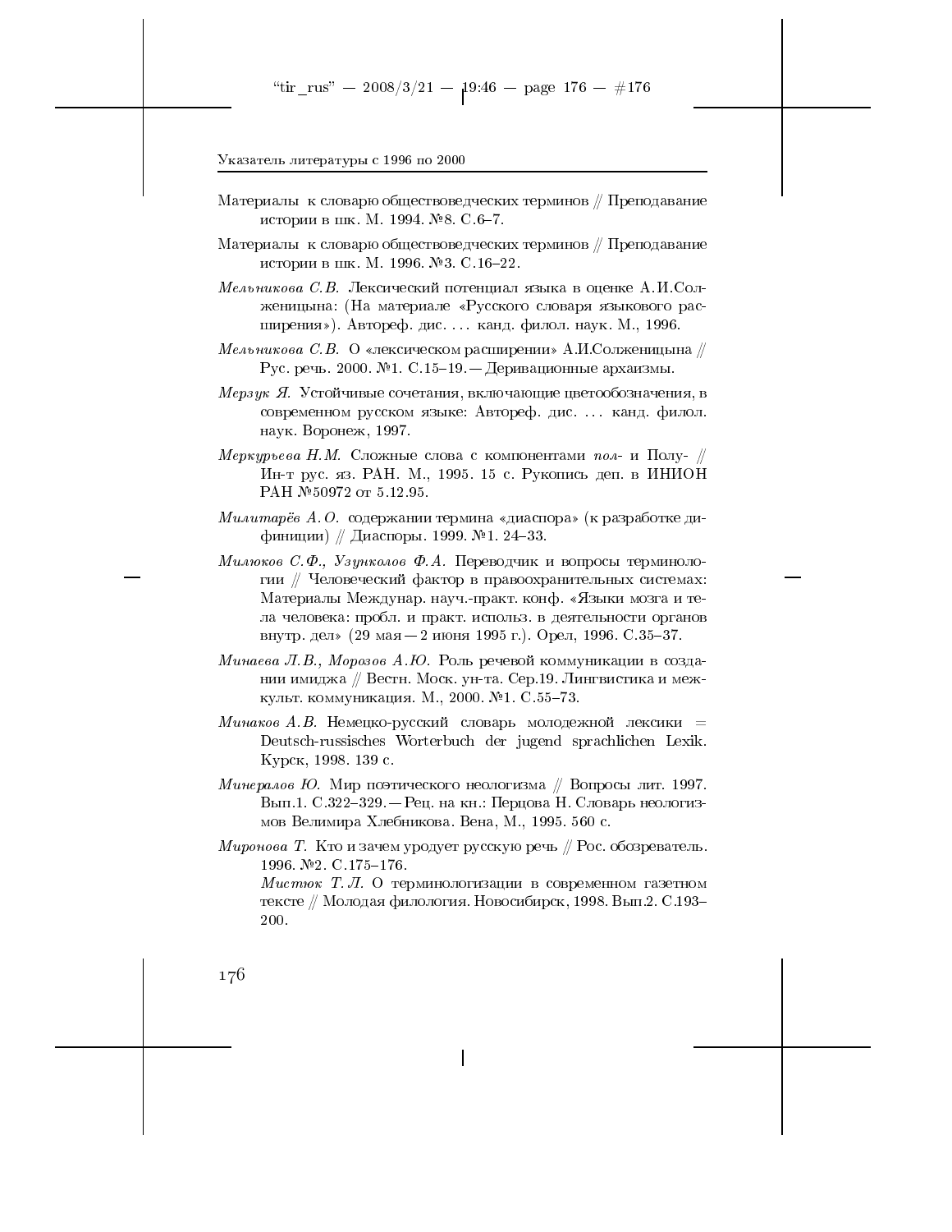Материалы к словарю обществоведческих терминов // Преподавание истории в шк. М. 1994. №8. С.6–7.

Материалы к словарю обществоведческих терминов // Преподавание истории в шк. М. 1996. №3. С.16–22.

*Мельникова С.В.* Лексический потенциал языка в оценке А.И.Солженицына: (На материале «Русского словаря языкового расширения»). Автореф. дис. ... канд. филол. наук. М., 1996.

*Мельникова С.В.* О «лексическом расширении» А.И.Солженицына // Рус. речь. 2000. №1. С.15–19. — Деривационные архаизмы.

*Мерзук Я.* Устойчивые сочетания, включающие цветообозначения, в современном русском языке: Автореф. дис. ... канд. филол. наук. Воронеж, 1997.

*Меркурьева Н.М.* Сложные слова с компонентами *пол-* и Полу- // Ин-т рус. яз. РАН. М., 1995. 15 с. Рукопись деп. в ИНИОН РАН №50972 от 5.12.95.

*Милитарёв А.О.* содержании термина «диаспора» (к разработке дифиниции) // Диаспоры. 1999. №1. 24–33.

*Милюков С.Ф., Узунколов Ф.А.* Переводчик и вопросы терминологии // Человеческий фактор в правоохранительных системах: Материалы Междунар. науч.-практ. конф. «Языки мозга и тела человека: пробл. и практ. использ. в деятельности органов внутр. дел» (29 мая — 2 июня 1995 г.). Орел, 1996. С.35–37.

*Минаева Л.В., Морозов А.Ю.* Роль речевой коммуникации в создании имиджа // Вестн. Моск. ун-та. Сер.19. Лингвистика и межкульт. коммуникация. М., 2000. №1. С.55–73.

*Минаков А.В.* Немецко-русский словарь молодежной лексики = Deutsch-russisches Worterbuch der jugend sprachlichen Lexik. Курск, 1998. 139 с.

*Минералов Ю.* Мир поэтического неологизма // Вопросы лит. 1997. Вып.1. С.322–329. — Рец. на кн.: Перцова Н. Словарь неологизмов Велимира Хлебникова. Вена, М., 1995. 560 с.

*Миронова Т.* Кто и зачем уродует русскую речь // Рос. обозреватель. 1996. №2. С.175–176.

*Мистюк Т.Л.* О терминологизации в современном газетном тексте // Молодая филология. Новосибирск, 1998. Вып.2. С.193–200.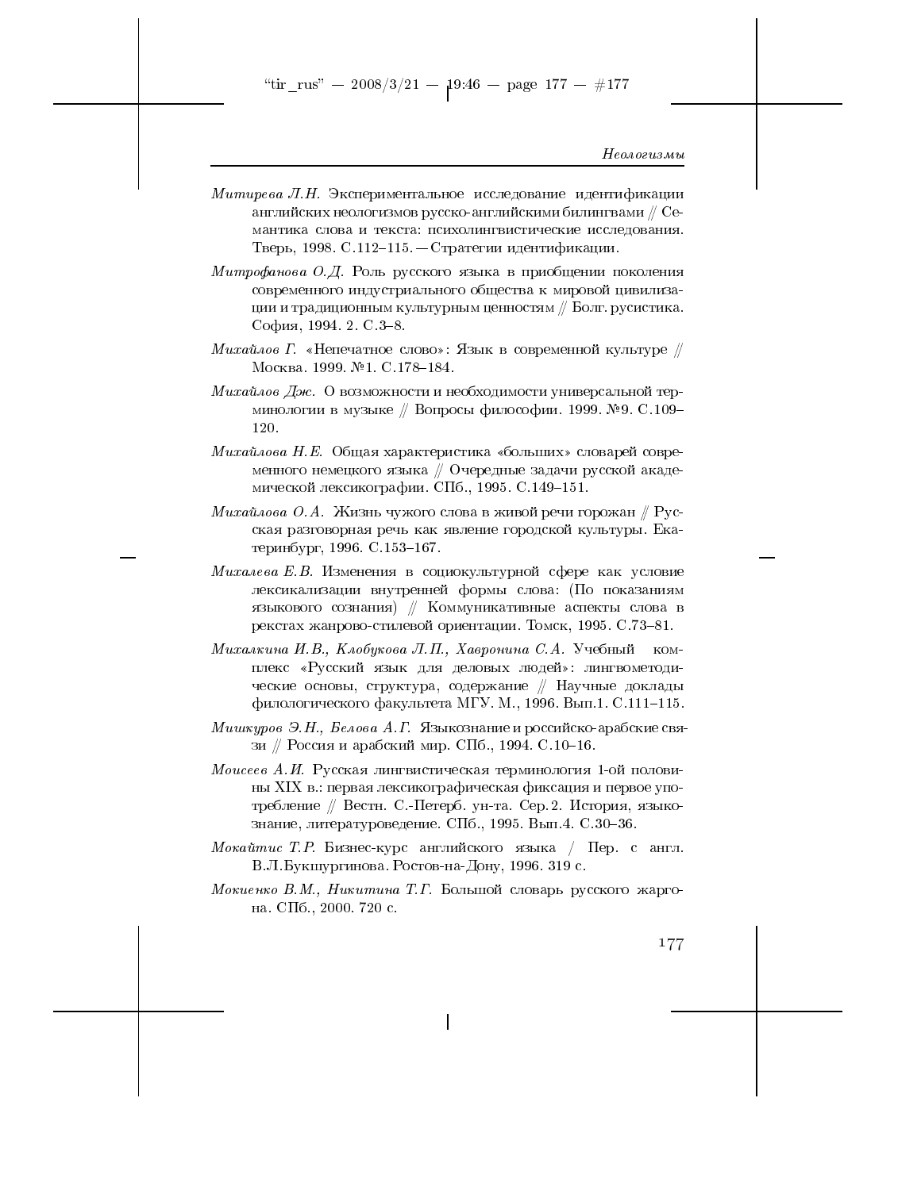*Митирева Л.Н.* Экспериментальное исследование идентификации английских неологизмов русско-английскими билингвами // Семантика слова и текста: психолингвистические исследования. Тверь, 1998. С.112–115. — Стратегии идентификации.

*Митрофанова О.Д.* Роль русского языка в приобщении поколения современного индустриального общества к мировой цивилизации и традиционным культурным ценностям // Болг. русистика. София, 1994. 2. С.3–8.

*Михайлов Г.* «Непечатное слово»: Язык в современной культуре // Москва. 1999. №1. С.178–184.

*Михайлов Дж.* О возможности и необходимости универсальной терминологии в музыке // Вопросы философии. 1999. №9. С.109–120.

*Михайлова Н.Е.* Общая характеристика «больших» словарей современного немецкого языка // Очередные задачи русской академической лексикографии. СПб., 1995. С.149–151.

*Михайлова О.А.* Жизнь чужого слова в живой речи горожан // Русская разговорная речь как явление городской культуры. Екатеринбург, 1996. С.153–167.

*Михалева Е.В.* Изменения в социокультурной сфере как условие лексикализации внутренней формы слова: (По показаниям языкового сознания) // Коммуникативные аспекты слова в рекстах жанрово-стилевой ориентации. Томск, 1995. С.73–81.

*Михалкина И.В., Клобукова Л.П., Хавронина С.А.* Учебный комплекс «Русский язык для деловых людей»: лингвометодические основы, структура, содержание // Научные доклады филологического факультета МГУ. М., 1996. Вып.1. С.111–115.

*Мишкуров Э.Н., Белова А.Г.* Языкознание и российско-арабские связи // Россия и арабский мир. СПб., 1994. С.10–16.

*Моисеев А.И.* Русская лингвистическая терминология 1-ой половины XIX в.: первая лексикографическая фиксация и первое употребление // Вестн. С.-Петерб. ун-та. Сер.2. История, языкознание, литературоведение. СПб., 1995. Вып.4. С.30–36.

*Мокайтис Т.Р.* Бизнес-курс английского языка / Пер. с англ. В.Л.Букшургинова. Ростов-на-Дону, 1996. 319 с.

*Мокиенко В.М., Никитина Т.Г.* Большой словарь русского жаргона. СПб., 2000. 720 с.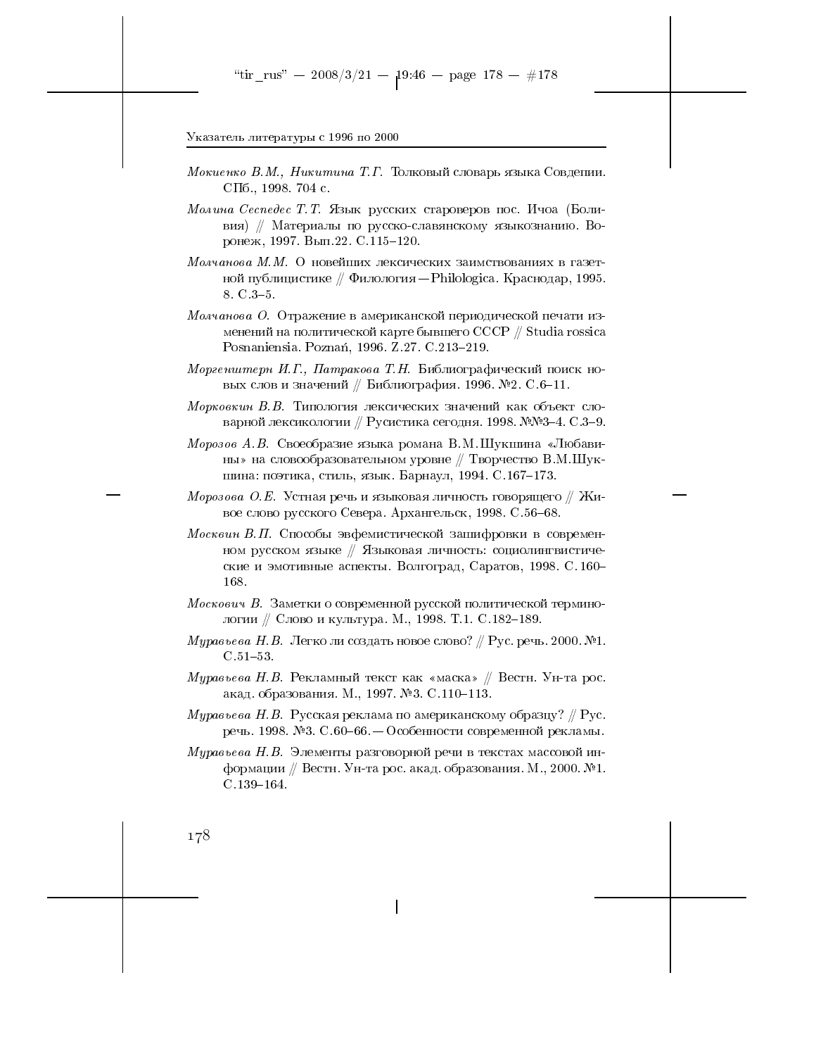*Мокиенко В.М., Никитина Т.Г.* Толковый словарь языка Совдепии. СПб., 1998. 704 с.

*Молина Сеспедес Т.Т.* Язык русских староверов пос. Ичоа (Боливия) // Материалы по русско-славянскому языкознанию. Воронеж, 1997. Вып.22. С.115–120.

*Молчанова М.М.* О новейших лексических заимствованиях в газетной публицистике // Филология — Philologica. Краснодар, 1995. 8. С.3–5.

*Молчанова О.* Отражение в американской периодической печати изменений на политической карте бывшего СССР // Studia rossica Posnaniensia. Poznań, 1996. Z.27. C.213–219.

*Моргенштерн И.Г., Патракова Т.Н.* Библиографический поиск новых слов и значений // Библиография. 1996. №2. С.6–11.

*Морковкин В.В.* Типология лексических значений как объект словарной лексикологии // Русистика сегодня. 1998. №№3–4. С.3–9.

*Морозов А.В.* Своеобразие языка романа В.М.Шукшина «Любавины» на словообразовательном уровне // Творчество В.М.Шукшина: поэтика, стиль, язык. Барнаул, 1994. С.167–173.

*Морозова О.Е.* Устная речь и языковая личность говорящего // Живое слово русского Севера. Архангельск, 1998. С.56–68.

*Москвин В.П.* Способы эвфемистической зашифровки в современном русском языке // Языковая личность: социолингвистические и эмотивные аспекты. Волгоград, Саратов, 1998. С.160–168.

*Москович В.* Заметки о современной русской политической терминологии // Слово и культура. М., 1998. Т.1. С.182–189.

*Муравьева Н.В.* Легко ли создать новое слово? // Рус. речь. 2000. №1. С.51–53.

*Муравьева Н.В.* Рекламный текст как «маска» // Вестн. Ун-та рос. акад. образования. М., 1997. №3. С.110–113.

*Муравьева Н.В.* Русская реклама по американскому образцу? // Рус. речь. 1998. №3. С.60–66. — Особенности современной рекламы.

*Муравьева Н.В.* Элементы разговорной речи в текстах массовой информации // Вестн. Ун-та рос. акад. образования. М., 2000. №1. С.139–164.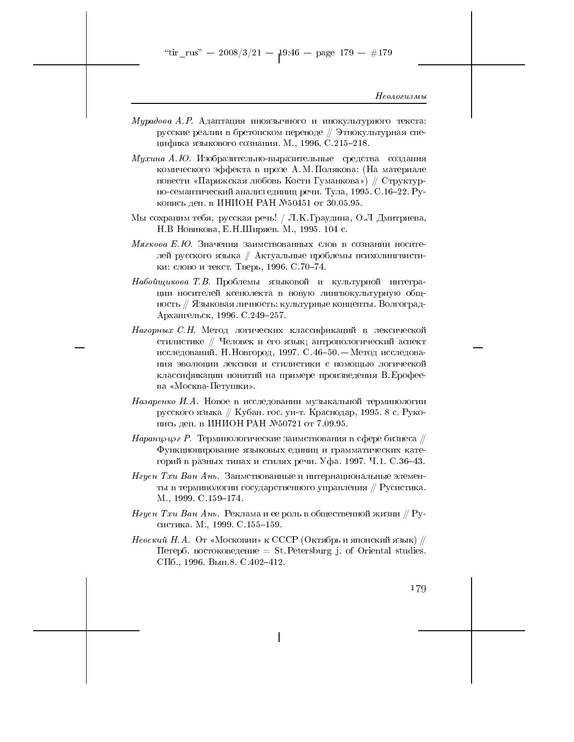*Мурадова А.Р.* Адаптация иноязычного и инокультурного текста: русские реалии в бретонском переводе // Этнокультурная специфика языкового сознания. М., 1996. С.215–218.

*Мухина А.Ю.* Изобразительно-выразительные средства создания комического эффекта в прозе А.М.Полякова: (На материале повести «Парижская любовь Кости Гуманкова») // Структурно-семантический анализ единиц речи. Тула, 1995. С.16–22. Рукопись деп. в ИНИОН РАН №50451 от 30.05.95.

Мы сохраним тебя, русская речь! / Л.К.Граудина, О.Л Дмитриева, Н.В Новикова, Е.Н.Ширяев. М., 1995. 104 с.

*Мягкова Е.Ю.* Значения заимствованных слов в сознании носителей русского языка // Актуальные проблемы психолингвистики: слово и текст. Тверь, 1996. С.70–74.

*Набойщикова Т.В.* Проблемы языковой и культурной интеграции носителей ксенолекта в новую лингвокультурную общность // Языковая личность: культурные концепты. Волгоград-Архангельск, 1996. С.249–257.

*Нагорных С.Н.* Метод логических классификаций в лексической стилистике // Человек и его язык; антропологический аспект исследований. Н.Новгород, 1997. С.46–50. — Метод исследования эволюции лексики и стилистики с помощью логической классификации понятий на примере произведения В.Ерофеева «Москва-Петушки».

*Назаренко И.А.* Новое в исследовании музыкальной терминологии русского языка // Кубан. гос. ун-т. Краснодар, 1995. 8 с. Рукопись деп. в ИНИОН РАН №50721 от 7.09.95.

*Наранцэцэг Р.* Терминологические заимствования в сфере бизнеса // Функционирование языковых единиц и грамматических категорий в разных типах и стилях речи. Уфа. 1997. Ч.1. С.36–43.

*Нгуен Тхи Ван Ань.* Заимствованные и интернациональные элементы в терминологии государственного управления // Русистика. М., 1999. С.159–174.

*Нгуен Тхи Ван Ань.* Реклама и ее роль в общественной жизни // Русистика. М., 1999. С.155–159.

*Невский Н.А.* От «Московии» к СССР (Октябрь и японский язык) // Петерб. востоковедение = St.Petersburg j. of Oriental studies. СПб., 1996. Вып.8. С.402–412.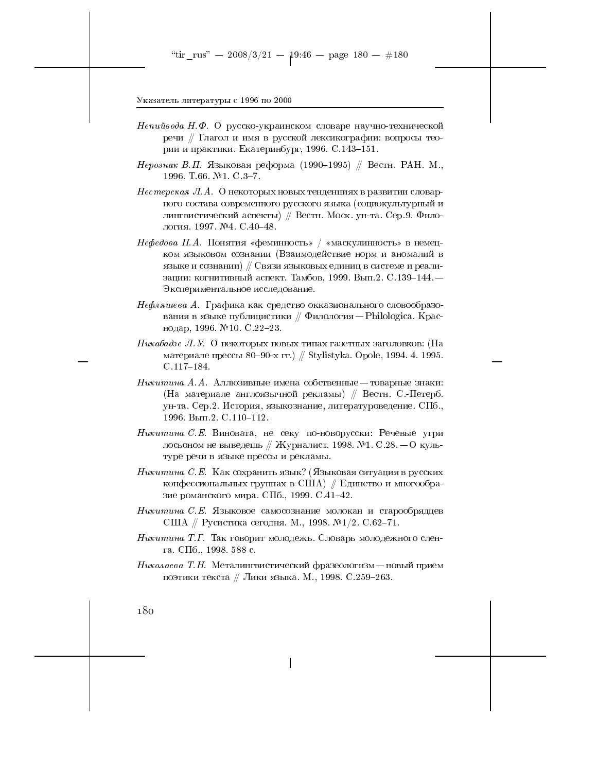*Непийвода Н.Ф.* О русско-украинском словаре научно-технической речи // Глагол и имя в русской лексикографии: вопросы теории и практики. Екатеринбург, 1996. С.143–151.

*Нерознак В.П.* Языковая реформа (1990–1995) // Вестн. РАН. М., 1996. Т.66. №1. С.3–7.

*Нестерская Л.А.* О некоторых новых тенденциях в развитии словарного состава современного русского языка (социокультурный и лингвистический аспекты) // Вестн. Моск. ун-та. Сер.9. Филология. 1997. №4. С.40–48.

*Нефедова П.А.* Понятия «феминность» / «маскулинность» в немецком языковом сознании (Взаимодействие норм и аномалий в языке и сознании) // Связи языковых единиц в системе и реализации: когнитивный аспект. Тамбов, 1999. Вып.2. С.139–144.— Экспериментальное исследование.

*Нефляшева А.* Графика как средство окказионального словообразования в языке публицистики // Филология — Philologica. Краснодар, 1996. №10. С.22–23.

*Никабадзе Л.У.* О некоторых новых типах газетных заголовков: (На материале прессы 80–90-х гг.) // Stylistyka. Opole, 1994. 4. 1995. С.117–184.

*Никитина А.А.* Аллюзивные имена собственные — товарные знаки: (На материале англоязычной рекламы) // Вестн. С.-Петерб. ун-та. Сер.2. История, языкознание, литературоведение. СПб., 1996. Вып.2. С.110–112.

*Никитина С.Е.* Виновата, не секу по-новорусски: Речевые угри лосьоном не выведешь // Журналист. 1998. №1. С.28. — О культуре речи в языке прессы и рекламы.

*Никитина С.Е.* Как сохранить язык? (Языковая ситуация в русских конфессиональных группах в США) // Единство и многообразие романского мира. СПб., 1999. С.41–42.

*Никитина С.Е.* Языковое самосознание молокан и старообрядцев США // Русистика сегодня. М., 1998. №1/2. С.62–71.

*Никитина Т.Г.* Так говорит молодежь. Словарь молодежного сленга. СПб., 1998. 588 с.

*Николаева Т.Н.* Металингвистический фразеологизм — новый прием поэтики текста // Лики языка. М., 1998. С.259–263.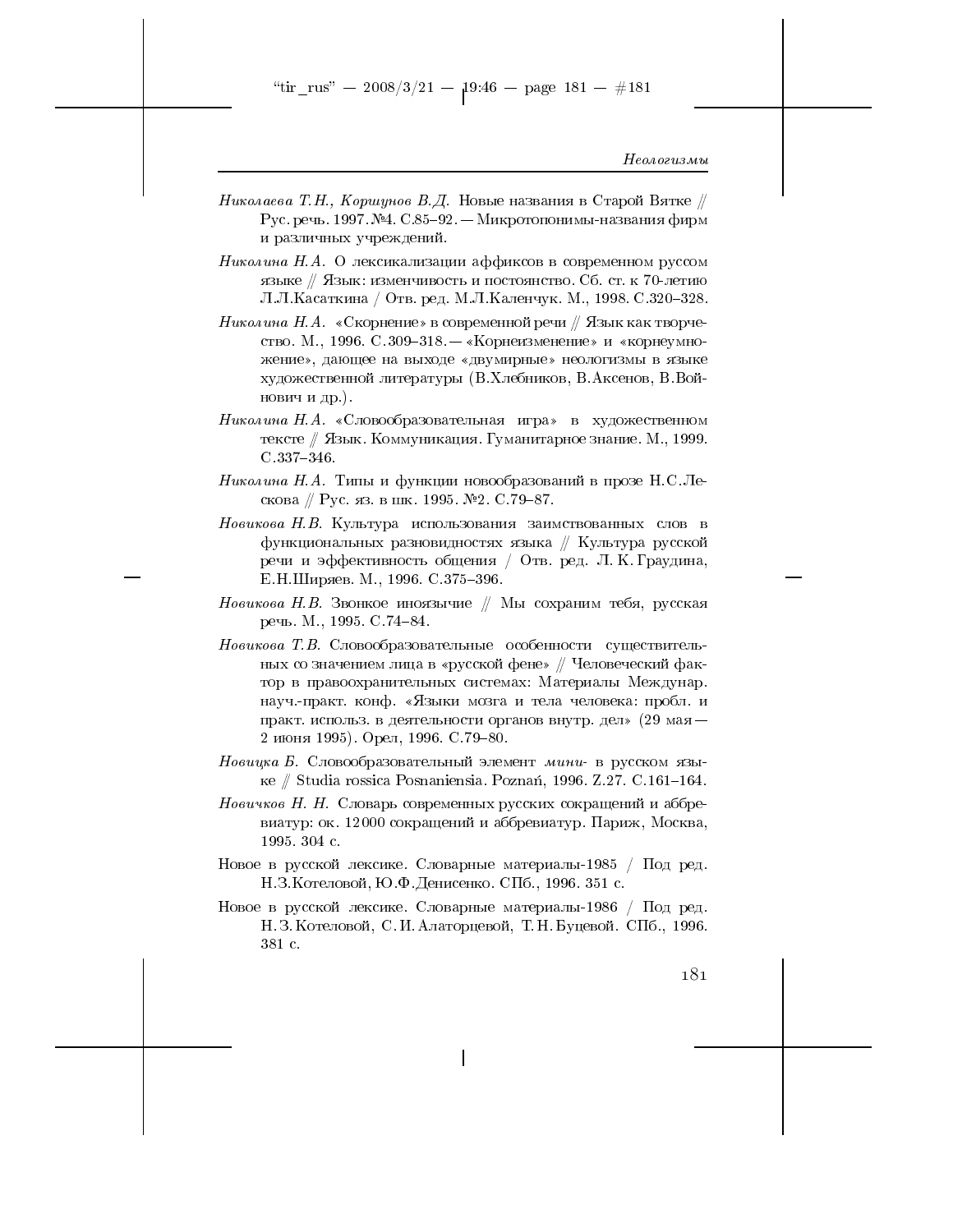*Николаева Т.Н., Коршунов В.Д.* Новые названия в Старой Вятке // Рус. речь. 1997. №4. С.85–92. — Микротопонимы-названия фирм и различных учреждений.

*Николина Н.А.* О лексикализации аффиксов в современном руссом языке // Язык: изменчивость и постоянство. Сб. ст. к 70-летию Л.Л.Касаткина / Отв. ред. М.Л.Каленчук. М., 1998. С.320–328.

*Николина Н.А.* «Скорнение» в современной речи // Язык как творчество. М., 1996. С.309–318. — «Корнеизменение» и «корнеумножение», дающее на выходе «двумирные» неологизмы в языке художественной литературы (В.Хлебников, В.Аксенов, В.Войнович и др.).

*Николина Н.А.* «Словообразовательная игра» в художественном тексте // Язык. Коммуникация. Гуманитарное знание. М., 1999. С.337–346.

*Николина Н.А.* Типы и функции новообразований в прозе Н.С.Лескова // Рус. яз. в шк. 1995. №2. С.79–87.

*Новикова Н.В.* Культура использования заимствованных слов в функциональных разновидностях языка // Культура русской речи и эффективность общения / Отв. ред. Л. К. Граудина, Е.Н.Ширяев. М., 1996. С.375–396.

*Новикова Н.В.* Звонкое иноязычие // Мы сохраним тебя, русская речь. М., 1995. С.74–84.

*Новикова Т.В.* Словообразовательные особенности существительных со значением лица в «русской фене» // Человеческий фактор в правоохранительных системах: Материалы Междунар. науч.-практ. конф. «Языки мозга и тела человека: пробл. и практ. использ. в деятельности органов внутр. дел» (29 мая — 2 июня 1995). Орел, 1996. С.79–80.

*Новицка Б.* Словообразовательный элемент *мини-* в русском языке // Studia rossica Posnaniensia. Poznań, 1996. Z.27. C.161–164.

*Новичков Н. Н.* Словарь современных русских сокращений и аббревиатур: ок. 12 000 сокращений и аббревиатур. Париж, Москва, 1995. 304 с.

Новое в русской лексике. Словарные материалы-1985 / Под ред. Н.З.Котеловой, Ю.Ф.Денисенко. СПб., 1996. 351 с.

Новое в русской лексике. Словарные материалы-1986 / Под ред. Н. З. Котеловой, С. И. Алаторцевой, Т. Н. Буцевой. СПб., 1996. 381 с.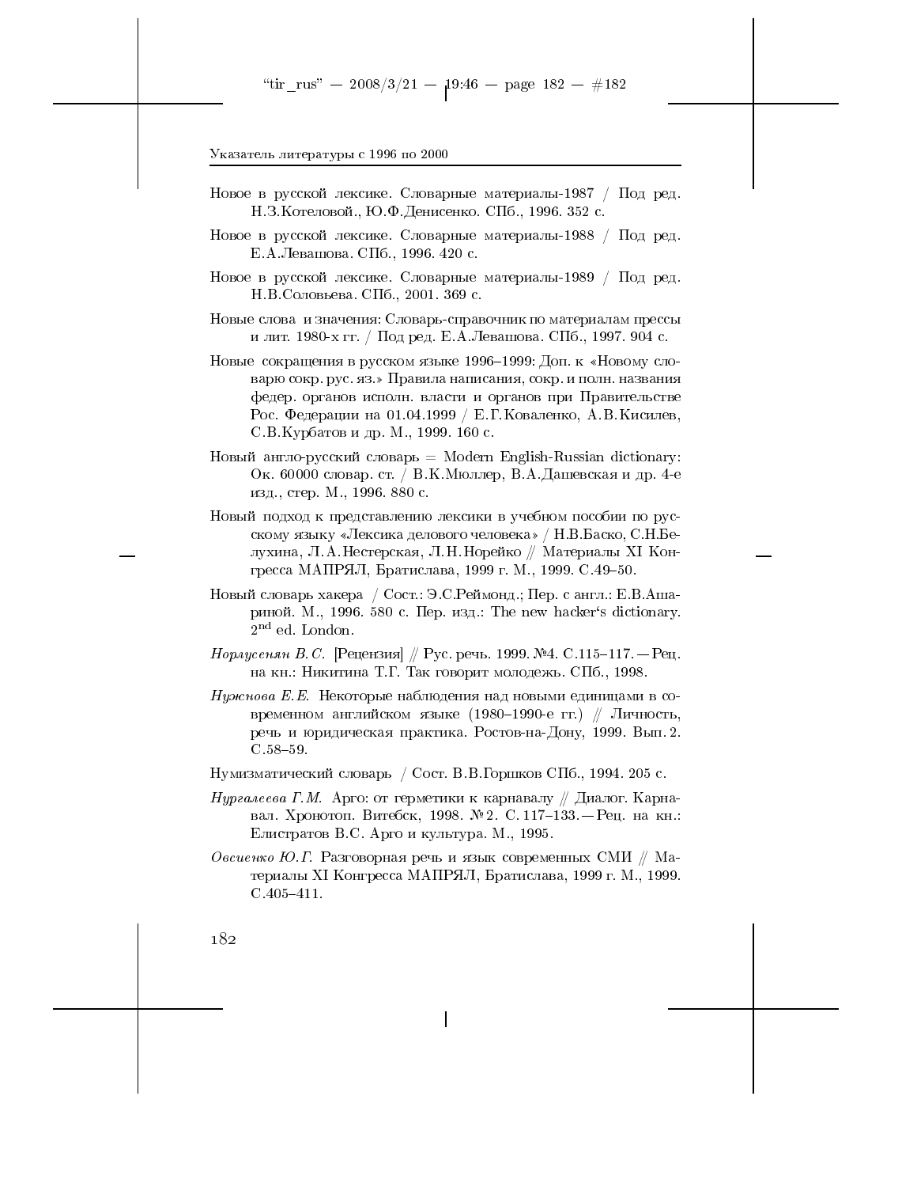Новое в русской лексике. Словарные материалы-1987 / Под ред. Н.З.Котеловой., Ю.Ф.Денисенко. СПб., 1996. 352 с.

Новое в русской лексике. Словарные материалы-1988 / Под ред. Е.А.Левашова. СПб., 1996. 420 с.

Новое в русской лексике. Словарные материалы-1989 / Под ред. Н.В.Соловьева. СПб., 2001. 369 с.

Новые слова и значения: Словарь-справочник по материалам прессы и лит. 1980-х гг. / Под ред. Е.А.Левашова. СПб., 1997. 904 с.

Новые сокращения в русском языке 1996–1999: Доп. к «Новому словарю сокр. рус. яз.» Правила написания, сокр. и полн. названия федер. органов исполн. власти и органов при Правительстве Рос. Федерации на 01.04.1999 / Е.Г.Коваленко, А.В.Кисилев, С.В.Курбатов и др. М., 1999. 160 с.

Новый англо-русский словарь = Modern English-Russian dictionary: Ок. 60000 словар. ст. / В.К.Мюллер, В.А.Дашевская и др. 4-е изд., стер. М., 1996. 880 с.

Новый подход к представлению лексики в учебном пособии по русскому языку «Лексика делового человека» / Н.В.Баско, С.Н.Белухина, Л.А.Нестерская, Л.Н.Норейко // Материалы XI Конгресса МАПРЯЛ, Братислава, 1999 г. М., 1999. С.49–50.

Новый словарь хакера / Сост.: Э.С.Реймонд.; Пер. с англ.: Е.В.Ашариной. М., 1996. 580 с. Пер. изд.: The new hacker's dictionary. 2[nd] ed. London.

*Норлусенян В.С.* [Рецензия] // Рус. речь. 1999. №4. С.115–117. — Рец. на кн.: Никитина Т.Г. Так говорит молодежь. СПб., 1998.

*Нужнова Е.Е.* Некоторые наблюдения над новыми единицами в современном английском языке (1980–1990-е гг.) // Личность, речь и юридическая практика. Ростов-на-Дону, 1999. Вып. 2. С.58–59.

Нумизматический словарь / Сост. В.В.Горшков СПб., 1994. 205 с.

*Нургалеева Г.М.* Арго: от герметики к карнавалу // Диалог. Карнавал. Хронотоп. Витебск, 1998. № 2. С. 117–133. — Рец. на кн.: Елистратов В.С. Арго и культура. М., 1995.

*Овсиенко Ю.Г.* Разговорная речь и язык современных СМИ // Материалы XI Конгресса МАПРЯЛ, Братислава, 1999 г. М., 1999. С.405–411.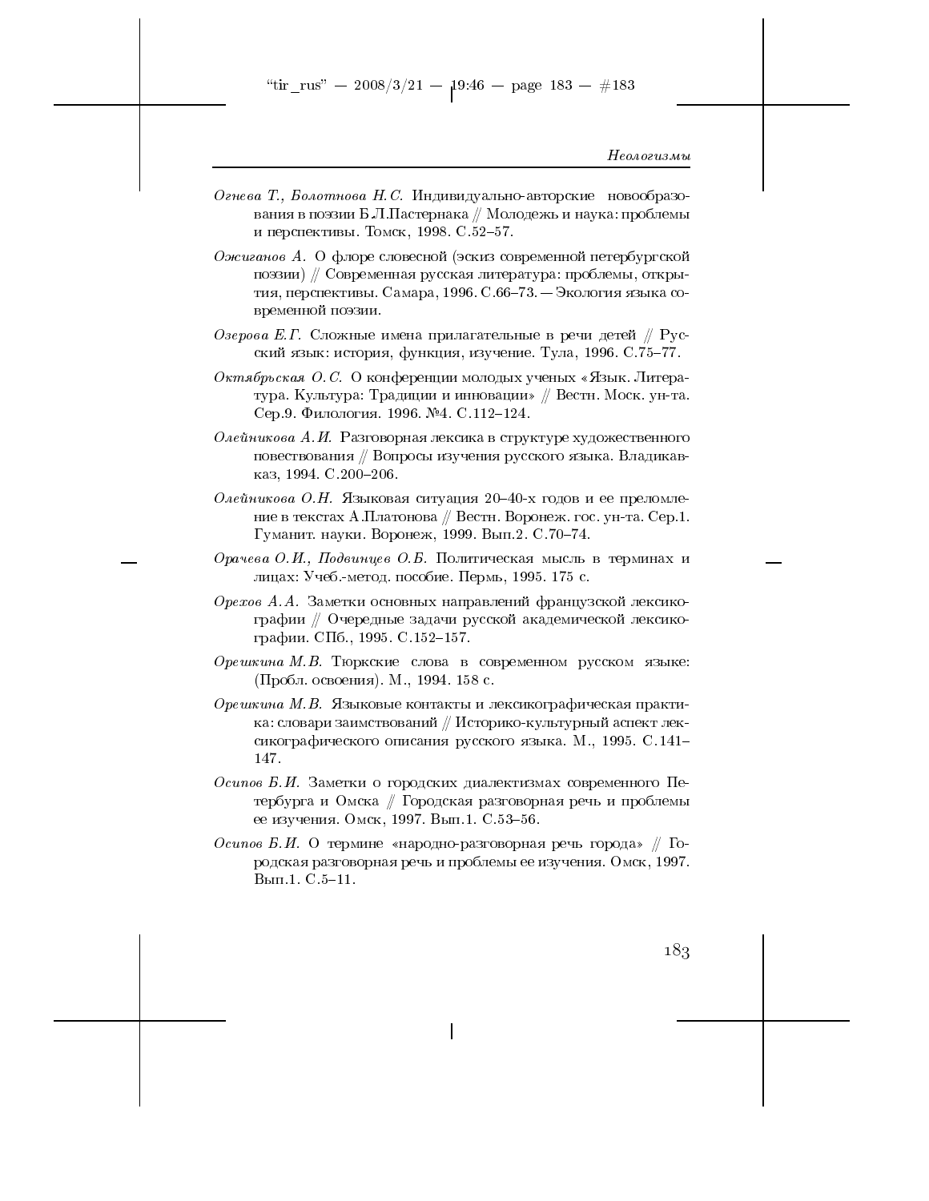*Огнева Т., Болотнова Н.С.* Индивидуально-авторские новообразования в поэзии Б.Л.Пастернака // Молодежь и наука: проблемы и перспективы. Томск, 1998. С.52–57.

*Ожиганов А.* О флоре словесной (эскиз современной петербургской поэзии) // Современная русская литература: проблемы, открытия, перспективы. Самара, 1996. С.66–73. — Экология языка современной поэзии.

*Озерова Е.Г.* Сложные имена прилагательные в речи детей // Русский язык: история, функция, изучение. Тула, 1996. С.75–77.

*Октябрьская О.С.* О конференции молодых ученых «Язык. Литература. Культура: Традиции и инновации» // Вестн. Моск. ун-та. Сер.9. Филология. 1996. №4. С.112–124.

*Олейникова А.И.* Разговорная лексика в структуре художественного повествования // Вопросы изучения русского языка. Владикавказ, 1994. С.200–206.

*Олейникова О.Н.* Языковая ситуация 20–40-х годов и ее преломление в текстах А.Платонова // Вестн. Воронеж. гос. ун-та. Сер.1. Гуманит. науки. Воронеж, 1999. Вып.2. С.70–74.

*Орачева О.И., Подвинцев О.Б.* Политическая мысль в терминах и лицах: Учеб.-метод. пособие. Пермь, 1995. 175 с.

*Орехов А.А.* Заметки основных направлений французской лексикографии // Очередные задачи русской академической лексикографии. СПб., 1995. С.152–157.

*Орешкина М.В.* Тюркские слова в современном русском языке: (Пробл. освоения). М., 1994. 158 с.

*Орешкина М.В.* Языковые контакты и лексикографическая практика: словари заимствований // Историко-культурный аспект лексикографического описания русского языка. М., 1995. С.141–147.

*Осипов Б.И.* Заметки о городских диалектизмах современного Петербурга и Омска // Городская разговорная речь и проблемы ее изучения. Омск, 1997. Вып.1. С.53–56.

*Осипов Б.И.* О термине «народно-разговорная речь города» // Городская разговорная речь и проблемы ее изучения. Омск, 1997. Вып.1. С.5–11.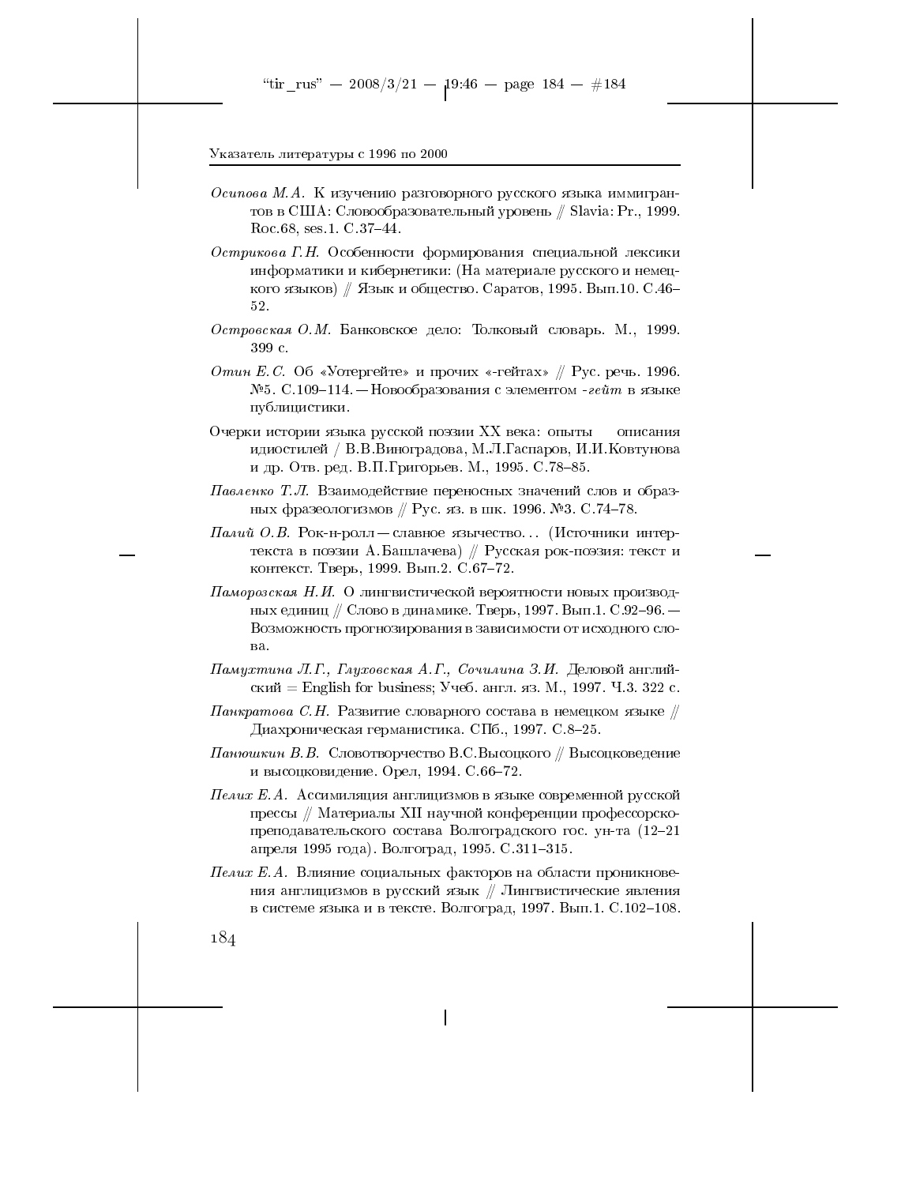*Осипова М.А.* К изучению разговорного русского языка иммигрантов в США: Словообразовательный уровень // Slavia: Pr., 1999. Roc.68, ses.1. С.37–44.

*Острикова Г.Н.* Особенности формирования специальной лексики информатики и кибернетики: (На материале русского и немецкого языков) // Язык и общество. Саратов, 1995. Вып.10. С.46–52.

*Островская О.М.* Банковское дело: Толковый словарь. М., 1999. 399 с.

*Отин Е.С.* Об «Уотергейте» и прочих «-гейтах» // Рус. речь. 1996. №5. С.109–114. — Новообразования с элементом *-гейт* в языке публицистики.

Очерки истории языка русской поэзии XX века: опыты описания идиостилей / В.В.Виноградова, М.Л.Гаспаров, И.И.Ковтунова и др. Отв. ред. В.П.Григорьев. М., 1995. С.78–85.

*Павленко Т.Л.* Взаимодействие переносных значений слов и образных фразеологизмов // Рус. яз. в шк. 1996. №3. С.74–78.

*Палий О.В.* Рок-н-ролл — славное язычество... (Источники интертекста в поэзии А.Башлачева) // Русская рок-поэзия: текст и контекст. Тверь, 1999. Вып.2. С.67–72.

*Паморозская Н.И.* О лингвистической вероятности новых производных единиц // Слово в динамике. Тверь, 1997. Вып.1. С.92–96. — Возможность прогнозирования в зависимости от исходного слова.

*Памухтина Л.Г., Глуховская А.Г., Сочилина З.И.* Деловой английский = English for business; Учеб. англ. яз. М., 1997. Ч.3. 322 с.

*Панкратова С.Н.* Развитие словарного состава в немецком языке // Диахроническая германистика. СПб., 1997. С.8–25.

*Панюшкин В.В.* Словотворчество В.С.Высоцкого // Высоцковедение и высоцковидение. Орел, 1994. С.66–72.

*Пелих Е.А.* Ассимиляция англицизмов в языке современной русской прессы // Материалы XII научной конференции профессорско-преподавательского состава Волгоградского гос. ун-та (12–21 апреля 1995 года). Волгоград, 1995. С.311–315.

*Пелих Е.А.* Влияние социальных факторов на области проникновения англицизмов в русский язык // Лингвистические явления в системе языка и в тексте. Волгоград, 1997. Вып.1. С.102–108.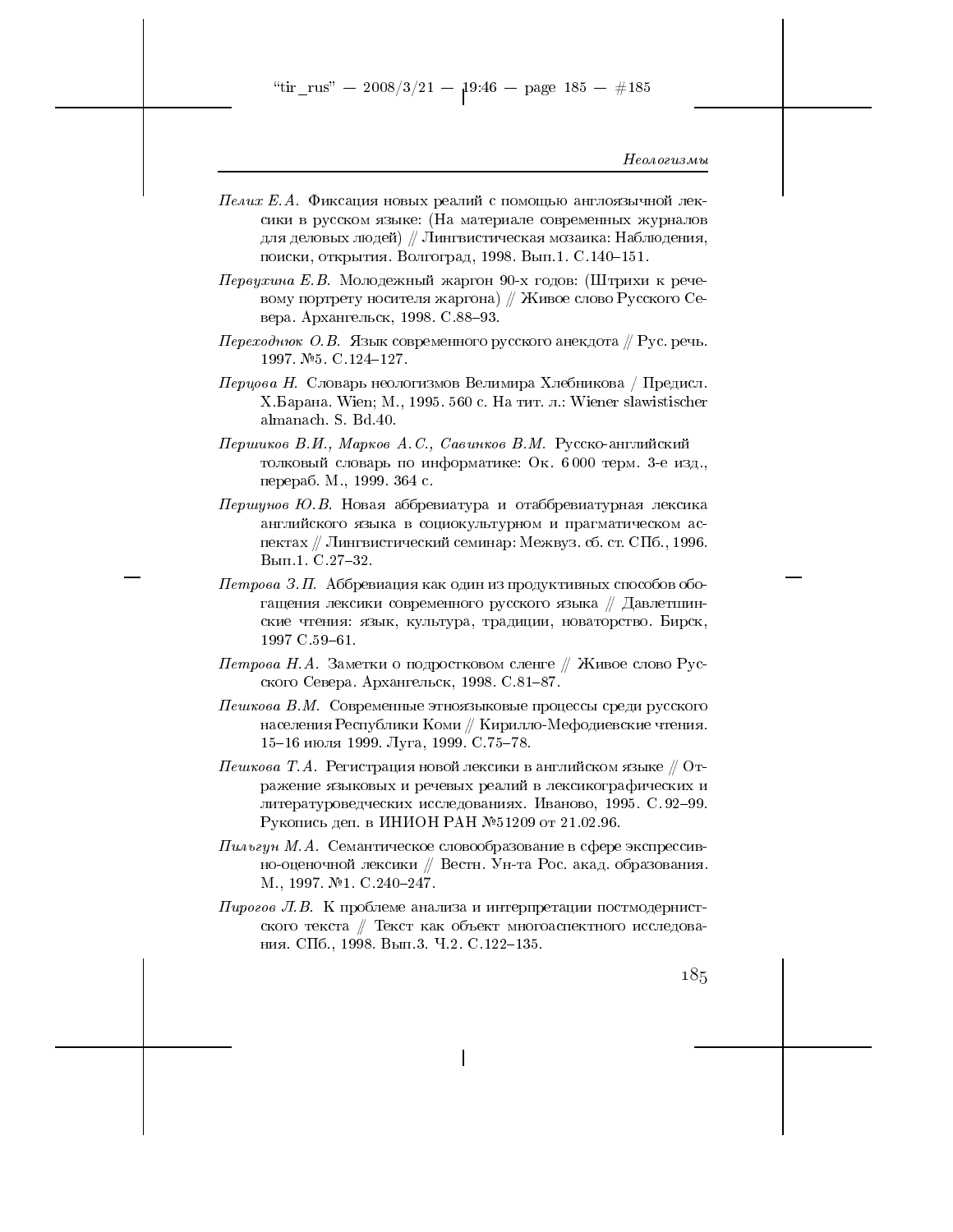*Пелих Е.А.* Фиксация новых реалий с помощью англоязычной лексики в русском языке: (На материале современных журналов для деловых людей) // Лингвистическая мозаика: Наблюдения, поиски, открытия. Волгоград, 1998. Вып.1. С.140–151.

*Первухина Е.В.* Молодежный жаргон 90-х годов: (Штрихи к речевому портрету носителя жаргона) // Живое слово Русского Севера. Архангельск, 1998. С.88–93.

*Переходнюк О.В.* Язык современного русского анекдота // Рус. речь. 1997. №5. С.124–127.

*Перцова Н.* Словарь неологизмов Велимира Хлебникова / Предисл. Х.Барана. Wien; М., 1995. 560 с. На тит. л.: Wiener slawistischer almanach. S. Bd.40.

*Першиков В.И., Марков А.С., Савинков В.М.* Русско-английский толковый словарь по информатике: Ок. 6 000 терм. 3-е изд., перераб. М., 1999. 364 с.

*Першунов Ю.В.* Новая аббревиатура и отаббревиатурная лексика английского языка в социокультурном и прагматическом аспектах // Лингвистический семинар: Межвуз. сб. ст. СПб., 1996. Вып.1. С.27–32.

*Петрова З.П.* Аббревиация как один из продуктивных способов обогащения лексики современного русского языка // Давлетшинские чтения: язык, культура, традиции, новаторство. Бирск, 1997 С.59–61.

*Петрова Н.А.* Заметки о подростковом сленге // Живое слово Русского Севера. Архангельск, 1998. С.81–87.

*Пешкова В.М.* Современные этноязыковые процессы среди русского населения Республики Коми // Кирилло-Мефодиевские чтения. 15–16 июля 1999. Луга, 1999. С.75–78.

*Пешкова Т.А.* Регистрация новой лексики в английском языке // Отражение языковых и речевых реалий в лексикографических и литературоведческих исследованиях. Иваново, 1995. С. 92–99. Рукопись деп. в ИНИОН РАН №51209 от 21.02.96.

*Пильгун М.А.* Семантическое словообразование в сфере экспрессивно-оценочной лексики // Вестн. Ун-та Рос. акад. образования. М., 1997. №1. С.240–247.

*Пирогов Л.В.* К проблеме анализа и интерпретации постмодернистского текста // Текст как объект многоаспектного исследования. СПб., 1998. Вып.3. Ч.2. С.122–135.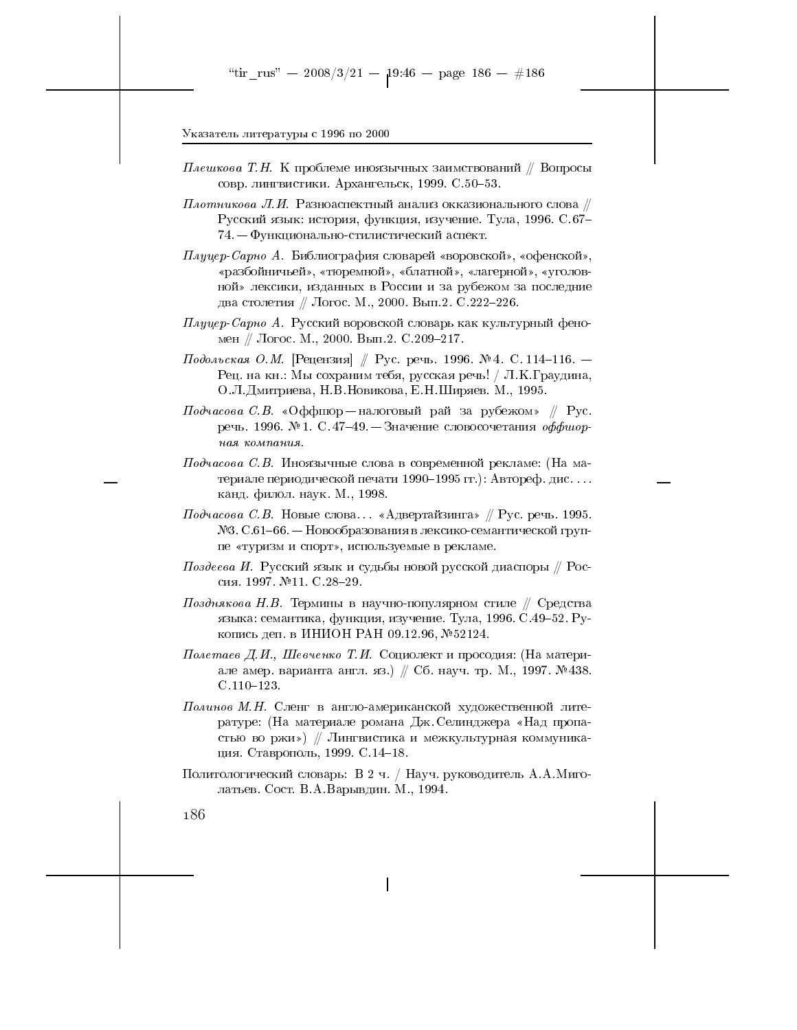*Плешкова Т.Н.* К проблеме иноязычных заимствований // Вопросы совр. лингвистики. Архангельск, 1999. С.50–53.

*Плотникова Л.И.* Разноаспектный анализ окказионального слова // Русский язык: история, функция, изучение. Тула, 1996. С.67–74. — Функционально-стилистический аспект.

*Плуцер-Сарно А.* Библиография словарей «воровской», «офенской», «разбойничьей», «тюремной», «блатной», «лагерной», «уголовной» лексики, изданных в России и за рубежом за последние два столетия // Логос. М., 2000. Вып.2. С.222–226.

*Плуцер-Сарно А.* Русский воровской словарь как культурный феномен // Логос. М., 2000. Вып.2. С.209–217.

*Подольская О.М.* [Рецензия] // Рус. речь. 1996. №4. С. 114–116. — Рец. на кн.: Мы сохраним тебя, русская речь! / Л.К.Граудина, О.Л.Дмитриева, Н.В.Новикова, Е.Н.Ширяев. М., 1995.

*Подчасова С.В.* «Оффшор — налоговый рай за рубежом» // Рус. речь. 1996. №1. С.47–49. — Значение словосочетания *оффшорная компания.*

*Подчасова С.В.* Иноязычные слова в современной рекламе: (На материале периодической печати 1990–1995 гг.): Автореф. дис. ... канд. филол. наук. М., 1998.

*Подчасова С.В.* Новые слова... «Адвертайзинга» // Рус. речь. 1995. №3. С.61–66. — Новообразования в лексико-семантической группе «туризм и спорт», используемые в рекламе.

*Поздеева И.* Русский язык и судьбы новой русской диаспоры // Россия. 1997. №11. С.28–29.

*Позднякова Н.В.* Термины в научно-популярном стиле // Средства языка: семантика, функция, изучение. Тула, 1996. С.49–52. Рукопись деп. в ИНИОН РАН 09.12.96, №52124.

*Полетаев Д.И., Шевченко Т.И.* Социолект и просодия: (На материале амер. варианта англ. яз.) // Сб. науч. тр. М., 1997. №438. С.110–123.

*Полинов М.Н.* Сленг в англо-американской художественной литературе: (На материале романа Дж.Селинджера «Над пропастью во ржи») // Лингвистика и межкультурная коммуникация. Ставрополь, 1999. С.14–18.

Политологический словарь: В 2 ч. / Науч. руководитель А.А.Миголатьев. Сост. В.А.Варывдин. М., 1994.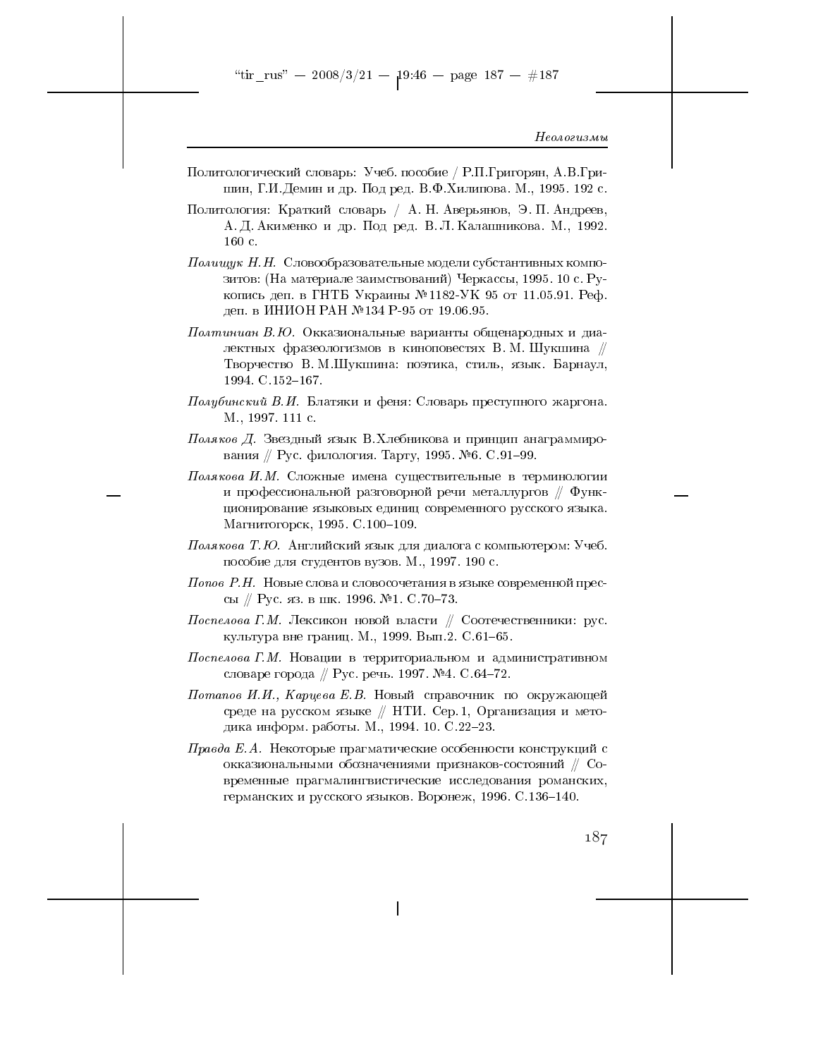Политологический словарь: Учеб. пособие / Р.П.Григорян, А.В.Гришин, Г.И.Демин и др. Под ред. В.Ф.Хилипова. М., 1995. 192 с.

Политология: Краткий словарь / А. Н. Аверьянов, Э. П. Андреев, А. Д. Акименко и др. Под ред. В. Л. Калашникова. М., 1992. 160 с.

*Полищук Н.Н.* Словообразовательные модели субстантивных композитов: (На материале заимствований) Черкассы, 1995. 10 с. Рукопись деп. в ГНТБ Украины №1182-УК 95 от 11.05.91. Реф. деп. в ИНИОН РАН №134 Р-95 от 19.06.95.

*Полтиниан В.Ю.* Окказиональные варианты общенародных и диалектных фразеологизмов в киноповестях В. М. Шукшина // Творчество В. М.Шукшина: поэтика, стиль, язык. Барнаул, 1994. С.152–167.

*Полубинский В.И.* Блатяки и феня: Словарь преступного жаргона. М., 1997. 111 с.

*Поляков Д.* Звездный язык В.Хлебникова и принцип анаграммирования // Рус. филология. Тарту, 1995. №6. С.91–99.

*Полякова И.М.* Сложные имена существительные в терминологии и профессиональной разговорной речи металлургов // Функционирование языковых единиц современного русского языка. Магнитогорск, 1995. С.100–109.

*Полякова Т.Ю.* Английский язык для диалога с компьютером: Учеб. пособие для студентов вузов. М., 1997. 190 с.

*Попов Р.Н.* Новые слова и словосочетания в языке современной прессы // Рус. яз. в шк. 1996. №1. С.70–73.

*Поспелова Г.М.* Лексикон новой власти // Соотечественники: рус. культура вне границ. М., 1999. Вып.2. С.61–65.

*Поспелова Г.М.* Новации в территориальном и административном словаре города // Рус. речь. 1997. №4. С.64–72.

*Потапов И.И., Карцева Е.В.* Новый справочник по окружающей среде на русском языке // НТИ. Сер.1, Организация и методика информ. работы. М., 1994. 10. С.22–23.

*Правда Е.А.* Некоторые прагматические особенности конструкций с окказиональными обозначениями признаков-состояний // Современные прагмалингвистические исследования романских, германских и русского языков. Воронеж, 1996. С.136–140.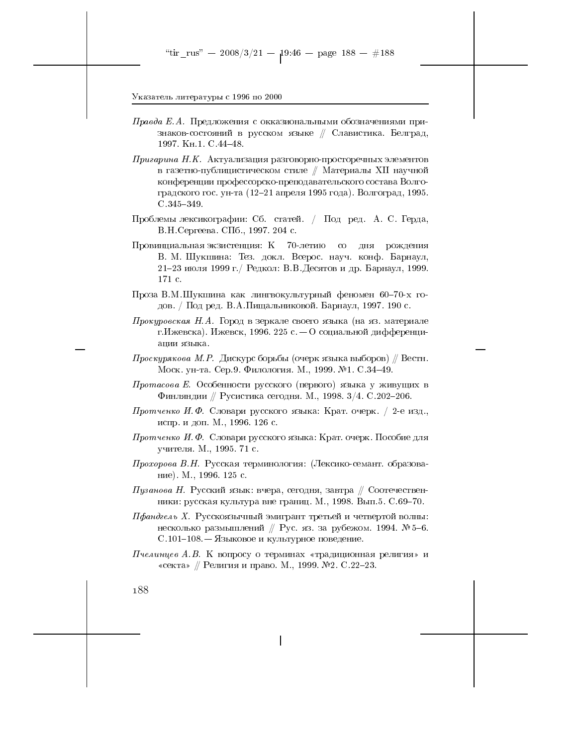*Правда Е.А.* Предложения с окказиональными обозначениями признаков-состояний в русском языке // Славистика. Белград, 1997. Кн.1. С.44–48.

*Пригарина Н.К.* Актуализация разговорно-просторечных элементов в газетно-публицистическом стиле // Материалы XII научной конференции профессорско-преподавательского состава Волгоградского гос. ун-та (12–21 апреля 1995 года). Волгоград, 1995. С.345–349.

Проблемы лексикографии: Сб. статей. / Под ред. А. С. Герда, В.Н.Сергеева. СПб., 1997. 204 с.

Провинциальная экзистенция: К 70-летию со дня рождения В. М. Шукшина: Тез. докл. Всерос. науч. конф. Барнаул, 21–23 июля 1999 г./ Редкол: В.В.Десятов и др. Барнаул, 1999. 171 с.

Проза В.М.Шукшина как лингвокультурный феномен 60–70-х годов. / Под ред. В.А.Пищальниковой. Барнаул, 1997. 190 с.

*Прокуровская Н.А.* Город в зеркале своего языка (на яз. материале г.Ижевска). Ижевск, 1996. 225 с. — О социальной дифференциации языка.

*Проскурякова М.Р.* Дискурс борьбы (очерк языка выборов) // Вестн. Моск. ун-та. Сер.9. Филология. М., 1999. №1. С.34–49.

*Протасова Е.* Особенности русского (первого) языка у живущих в Финляндии // Русистика сегодня. М., 1998. 3/4. С.202–206.

*Протченко И.Ф.* Словари русского языка: Крат. очерк. / 2-е изд., испр. и доп. М., 1996. 126 с.

*Протченко И.Ф.* Словари русского языка: Крат. очерк. Пособие для учителя. М., 1995. 71 с.

*Прохорова В.Н.* Русская терминология: (Лексико-семант. образование). М., 1996. 125 с.

*Пузанова Н.* Русский язык: вчера, сегодня, завтра // Соотечественники: русская культура вне границ. М., 1998. Вып.5. С.69–70.

*Пфандгель Х.* Русскоязычный эмигрант третьей и четвертой волны: несколько размышлений // Рус. яз. за рубежом. 1994. №5–6. С.101–108. — Языковое и культурное поведение.

*Пчелинцев А.В.* К вопросу о терминах «традиционная религия» и «секта» // Религия и право. М., 1999. №2. С.22–23.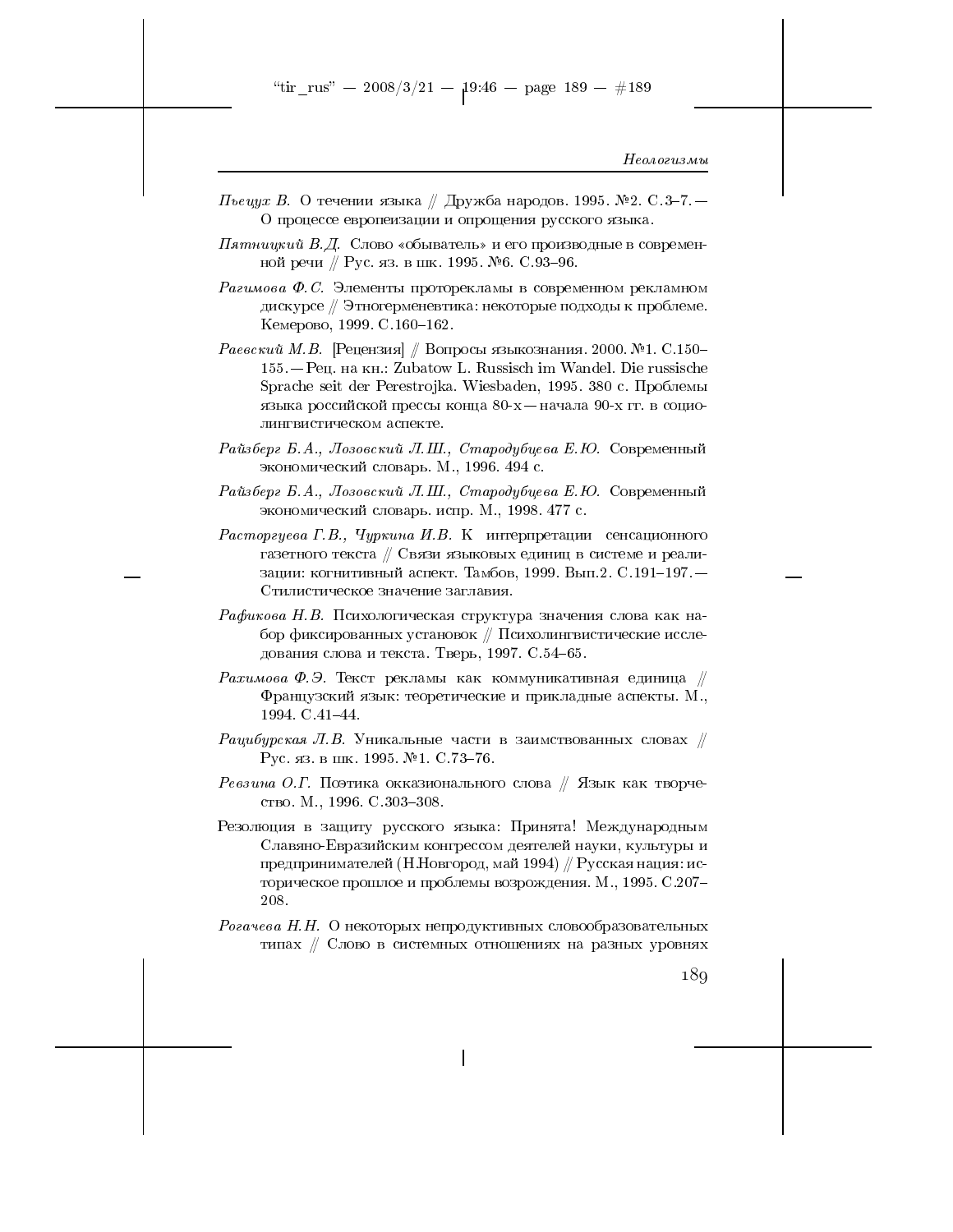*Пьецух В.* О течении языка // Дружба народов. 1995. №2. С.3–7. — О процессе европеизации и опрощения русского языка.

*Пятницкий В.Д.* Слово «обыватель» и его производные в современной речи // Рус. яз. в шк. 1995. №6. С.93–96.

*Рагимова Ф.С.* Элементы проторекламы в современном рекламном дискурсе // Этногерменевтика: некоторые подходы к проблеме. Кемерово, 1999. С.160–162.

*Раевский М.В.* [Рецензия] // Вопросы языкознания. 2000. №1. С.150–155. — Рец. на кн.: Zubatow L. Russisch im Wandel. Die russische Sprache seit der Perestrojka. Wiesbaden, 1995. 380 с. Проблемы языка российской прессы конца 80-х — начала 90-х гг. в социолингвистическом аспекте.

*Райзберг Б.А., Лозовский Л.Ш., Стародубцева Е.Ю.* Современный экономический словарь. М., 1996. 494 с.

*Райзберг Б.А., Лозовский Л.Ш., Стародубцева Е.Ю.* Современный экономический словарь. испр. М., 1998. 477 с.

*Расторгуева Г.В., Чуркина И.В.* К интерпретации сенсационного газетного текста // Связи языковых единиц в системе и реализации: когнитивный аспект. Тамбов, 1999. Вып.2. С.191–197. — Стилистическое значение заглавия.

*Рафикова Н.В.* Психологическая структура значения слова как набор фиксированных установок // Психолингвистические исследования слова и текста. Тверь, 1997. С.54–65.

*Рахимова Ф.Э.* Текст рекламы как коммуникативная единица // Французский язык: теоретические и прикладные аспекты. М., 1994. С.41–44.

*Рацибурская Л.В.* Уникальные части в заимствованных словах // Рус. яз. в шк. 1995. №1. С.73–76.

*Ревзина О.Г.* Поэтика окказионального слова // Язык как творчество. М., 1996. С.303–308.

Резолюция в защиту русского языка: Принята! Международным Славяно-Евразийским конгрессом деятелей науки, культуры и предпринимателей (Н.Новгород, май 1994) // Русская нация: историческое прошлое и проблемы возрождения. М., 1995. С.207–208.

*Рогачева Н.Н.* О некоторых непродуктивных словообразовательных типах // Слово в системных отношениях на разных уровнях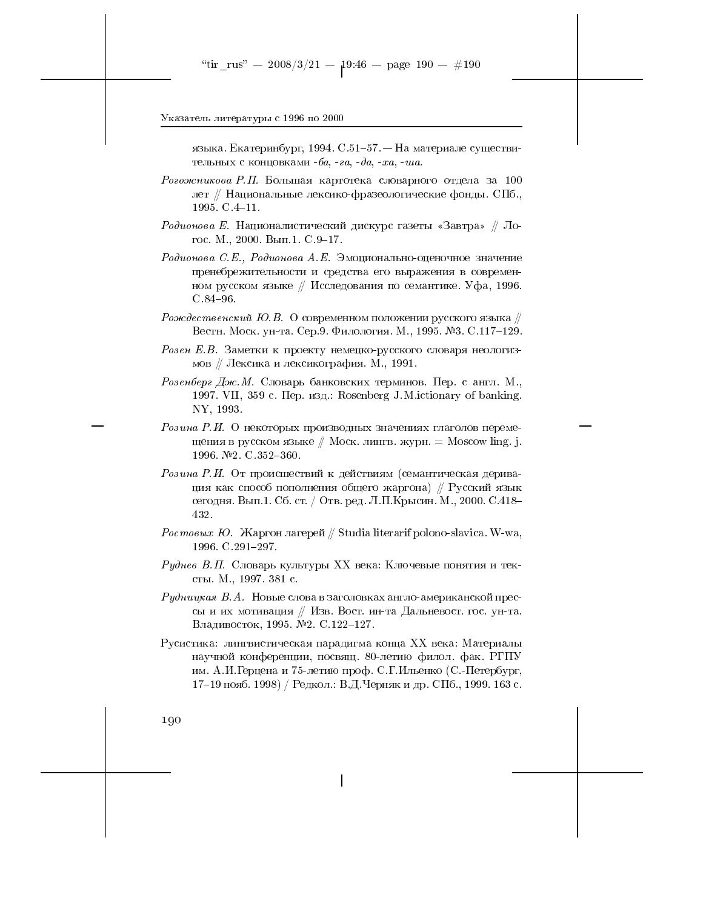языка. Екатеринбург, 1994. С.51–57. — На материале существительных с концовками *-ба*, *-га*, *-да*, *-ха*, *-ша*.

*Рогожникова Р.П.* Большая картотека словарного отдела за 100 лет // Национальные лексико-фразеологические фонды. СПб., 1995. С.4–11.

*Родионова Е.* Националистический дискурс газеты «Завтра» // Логос. М., 2000. Вып.1. С.9–17.

*Родионова С.Е., Родионова А.Е.* Эмоционально-оценочное значение пренебрежительности и средства его выражения в современном русском языке // Исследования по семантике. Уфа, 1996. С.84–96.

*Рождественский Ю.В.* О современном положении русского языка // Вестн. Моск. ун-та. Сер.9. Филология. М., 1995. №3. С.117–129.

*Розен Е.В.* Заметки к проекту немецко-русского словаря неологизмов // Лексика и лексикография. М., 1991.

*Розенберг Дж.М.* Словарь банковских терминов. Пер. с англ. М., 1997. VII, 359 с. Пер. изд.: Rosenberg J.M.ictionary of banking. NY, 1993.

*Розина Р.И.* О некоторых производных значениях глаголов перемещения в русском языке // Моск. лингв. журн. = Moscow ling. j. 1996. №2. С.352–360.

*Розина Р.И.* От происшествий к действиям (семантическая деривация как способ пополнения общего жаргона) // Русский язык сегодня. Вып.1. Сб. ст. / Отв. ред. Л.П.Крысин. М., 2000. С.418–432.

*Ростовых Ю.* Жаргон лагерей // Studia literarif polono-slavica. W-wa, 1996. С.291–297.

*Руднев В.П.* Словарь культуры XX века: Ключевые понятия и тексты. М., 1997. 381 с.

*Рудницкая В.А.* Новые слова в заголовках англо-американской прессы и их мотивация // Изв. Вост. ин-та Дальневост. гос. ун-та. Владивосток, 1995. №2. С.122–127.

Русистика: лингвистическая парадигма конца XX века: Материалы научной конференции, посвящ. 80-летию филол. фак. РГПУ им. А.И.Герцена и 75-летию проф. С.Г.Ильенко (С.-Петербург, 17–19 нояб. 1998) / Редкол.: В.Д.Черняк и др. СПб., 1999. 163 с.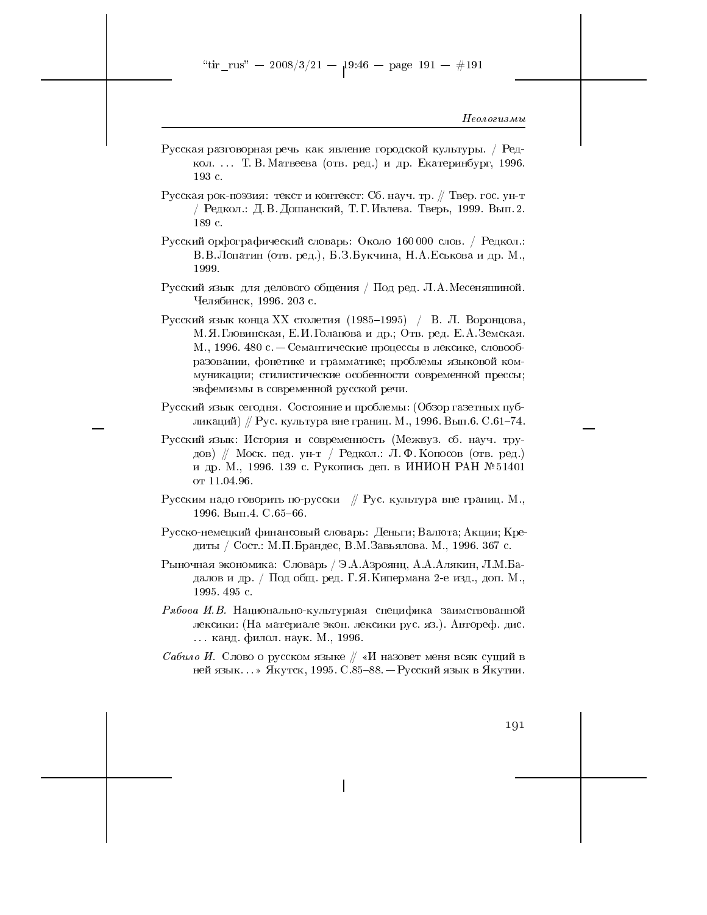Русская разговорная речь как явление городской культуры. / Редкол. … Т. В. Матвеева (отв. ред.) и др. Екатеринбург, 1996. 193 с.

Русская рок-поэзия: текст и контекст: Сб. науч. тр. // Твер. гос. ун-т / Редкол.: Д.В.Дошанский, Т.Г.Ивлева. Тверь, 1999. Вып. 2. 189 с.

Русский орфографический словарь: Около 160 000 слов. / Редкол.: В.В.Лопатин (отв. ред.), Б.З.Букчина, Н.А.Еськова и др. М., 1999.

Русский язык для делового общения / Под ред. Л.А.Месеняшиной. Челябинск, 1996. 203 с.

Русский язык конца XX столетия (1985–1995) / В. Л. Воронцова, М.Я.Гловинская, Е.И.Голанова и др.; Отв. ред. Е.А.Земская. М., 1996. 480 с. — Семантические процессы в лексике, словообразовании, фонетике и грамматике; проблемы языковой коммуникации; стилистические особенности современной прессы; эвфемизмы в современной русской речи.

Русский язык сегодня. Состояние и проблемы: (Обзор газетных публикаций) // Рус. культура вне границ. М., 1996. Вып.6. С.61–74.

Русский язык: История и современность (Межвуз. сб. науч. трудов) // Моск. пед. ун-т / Редкол.: Л. Ф. Копосов (отв. ред.) и др. М., 1996. 139 с. Рукопись деп. в ИНИОН РАН №51401 от 11.04.96.

Русским надо говорить по-русски // Рус. культура вне границ. М., 1996. Вып.4. С.65–66.

Русско-немецкий финансовый словарь: Деньги; Валюта; Акции; Кредиты / Сост.: М.П.Брандес, В.М.Завьялова. М., 1996. 367 с.

Рыночная экономика: Словарь / Э.А.Азроянц, А.А.Алякин, Л.М.Бадалов и др. / Под общ. ред. Г.Я.Кипермана 2-е изд., доп. М., 1995. 495 с.

*Рябова И.В.* Национально-культурная специфика заимствованной лексики: (На материале экон. лексики рус. яз.). Автореф. дис. … канд. филол. наук. М., 1996.

*Сабило И.* Слово о русском языке // «И назовет меня всяк сущий в ней язык…» Якутск, 1995. С.85–88. — Русский язык в Якутии.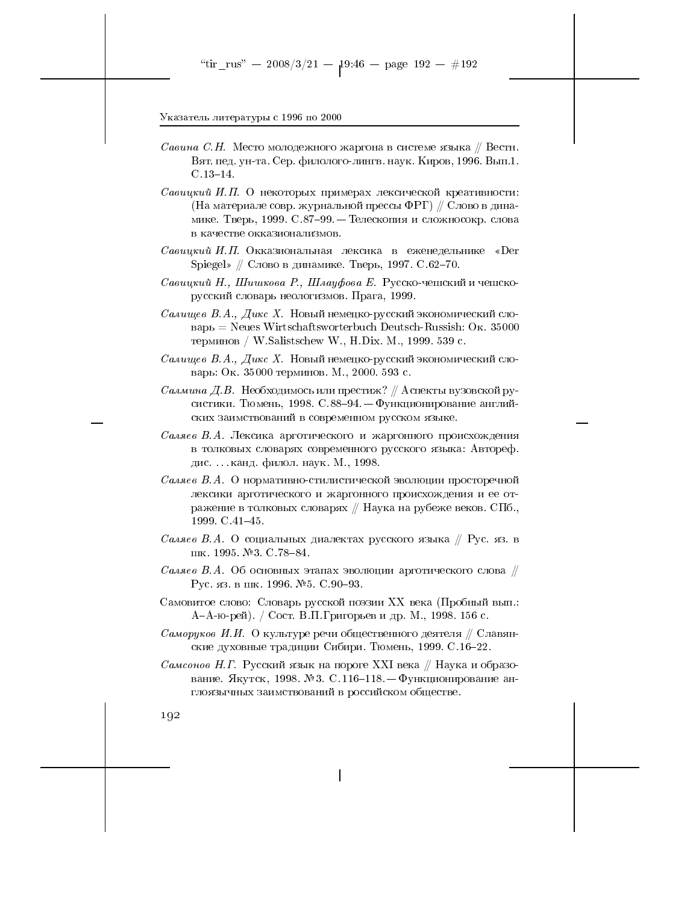*Савина С.Н.* Место молодежного жаргона в системе языка // Вестн. Вят. пед. ун-та. Сер. филолого-лингв. наук. Киров, 1996. Вып.1. С.13–14.

*Савицкий И.П.* О некоторых примерах лексической креативности: (На материале совр. журнальной прессы ФРГ) // Слово в динамике. Тверь, 1999. С.87–99. — Телескопия и сложносокр. слова в качестве окказионализмов.

*Савицкий И.П.* Окказиональная лексика в еженедельнике «Der Spiegel» // Слово в динамике. Тверь, 1997. С.62–70.

*Савицкий Н., Шишкова Р., Шлауфова Е.* Русско-чешский и чешско-русский словарь неологизмов. Прага, 1999.

*Салищев В.А., Дикс Х.* Новый немецко-русский экономический словарь = Neues Wirtschaftsworterbuch Deutsch-Russish: Ок. 35 000 терминов / W.Salistschew W., H.Dix. М., 1999. 539 с.

*Салищев В.А., Дикс Х.* Новый немецко-русский экономический словарь: Ок. 35 000 терминов. М., 2000. 593 с.

*Салмина Д.В.* Необходимось или престиж? // Аспекты вузовской русистики. Тюмень, 1998. С.88–94. — Функционирование английских заимствований в современном русском языке.

*Саляев В.А.* Лексика арготического и жаргонного происхождения в толковых словарях современного русского языка: Автореф. дис. ...канд. филол. наук. М., 1998.

*Саляев В.А.* О нормативно-стилистической эволюции просторечной лексики арготического и жаргонного происхождения и ее отражение в толковых словарях // Наука на рубеже веков. СПб., 1999. С.41–45.

*Саляев В.А.* О социальных диалектах русского языка // Рус. яз. в шк. 1995. №3. С.78–84.

*Саляев В.А.* Об основных этапах эволюции арготического слова // Рус. яз. в шк. 1996. №5. С.90–93.

Самовитое слово: Словарь русской поэзии XX века (Пробный вып.: А–А-ю-рей). / Сост. В.П.Григорьев и др. М., 1998. 156 с.

*Саморуков И.И.* О культуре речи общественного деятеля // Славянские духовные традиции Сибири. Тюмень, 1999. С.16–22.

*Самсонов Н.Г.* Русский язык на пороге XXI века // Наука и образование. Якутск, 1998. №3. С.116–118. — Функционирование англоязычных заимствований в российском обществе.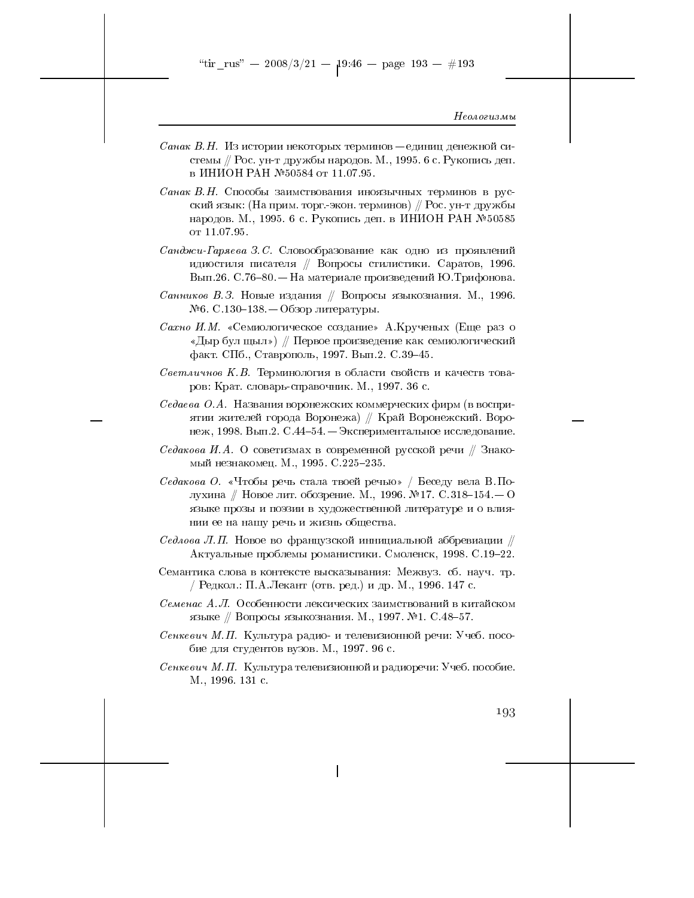*Санак В.Н.* Из истории некоторых терминов — единиц денежной системы // Рос. ун-т дружбы народов. М., 1995. 6 с. Рукопись деп. в ИНИОН РАН №50584 от 11.07.95.

*Санак В.Н.* Способы заимствования иноязычных терминов в русский язык: (На прим. торг.-экон. терминов) // Рос. ун-т дружбы народов. М., 1995. 6 с. Рукопись деп. в ИНИОН РАН №50585 от 11.07.95.

*Санджи-Гаряева З.С.* Словообразование как одно из проявлений идиостиля писателя // Вопросы стилистики. Саратов, 1996. Вып.26. С.76–80. — На материале произведений Ю.Трифонова.

*Санников В.З.* Новые издания // Вопросы языкознания. М., 1996. №6. С.130–138. — Обзор литературы.

*Сахно И.М.* «Семиологическое создание» А.Крученых (Еще раз о «Дыр бул щыл») // Первое произведение как семиологический факт. СПб., Ставрополь, 1997. Вып.2. С.39–45.

*Светличнов К.В.* Терминология в области свойств и качеств товаров: Крат. словарь-справочник. М., 1997. 36 с.

*Седаева О.А.* Названия воронежских коммерческих фирм (в восприятии жителей города Воронежа) // Край Воронежский. Воронеж, 1998. Вып.2. С.44–54. — Экспериментальное исследование.

*Седакова И.А.* О советизмах в современной русской речи // Знакомый незнакомец. М., 1995. С.225–235.

*Седакова О.* «Чтобы речь стала твоей речью» / Беседу вела В.Полухина // Новое лит. обозрение. М., 1996. №17. С.318–154.— О языке прозы и поэзии в художественной литературе и о влиянии ее на нашу речь и жизнь общества.

*Седлова Л.П.* Новое во французской инициальной аббревиации // Актуальные проблемы романистики. Смоленск, 1998. С.19–22.

Семантика слова в контексте высказывания: Межвуз. сб. науч. тр. / Редкол.: П.А.Лекант (отв. ред.) и др. М., 1996. 147 с.

*Семенас А.Л.* Особенности лексических заимствований в китайском языке // Вопросы языкознания. М., 1997. №1. С.48–57.

*Сенкевич М.П.* Культура радио- и телевизионной речи: Учеб. пособие для студентов вузов. М., 1997. 96 с.

*Сенкевич М.П.* Культура телевизионной и радиоречи: Учеб. пособие. М., 1996. 131 с.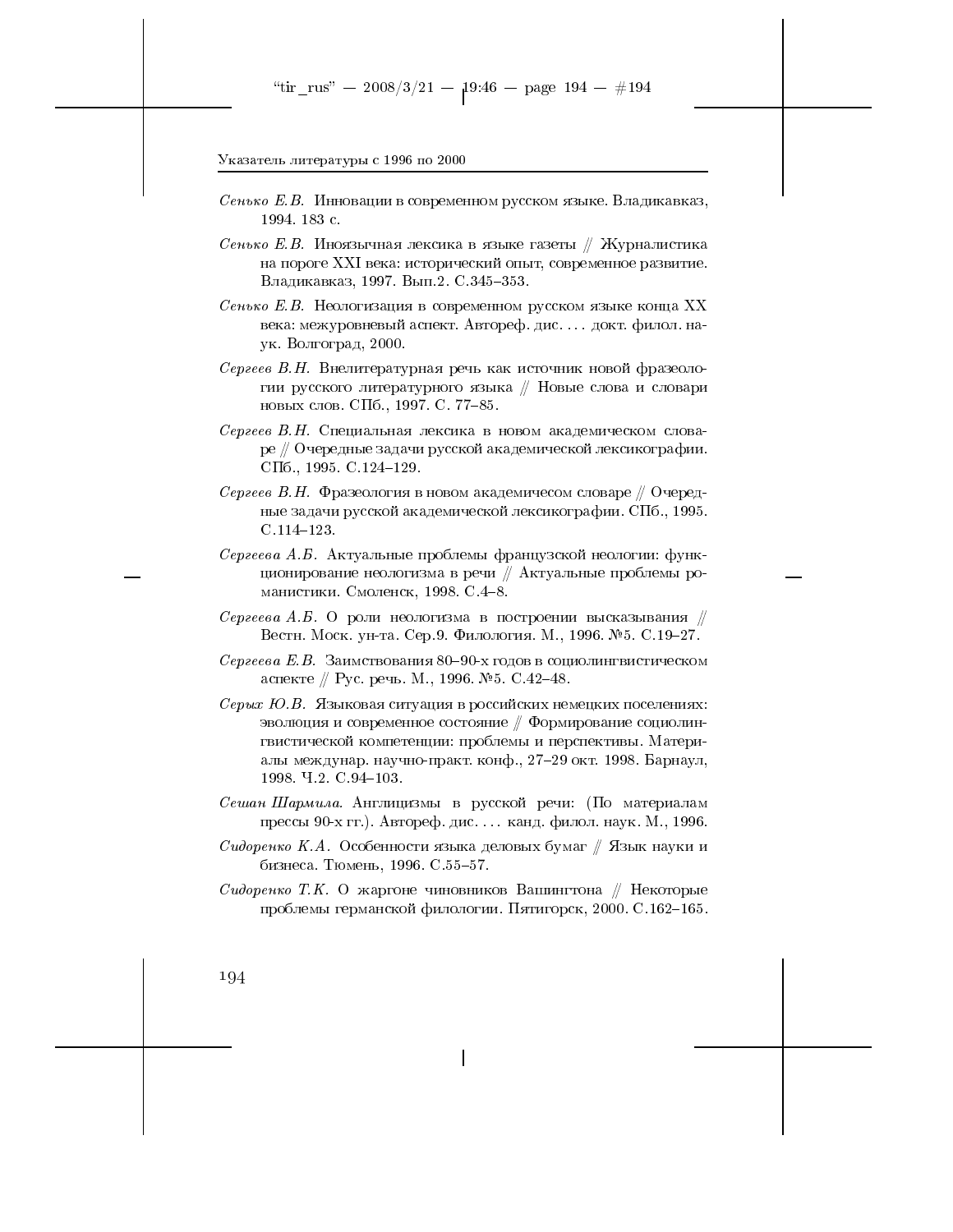*Сенько Е.В.* Инновации в современном русском языке. Владикавказ, 1994. 183 с.

*Сенько Е.В.* Иноязычная лексика в языке газеты // Журналистика на пороге XXI века: исторический опыт, современное развитие. Владикавказ, 1997. Вып.2. С.345–353.

*Сенько Е.В.* Неологизация в современном русском языке конца XX века: межуровневый аспект. Автореф. дис. ... докт. филол. наук. Волгоград, 2000.

*Сергеев В.Н.* Внелитературная речь как источник новой фразеологии русского литературного языка // Новые слова и словари новых слов. СПб., 1997. С. 77–85.

*Сергеев В.Н.* Специальная лексика в новом академическом словаре // Очередные задачи русской академической лексикографии. СПб., 1995. С.124–129.

*Сергеев В.Н.* Фразеология в новом академичесом словаре // Очередные задачи русской академической лексикографии. СПб., 1995. С.114–123.

*Сергеева А.Б.* Актуальные проблемы французской неологии: функционирование неологизма в речи // Актуальные проблемы романистики. Смоленск, 1998. С.4–8.

*Сергеева А.Б.* О роли неологизма в построении высказывания // Вестн. Моск. ун-та. Сер.9. Филология. М., 1996. №5. С.19–27.

*Сергеева Е.В.* Заимствования 80–90-х годов в социолингвистическом аспекте // Рус. речь. М., 1996. №5. С.42–48.

*Серых Ю.В.* Языковая ситуация в российских немецких поселениях: эволюция и современное состояние // Формирование социолингвистической компетенции: проблемы и перспективы. Материалы междунар. научно-практ. конф., 27–29 окт. 1998. Барнаул, 1998. Ч.2. С.94–103.

*Сешан Шармила.* Англицизмы в русской речи: (По материалам прессы 90-х гг.). Автореф. дис. ... канд. филол. наук. М., 1996.

*Сидоренко К.А.* Особенности языка деловых бумаг // Язык науки и бизнеса. Тюмень, 1996. С.55–57.

*Сидоренко Т.К.* О жаргоне чиновников Вашингтона // Некоторые проблемы германской филологии. Пятигорск, 2000. С.162–165.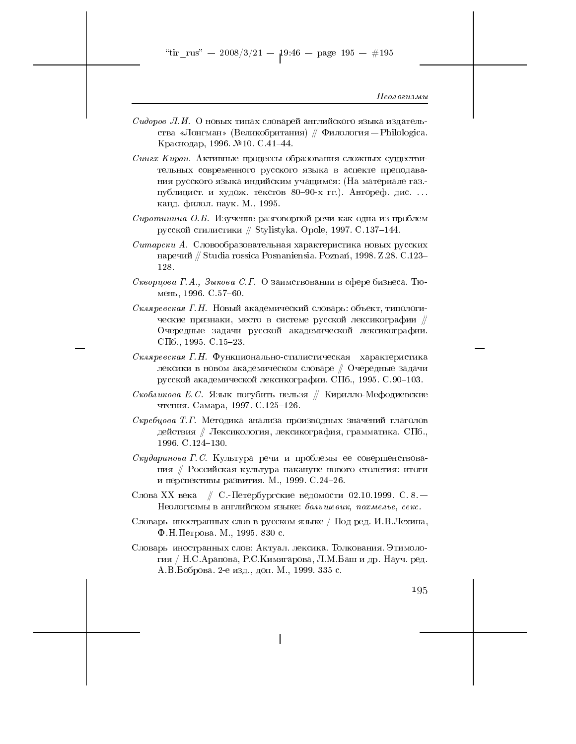*Сидоров Л.И.* О новых типах словарей английского языка издательства «Лонгман» (Великобритания) // Филология — Philologica. Краснодар, 1996. №10. С.41–44.

*Сингх Киран.* Активные процессы образования сложных существительных современного русского языка в аспекте преподавания русского языка индийским учащимся: (На материале газ.-публицист. и худож. текстов 80–90-х гг.). Автореф. дис. ... канд. филол. наук. М., 1995.

*Сиротинина О.Б.* Изучение разговорной речи как одна из проблем русской стилистики // Stylistyka. Opole, 1997. С.137–144.

*Ситарски А.* Словообразовательная характеристика новых русских наречий // Studia rossica Posnaniensia. Poznań, 1998. Z.28. С.123–128.

*Скворцова Г.А., Зыкова С.Г.* О заимствовании в сфере бизнеса. Тюмень, 1996. С.57–60.

*Скляревская Г.Н.* Новый академический словарь: объект, типологические признаки, место в системе русской лексикографии // Очередные задачи русской академической лексикографии. СПб., 1995. С.15–23.

*Скляревская Г.Н.* Функционально-стилистическая характеристика лексики в новом академическом словаре // Очередные задачи русской академической лексикографии. СПб., 1995. С.90–103.

*Скобликова Е.С.* Язык погубить нельзя // Кирилло-Мефодиевские чтения. Самара, 1997. С.125–126.

*Скребцова Т.Г.* Методика анализа производных значений глаголов действия // Лексикология, лексикография, грамматика. СПб., 1996. С.124–130.

*Скударинова Г.С.* Культура речи и проблемы ее совершенствования // Российская культура накануне нового столетия: итоги и перспективы развития. М., 1999. С.24–26.

Слова XX века // С.-Петербургские ведомости 02.10.1999. С. 8. — Неологизмы в английском языке: *большевик, похмелье, секс.*

Словарь иностранных слов в русском языке / Под ред. И.В.Лехина, Ф.Н.Петрова. М., 1995. 830 с.

Словарь иностранных слов: Актуал. лексика. Толкования. Этимология / Н.С.Арапова, Р.С.Кимягарова, Л.М.Баш и др. Науч. ред. А.В.Боброва. 2-е изд., доп. М., 1999. 335 с.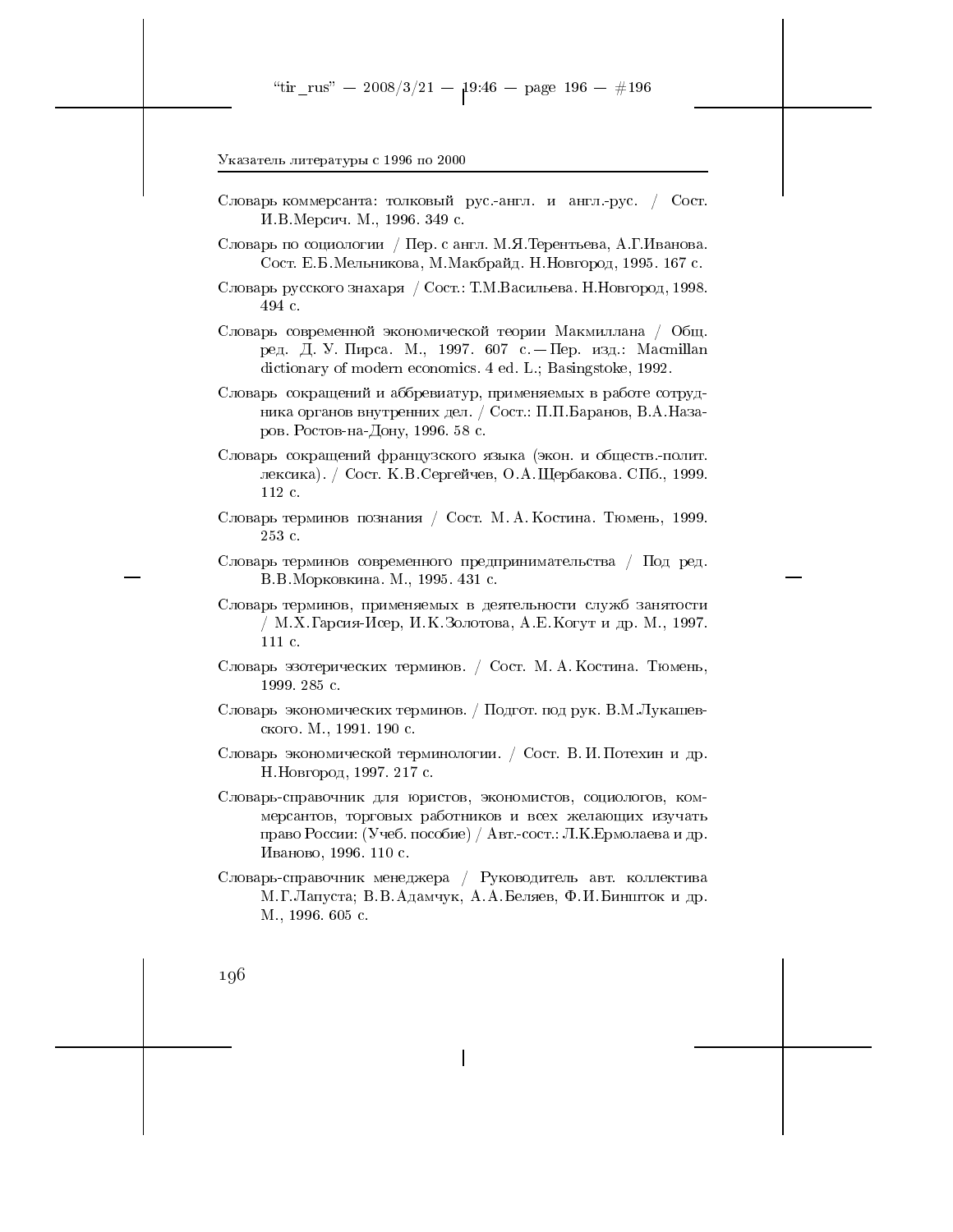Словарь коммерсанта: толковый рус.-англ. и англ.-рус. / Сост. И.В.Мерсич. М., 1996. 349 с.

Словарь по социологии / Пер. с англ. М.Я.Терентьева, А.Г.Иванова. Сост. Е.Б.Мельникова, М.Макбрайд. Н.Новгород, 1995. 167 с.

Словарь русского знахаря / Сост.: Т.М.Васильева. Н.Новгород, 1998. 494 с.

Словарь современной экономической теории Макмиллана / Общ. ред. Д. У. Пирса. М., 1997. 607 с. — Пер. изд.: Macmillan dictionary of modern economics. 4 ed. L.; Basingstoke, 1992.

Словарь сокращений и аббревиатур, применяемых в работе сотрудника органов внутренних дел. / Сост.: П.П.Баранов, В.А.Назаров. Ростов-на-Дону, 1996. 58 с.

Словарь сокращений французского языка (экон. и обществ.-полит. лексика). / Сост. К.В.Сергейчев, О.А.Щербакова. СПб., 1999. 112 с.

Словарь терминов познания / Сост. М. А. Костина. Тюмень, 1999. 253 с.

Словарь терминов современного предпринимательства / Под ред. В.В.Морковкина. М., 1995. 431 с.

Словарь терминов, применяемых в деятельности служб занятости / М.Х.Гарсия-Исер, И.К.Золотова, А.Е.Когут и др. М., 1997. 111 с.

Словарь эзотерических терминов. / Сост. М. А. Костина. Тюмень, 1999. 285 с.

Словарь экономических терминов. / Подгот. под рук. В.М.Лукашевского. М., 1991. 190 с.

Словарь экономической терминологии. / Сост. В. И. Потехин и др. Н.Новгород, 1997. 217 с.

Словарь-справочник для юристов, экономистов, социологов, коммерсантов, торговых работников и всех желающих изучать право России: (Учеб. пособие) / Авт.-сост.: Л.К.Ермолаева и др. Иваново, 1996. 110 с.

Словарь-справочник менеджера / Руководитель авт. коллектива М.Г.Лапуста; В.В.Адамчук, А.А.Беляев, Ф.И.Бинshток и др. М., 1996. 605 с.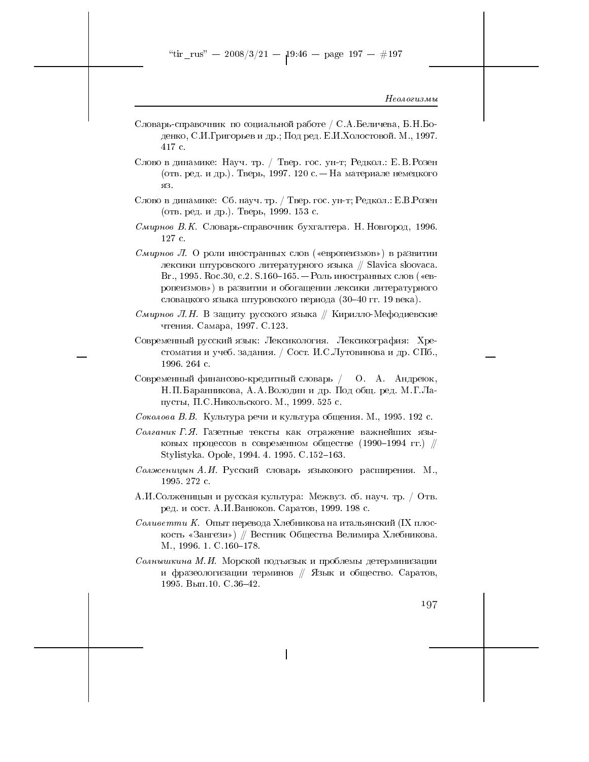Словарь-справочник по социальной работе / С.А.Беличева, Б.Н.Боденко, С.И.Григорьев и др.; Под ред. Е.И.Холостовой. М., 1997. 417 с.

Слово в динамике: Науч. тр. / Твер. гос. ун-т; Редкол.: Е.В.Розен (отв. ред. и др.). Тверь, 1997. 120 с. — На материале немецкого яз.

Слово в динамике: Сб. науч. тр. / Твер. гос. ун-т; Редкол.: Е.В.Розен (отв. ред. и др.). Тверь, 1999. 153 с.

*Смирнов В.К.* Словарь-справочник бухгалтера. Н. Новгород, 1996. 127 с.

*Смирнов Л.* О роли иностранных слов («европеизмов») в развитии лексики штуровского литературного языка // Slavica sloovaca. Br., 1995. Roc.30, c.2. S.160–165. — Роль иностранных слов («европеизмов») в развитии и обогащении лексики литературного словацкого языка штуровского периода (30–40 гг. 19 века).

*Смирнов Л.Н.* В защиту русского языка // Кирилло-Мефодиевские чтения. Самара, 1997. С.123.

Современный русский язык: Лексикология. Лексикография: Хрестоматия и учеб. задания. / Сост. И.С.Лутовинова и др. СПб., 1996. 264 с.

Современный финансово-кредитный словарь / О. А. Андреюк, Н.П.Баранникова, А.А.Володин и др. Под общ. ред. М.Г.Лапусты, П.С.Никольского. М., 1999. 525 с.

*Соколова В.В.* Культура речи и культура общения. М., 1995. 192 с.

*Солганик Г.Я.* Газетные тексты как отражение важнейших языковых процессов в современном обществе (1990–1994 гг.) // Stylistyka. Opole, 1994. 4. 1995. C.152–163.

*Солженицын А.И.* Русский словарь языкового расширения. М., 1995. 272 с.

А.И.Солженицын и русская культура: Межвуз. сб. науч. тр. / Отв. ред. и сост. А.И.Ванюков. Саратов, 1999. 198 с.

*Соливетти К.* Опыт перевода Хлебникова на итальянский (IX плоскость «Зангези») // Вестник Общества Велимира Хлебникова. М., 1996. 1. С.160–178.

*Солнышкина М.И.* Морской подъязык и проблемы детерминизации и фразеологизации терминов // Язык и общество. Саратов, 1995. Вып.10. С.36–42.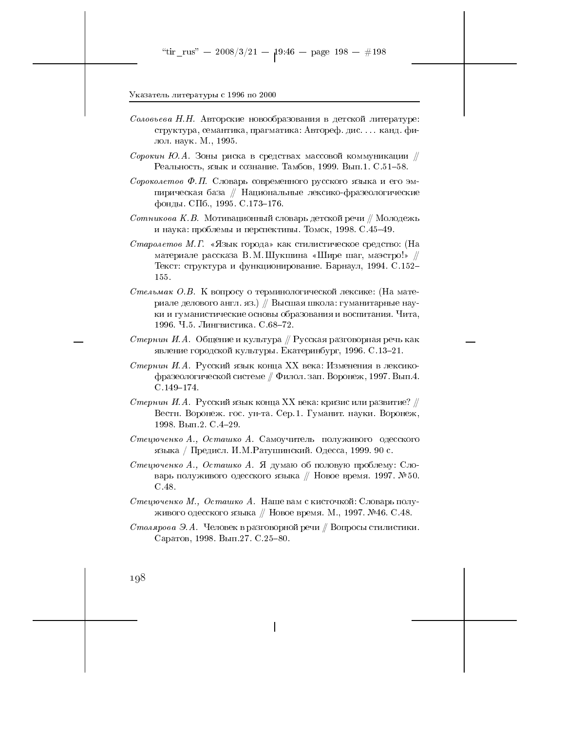*Соловьева Н.Н.* Авторские новообразования в детской литературе: структура, семантика, прагматика: Автореф. дис. . . . канд. филол. наук. М., 1995.

*Сорокин Ю.А.* Зоны риска в средствах массовой коммуникации // Реальность, язык и сознание. Тамбов, 1999. Вып.1. С.51–58.

*Сороколетов Ф.П.* Словарь современного русского языка и его эмпирическая база // Национальные лексико-фразеологические фонды. СПб., 1995. С.173–176.

*Сотникова К.В.* Мотивационный словарь детской речи // Молодежь и наука: проблемы и перспективы. Томск, 1998. С.45–49.

*Старолетов М.Г.* «Язык города» как стилистическое средство: (На материале рассказа В.М.Шукшина «Шире шаг, маэстро!» // Текст: структура и функционирование. Барнаул, 1994. С.152–155.

*Стельмак О.В.* К вопросу о терминологической лексике: (На материале делового англ. яз.) // Высшая школа: гуманитарные науки и гуманистические основы образования и воспитания. Чита, 1996. Ч.5. Лингвистика. С.68–72.

*Стернин И.А.* Общение и культура // Русская разговорная речь как явление городской культуры. Екатеринбург, 1996. С.13–21.

*Стернин И.А.* Русский язык конца XX века: Изменения в лексико-фразеологической системе // Филол. зап. Воронеж, 1997. Вып.4. С.149–174.

*Стернин И.А.* Русский язык конца XX века: кризис или развитие? // Вестн. Воронеж. гос. ун-та. Сер.1. Гуманит. науки. Воронеж, 1998. Вып.2. С.4–29.

*Стецюченко А., Осташко А.* Самоучитель полуживого одесского языка / Предисл. И.М.Ратушинский. Одесса, 1999. 90 с.

*Стецюченко А., Осташко А.* Я думаю об половую проблему: Словарь полуживого одесского языка // Новое время. 1997. №50. С.48.

*Стецюченко М., Осташко А.* Наше вам с кисточкой: Словарь полуживого одесского языка // Новое время. М., 1997. №46. С.48.

*Столярова Э.А.* Человек в разговорной речи // Вопросы стилистики. Саратов, 1998. Вып.27. С.25–80.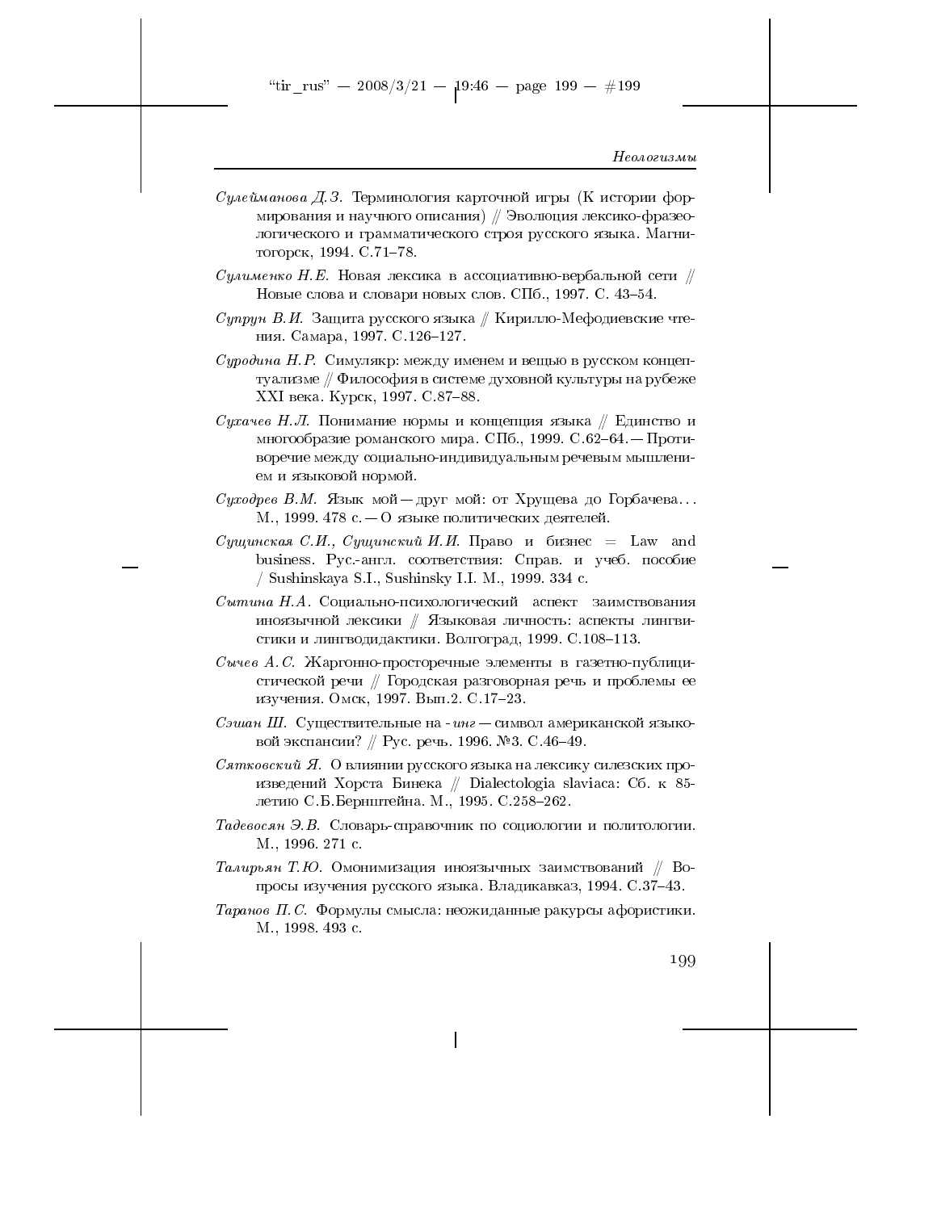*Сулейманова Д.З.* Терминология карточной игры (К истории формирования и научного описания) // Эволюция лексико-фразеологического и грамматического строя русского языка. Магнитогорск, 1994. С.71–78.

*Сулименко Н.Е.* Новая лексика в ассоциативно-вербальной сети // Новые слова и словари новых слов. СПб., 1997. С. 43–54.

*Супрун В.И.* Защита русского языка // Кирилло-Мефодиевские чтения. Самара, 1997. С.126–127.

*Суродина Н.Р.* Симулякр: между именем и вещью в русском концептуализме // Философия в системе духовной культуры на рубеже XXI века. Курск, 1997. С.87–88.

*Сухачев Н.Л.* Понимание нормы и концепция языка // Единство и многообразие романского мира. СПб., 1999. С.62–64. — Противоречие между социально-индивидуальным речевым мышлением и языковой нормой.

*Суходрев В.М.* Язык мой — друг мой: от Хрущева до Горбачева... М., 1999. 478 с. — О языке политических деятелей.

*Сущинская С.И., Сущинский И.И.* Право и бизнес = Law and business. Рус.-англ. соответствия: Справ. и учеб. пособие / Sushinskaya S.I., Sushinsky I.I. M., 1999. 334 с.

*Сытина Н.А.* Социально-психологический аспект заимствования иноязычной лексики // Языковая личность: аспекты лингвистики и лингводидактики. Волгоград, 1999. С.108–113.

*Сычев А.С.* Жаргонно-просторечные элементы в газетно-публицистической речи // Городская разговорная речь и проблемы ее изучения. Омск, 1997. Вып.2. С.17–23.

*Сэшан Ш.* Существительные на *-инг* — символ американской языковой экспансии? // Рус. речь. 1996. №3. С.46–49.

*Сятковский Я.* О влиянии русского языка на лексику силезских произведений Хорста Бинека // Dialectologia slaviaca: Сб. к 85-летию С.Б.Бернштейна. М., 1995. С.258–262.

*Тадевосян Э.В.* Словарь-справочник по социологии и политологии. М., 1996. 271 с.

*Талирьян Т.Ю.* Омонимизация иноязычных заимствований // Вопросы изучения русского языка. Владикавказ, 1994. С.37–43.

*Таранов П.С.* Формулы смысла: неожиданные ракурсы афористики. М., 1998. 493 с.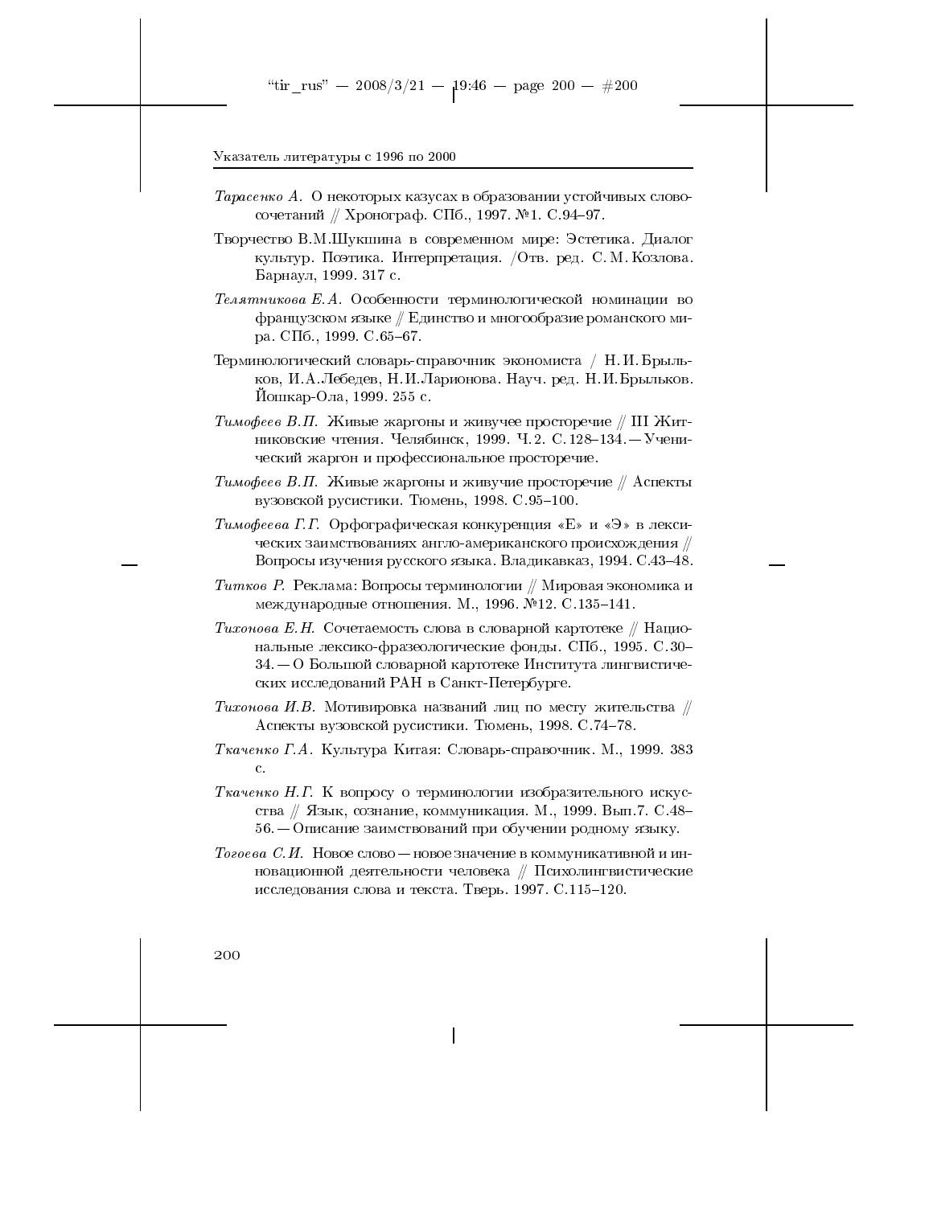*Тарасенко А.* О некоторых казусах в образовании устойчивых словосочетаний // Хронограф. СПб., 1997. №1. С.94–97.

Творчество В.М.Шукшина в современном мире: Эстетика. Диалог культур. Поэтика. Интерпретация. /Отв. ред. С. М. Козлова. Барнаул, 1999. 317 с.

*Телятникова Е.А.* Особенности терминологической номинации во французском языке // Единство и многообразие романского мира. СПб., 1999. С.65–67.

Терминологический словарь-справочник экономиста / Н. И. Брыльков, И.А.Лебедев, Н.И.Ларионова. Науч. ред. Н.И.Брыльков. Йошкар-Ола, 1999. 255 с.

*Тимофеев В.П.* Живые жаргоны и живучее просторечие // III Житниковские чтения. Челябинск, 1999. Ч. 2. С. 128–134. — Ученический жаргон и профессиональное просторечие.

*Тимофеев В.П.* Живые жаргоны и живучие просторечие // Аспекты вузовской русистики. Тюмень, 1998. С.95–100.

*Тимофеева Г.Г.* Орфографическая конкуренция «Е» и «Э» в лексических заимствованиях англо-американского происхождения // Вопросы изучения русского языка. Владикавказ, 1994. С.43–48.

*Титков Р.* Реклама: Вопросы терминологии // Мировая экономика и международные отношения. М., 1996. №12. С.135–141.

*Тихонова Е.Н.* Сочетаемость слова в словарной картотеке // Национальные лексико-фразеологические фонды. СПб., 1995. С.30–34. — О Большой словарной картотеке Института лингвистических исследований РАН в Санкт-Петербурге.

*Тихонова И.В.* Мотивировка названий лиц по месту жительства // Аспекты вузовской русистики. Тюмень, 1998. С.74–78.

*Ткаченко Г.А.* Культура Китая: Словарь-справочник. М., 1999. 383 с.

*Ткаченко Н.Г.* К вопросу о терминологии изобразительного искусства // Язык, сознание, коммуникация. М., 1999. Вып.7. С.48–56. — Описание заимствований при обучении родному языку.

*Тогоева С.И.* Новое слово — новое значение в коммуникативной и инновационной деятельности человека // Психолингвистические исследования слова и текста. Тверь. 1997. С.115–120.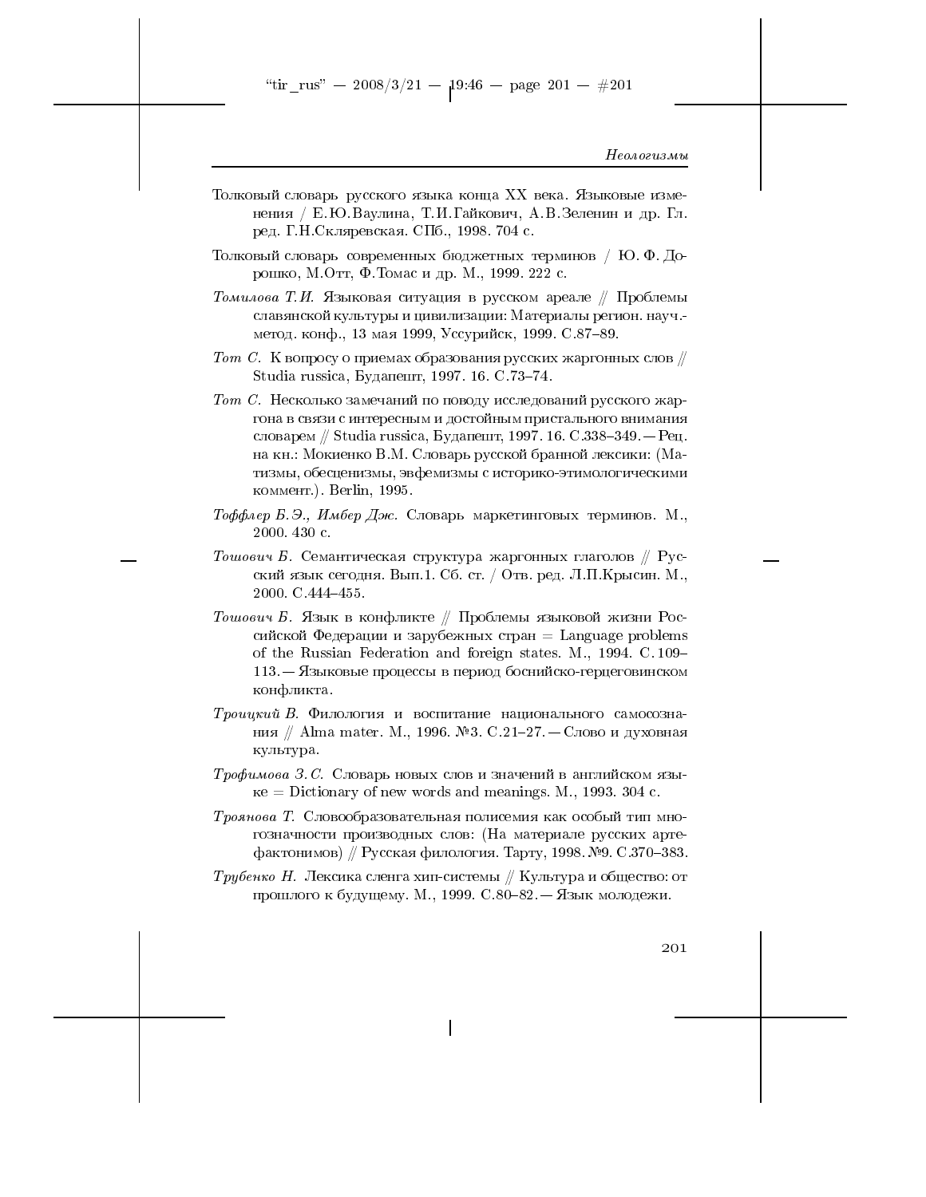Толковый словарь русского языка конца XX века. Языковые изменения / Е.Ю.Ваулина, Т.И.Гайкович, А.В.Зеленин и др. Гл. ред. Г.Н.Скляревская. СПб., 1998. 704 с.

Толковый словарь современных бюджетных терминов / Ю. Ф. Дорошко, М.Отт, Ф.Томас и др. М., 1999. 222 с.

*Томилова Т.И.* Языковая ситуация в русском ареале // Проблемы славянской культуры и цивилизации: Материалы регион. науч.-метод. конф., 13 мая 1999, Уссурийск, 1999. С.87–89.

*Тот С.* К вопросу о приемах образования русских жаргонных слов // Studia russica, Будапешт, 1997. 16. С.73–74.

*Тот С.* Несколько замечаний по поводу исследований русского жаргона в связи с интересным и достойным пристального внимания словарем // Studia russica, Будапешт, 1997. 16. С.338–349. — Рец. на кн.: Мокиенко В.М. Словарь русской бранной лексики: (Матизмы, обесценизмы, эвфемизмы с историко-этимологическими коммент.). Berlin, 1995.

*Тоффлер Б.Э., Имбер Дж.* Словарь маркетинговых терминов. М., 2000. 430 с.

*Тошович Б.* Семантическая структура жаргонных глаголов // Русский язык сегодня. Вып.1. Сб. ст. / Отв. ред. Л.П.Крысин. М., 2000. С.444–455.

*Тошович Б.* Язык в конфликте // Проблемы языковой жизни Российской Федерации и зарубежных стран = Language problems of the Russian Federation and foreign states. М., 1994. С.109–113. — Языковые процессы в период боснийско-герцеговинском конфликта.

*Троицкий В.* Филология и воспитание национального самосознания // Alma mater. М., 1996. №3. С.21–27. — Слово и духовная культура.

*Трофимова З.С.* Словарь новых слов и значений в английском языке = Dictionary of new words and meanings. М., 1993. 304 с.

*Троянова Т.* Словообразовательная полисемия как особый тип многозначности производных слов: (На материале русских артефактонимов) // Русская филология. Тарту, 1998. №9. С.370–383.

*Трубенко Н.* Лексика сленга хип-системы // Культура и общество: от прошлого к будущему. М., 1999. С.80–82. — Язык молодежи.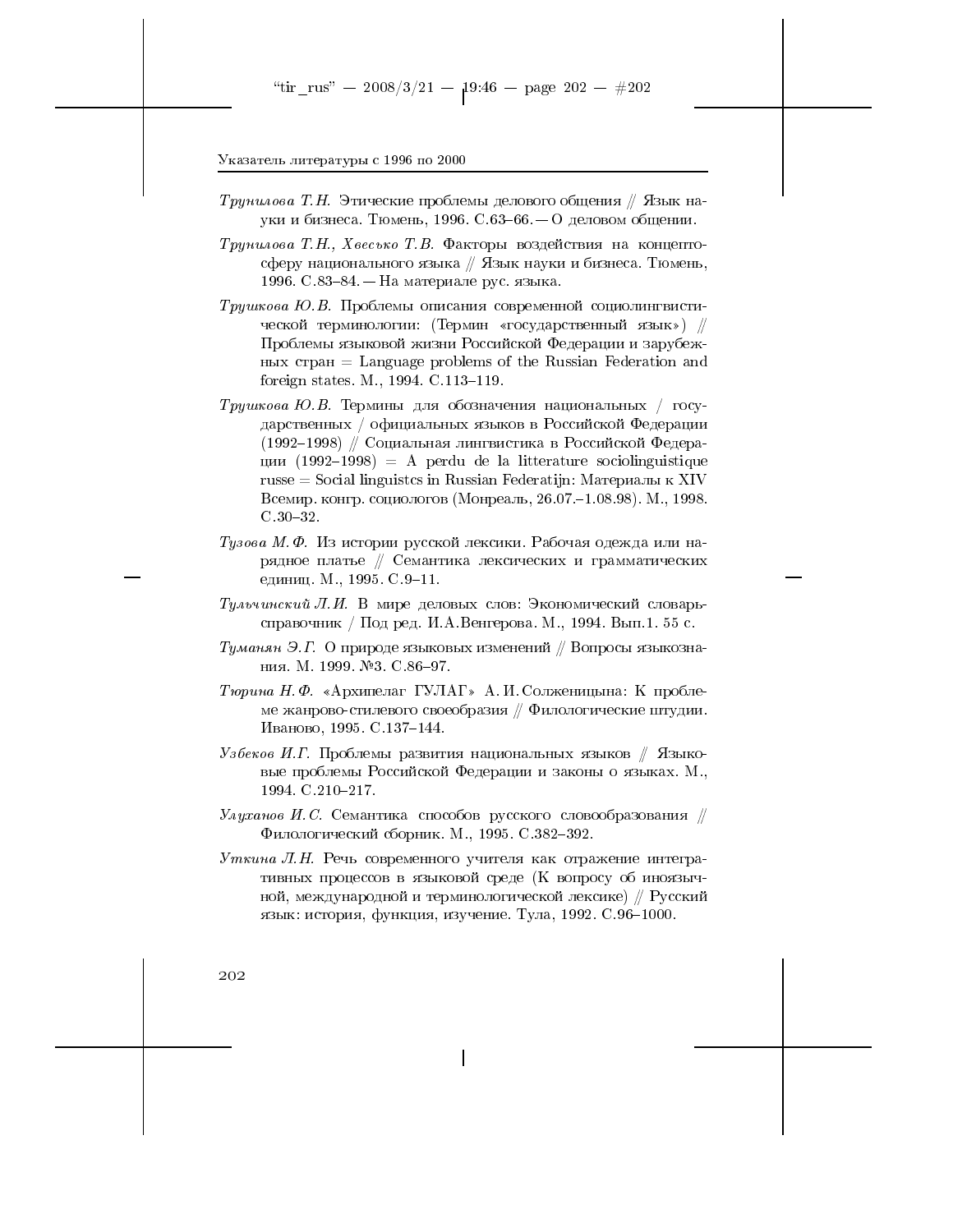*Трунилова Т.Н.* Этические проблемы делового общения // Язык науки и бизнеса. Тюмень, 1996. С.63–66. — О деловом общении.

*Трунилова Т.Н., Хвесько Т.В.* Факторы воздействия на концептосферу национального языка // Язык науки и бизнеса. Тюмень, 1996. С.83–84. — На материале рус. языка.

*Трушкова Ю.В.* Проблемы описания современной социолингвистической терминологии: (Термин «государственный язык») // Проблемы языковой жизни Российской Федерации и зарубежных стран = Language problems of the Russian Federation and foreign states. М., 1994. С.113–119.

*Трушкова Ю.В.* Термины для обозначения национальных / государственных / официальных языков в Российской Федерации (1992–1998) // Социальная лингвистика в Российской Федерации (1992–1998) = A perdu de la litterature sociolinguistique russe = Social linguistcs in Russian Federatijn: Материалы к XIV Всемир. конгр. социологов (Монреаль, 26.07.–1.08.98). М., 1998. С.30–32.

*Тузова М.Ф.* Из истории русской лексики. Рабочая одежда или нарядное платье // Семантика лексических и грамматических единиц. М., 1995. С.9–11.

*Тульчинский Л.И.* В мире деловых слов: Экономический словарь-справочник / Под ред. И.А.Венгерова. М., 1994. Вып.1. 55 с.

*Туманян Э.Г.* О природе языковых изменений // Вопросы языкознания. М. 1999. №3. С.86–97.

*Тюрина Н.Ф.* «Архипелаг ГУЛАГ» А.И.Солженицына: К проблеме жанрово-стилевого своеобразия // Филологические штудии. Иваново, 1995. С.137–144.

*Узбеков И.Г.* Проблемы развития национальных языков // Языковые проблемы Российской Федерации и законы о языках. М., 1994. С.210–217.

*Улуханов И.С.* Семантика способов русского словообразования // Филологический сборник. М., 1995. С.382–392.

*Уткина Л.Н.* Речь современного учителя как отражение интегративных процессов в языковой среде (К вопросу об иноязычной, международной и терминологической лексике) // Русский язык: история, функция, изучение. Тула, 1992. С.96–1000.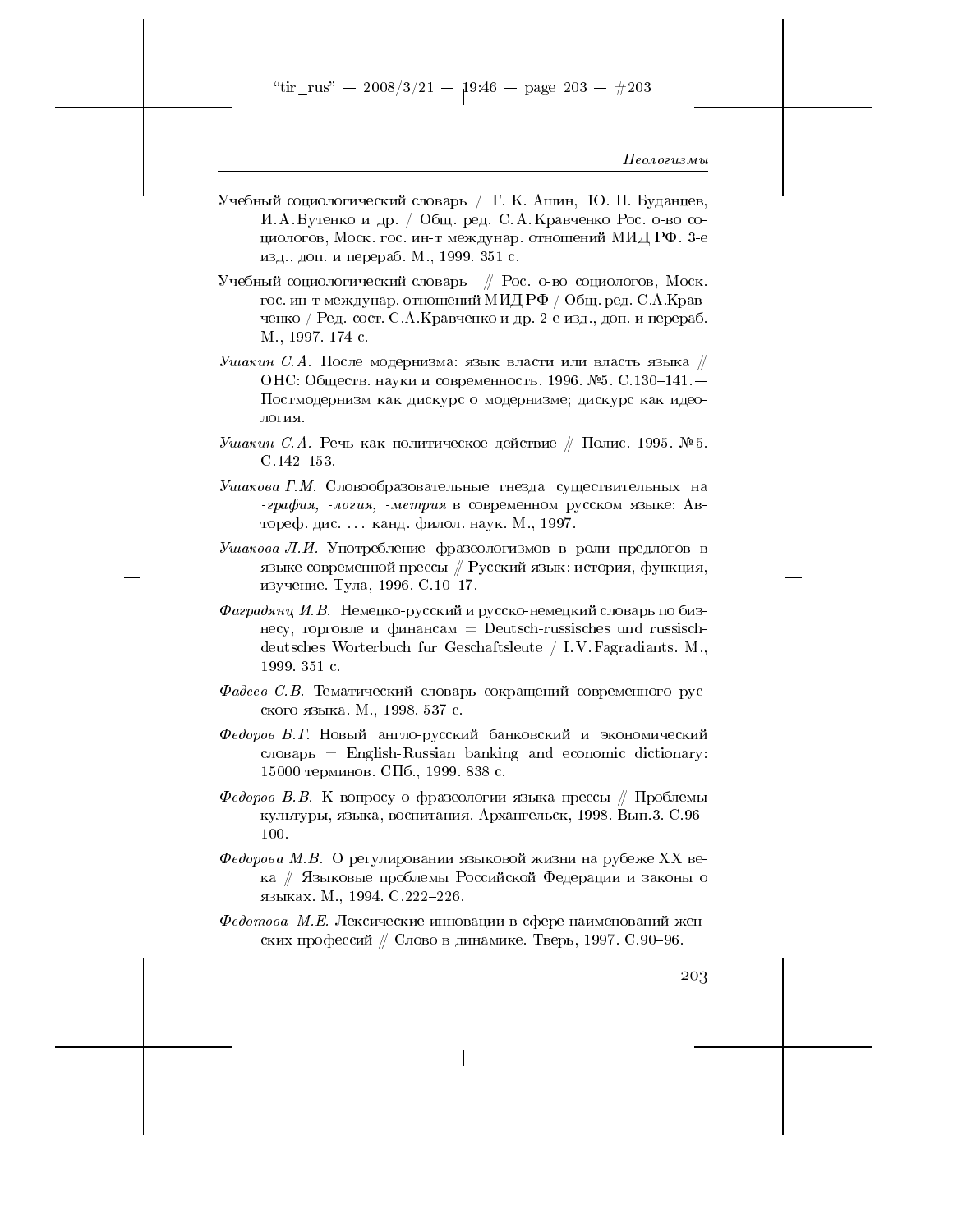Учебный социологический словарь / Г. К. Ашин, Ю. П. Буданцев, И.А.Бутенко и др. / Общ. ред. С.А.Кравченко Рос. о-во социологов, Моск. гос. ин-т междунар. отношений МИД РФ. 3-е изд., доп. и перераб. М., 1999. 351 с.

Учебный социологический словарь // Рос. о-во социологов, Моск. гос. ин-т междунар. отношений МИД РФ / Общ. ред. С.А.Кравченко / Ред.-сост. С.А.Кравченко и др. 2-е изд., доп. и перераб. М., 1997. 174 с.

*Ушакин С.А.* После модернизма: язык власти или власть языка // ОНС: Обществ. науки и современность. 1996. №5. С.130–141.— Постмодернизм как дискурс о модернизме; дискурс как идеология.

*Ушакин С.А.* Речь как политическое действие // Полис. 1995. №5. С.142–153.

*Ушакова Г.М.* Словообразовательные гнезда существительных на *-графия, -логия, -метрия* в современном русском языке: Автореф. дис. ... канд. филол. наук. М., 1997.

*Ушакова Л.И.* Употребление фразеологизмов в роли предлогов в языке современной прессы // Русский язык: история, функция, изучение. Тула, 1996. С.10–17.

*Фаградянц И.В.* Немецко-русский и русско-немецкий словарь по бизнесу, торговле и финансам = Deutsch-russisches und russisch-deutsches Worterbuch fur Geschaftsleute / I.V.Fagradiants. M., 1999. 351 с.

*Фадеев С.В.* Тематический словарь сокращений современного русского языка. М., 1998. 537 с.

*Федоров Б.Г.* Новый англо-русский банковский и экономический словарь = English-Russian banking and economic dictionary: 15000 терминов. СПб., 1999. 838 с.

*Федоров В.В.* К вопросу о фразеологии языка прессы // Проблемы культуры, языка, воспитания. Архангельск, 1998. Вып.3. С.96–100.

*Федорова М.В.* О регулировании языковой жизни на рубеже XX века // Языковые проблемы Российской Федерации и законы о языках. М., 1994. С.222–226.

*Федотова М.Е.* Лексические инновации в сфере наименований женских профессий // Слово в динамике. Тверь, 1997. С.90–96.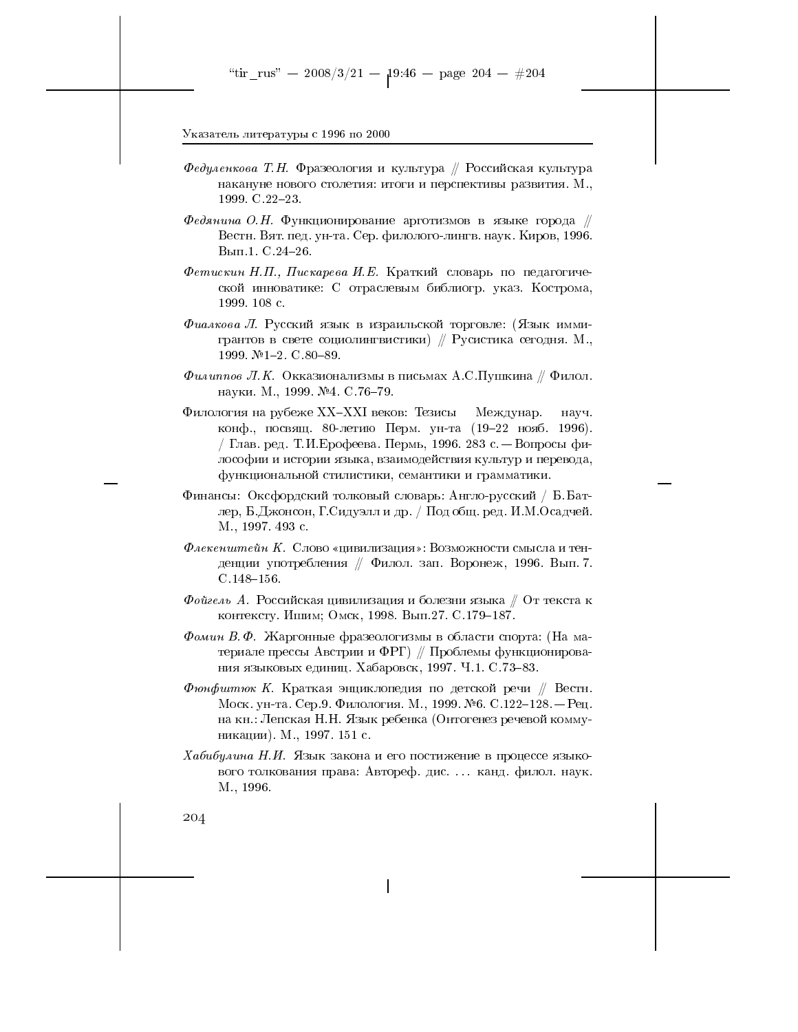*Федуленкова Т.Н.* Фразеология и культура // Российская культура накануне нового столетия: итоги и перспективы развития. М., 1999. С.22–23.

*Федянина О.Н.* Функционирование арготизмов в языке города // Вестн. Вят. пед. ун-та. Сер. филолого-лингв. наук. Киров, 1996. Вып.1. С.24–26.

*Фетискин Н.П., Пискарева И.Е.* Краткий словарь по педагогической инноватике: С отраслевым библиогр. указ. Кострома, 1999. 108 с.

*Фиалкова Л.* Русский язык в израильской торговле: (Язык иммигрантов в свете социолингвистики) // Русистика сегодня. М., 1999. №1–2. С.80–89.

*Филиппов Л.К.* Окказионализмы в письмах А.С.Пушкина // Филол. науки. М., 1999. №4. С.76–79.

Филология на рубеже XX–XXI веков: Тезисы Междунар. науч. конф., посвящ. 80-летию Перм. ун-та (19–22 нояб. 1996). / Глав. ред. Т.И.Ерофеева. Пермь, 1996. 283 с. — Вопросы философии и истории языка, взаимодействия культур и перевода, функциональной стилистики, семантики и грамматики.

Финансы: Оксфордский толковый словарь: Англо-русский / Б.Батлер, Б.Джонсон, Г.Сидуэлл и др. / Под общ. ред. И.М.Осадчей. М., 1997. 493 с.

*Флекенштейн К.* Слово «цивилизация»: Возможности смысла и тенденции употребления // Филол. зап. Воронеж, 1996. Вып. 7. С.148–156.

*Фойгель А.* Российская цивилизация и болезни языка // От текста к контексту. Ишим; Омск, 1998. Вып.27. С.179–187.

*Фомин В.Ф.* Жаргонные фразеологизмы в области спорта: (На материале прессы Австрии и ФРГ) // Проблемы функционирования языковых единиц. Хабаровск, 1997. Ч.1. С.73–83.

*Фюнфштюк К.* Краткая энциклопедия по детской речи // Вестн. Моск. ун-та. Сер.9. Филология. М., 1999. №6. С.122–128. — Рец. на кн.: Лепская Н.Н. Язык ребенка (Онтогенез речевой коммуникации). М., 1997. 151 с.

*Хабибулина Н.И.* Язык закона и его постижение в процессе языкового толкования права: Автореф. дис. ... канд. филол. наук. М., 1996.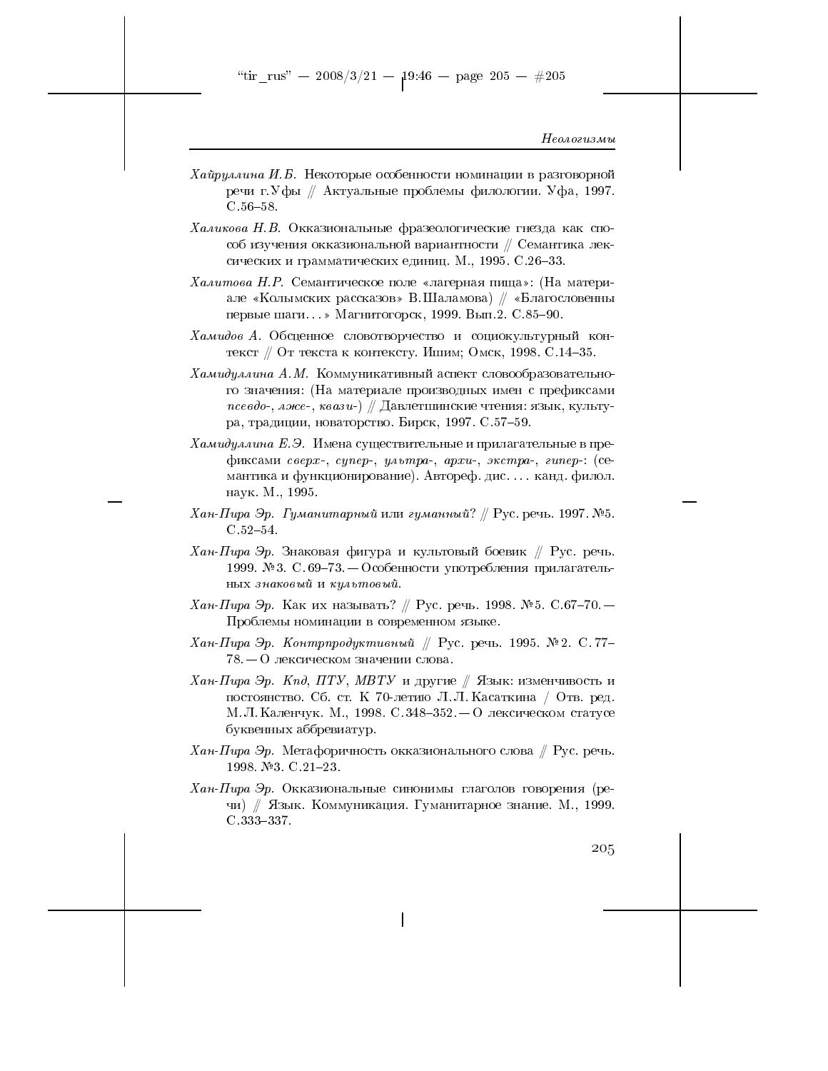*Хайруллина И.Б.* Некоторые особенности номинации в разговорной речи г.Уфы // Актуальные проблемы филологии. Уфа, 1997. С.56–58.

*Халикова Н.В.* Окказиональные фразеологические гнезда как способ изучения окказиональной вариантности // Семантика лексических и грамматических единиц. М., 1995. С.26–33.

*Халитова Н.Р.* Семантическое поле «лагерная пища»: (На материале «Колымских рассказов» В.Шаламова) // «Благословенны первые шаги…» Магнитогорск, 1999. Вып.2. С.85–90.

*Хамидов А.* Обсценное словотворчество и социокультурный контекст // От текста к контексту. Ишим; Омск, 1998. С.14–35.

*Хамидуллина А.М.* Коммуникативный аспект словообразовательного значения: (На материале производных имен с префиксами *псевдо-*, *лже-*, *квази-*) // Давлетшинские чтения: язык, культура, традиции, новаторство. Бирск, 1997. С.57–59.

*Хамидуллина Е.Э.* Имена существительные и прилагательные в префиксами *сверх-*, *супер-*, *ультра-*, *архи-*, *экстра-*, *гипер-*: (семантика и функционирование). Автореф. дис. … канд. филол. наук. М., 1995.

*Хан-Пира Эр. Гуманитарный* или *гуманный*? // Рус. речь. 1997. №5. С.52–54.

*Хан-Пира Эр.* Знаковая фигура и культовый боевик // Рус. речь. 1999. №3. С.69–73. — Особенности употребления прилагательных *знаковый* и *культовый*.

*Хан-Пира Эр.* Как их называть? // Рус. речь. 1998. №5. С.67–70. — Проблемы номинации в современном языке.

*Хан-Пира Эр. Контрпродуктивный* // Рус. речь. 1995. №2. С.77–78. — О лексическом значении слова.

*Хан-Пира Эр. Кпд*, *ПТУ*, *МВТУ* и другие // Язык: изменчивость и постоянство. Сб. ст. К 70-летию Л.Л.Касаткина / Отв. ред. М.Л.Каленчук. М., 1998. С.348–352. — О лексическом статусе буквенных аббревиатур.

*Хан-Пира Эр.* Метафоричность окказионального слова // Рус. речь. 1998. №3. С.21–23.

*Хан-Пира Эр.* Окказиональные синонимы глаголов говорения (речи) // Язык. Коммуникация. Гуманитарное знание. М., 1999. С.333–337.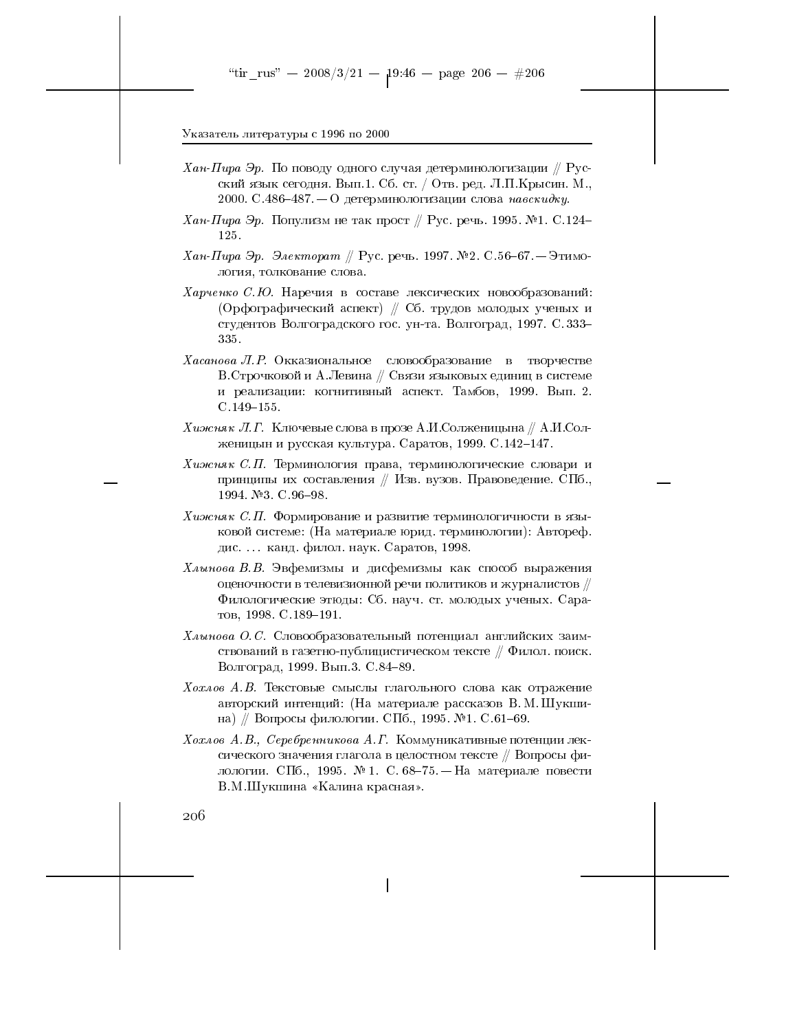*Хан-Пира Эр.* По поводу одного случая детерминологизации // Русский язык сегодня. Вып.1. Сб. ст. / Отв. ред. Л.П.Крысин. М., 2000. С.486–487. — О детерминологизации слова *навскидку.*

*Хан-Пира Эр.* Популизм не так прост // Рус. речь. 1995. №1. С.124–125.

*Хан-Пира Эр. Электорат* // Рус. речь. 1997. №2. С.56–67. — Этимология, толкование слова.

*Харченко С.Ю.* Наречия в составе лексических новообразований: (Орфографический аспект) // Сб. трудов молодых ученых и студентов Волгоградского гос. ун-та. Волгоград, 1997. С.333–335.

*Хасанова Л.Р.* Окказиональное словообразование в творчестве В.Строчковой и А.Левина // Связи языковых единиц в системе и реализации: когнитивный аспект. Тамбов, 1999. Вып. 2. С.149–155.

*Хижняк Л.Г.* Ключевые слова в прозе А.И.Солженицына // А.И.Солженицын и русская культура. Саратов, 1999. С.142–147.

*Хижняк С.П.* Терминология права, терминологические словари и принципы их составления // Изв. вузов. Правоведение. СПб., 1994. №3. С.96–98.

*Хижняк С.П.* Формирование и развитие терминологичности в языковой системе: (На материале юрид. терминологии): Автореф. дис. ... канд. филол. наук. Саратов, 1998.

*Хлынова В.В.* Эвфемизмы и дисфемизмы как способ выражения оценочности в телевизионной речи политиков и журналистов // Филологические этюды: Сб. науч. ст. молодых ученых. Саратов, 1998. С.189–191.

*Хлынова О.С.* Словообразовательный потенциал английских заимствований в газетно-публицистическом тексте // Филол. поиск. Волгоград, 1999. Вып.3. С.84–89.

*Хохлов А.В.* Текстовые смыслы глагольного слова как отражение авторский интенций: (На материале рассказов В.М.Шукшина) // Вопросы филологии. СПб., 1995. №1. С.61–69.

*Хохлов А.В., Серебренникова А.Г.* Коммуникативные потенции лексического значения глагола в целостном тексте // Вопросы филологии. СПб., 1995. № 1. С. 68–75. — На материале повести В.М.Шукшина «Калина красная».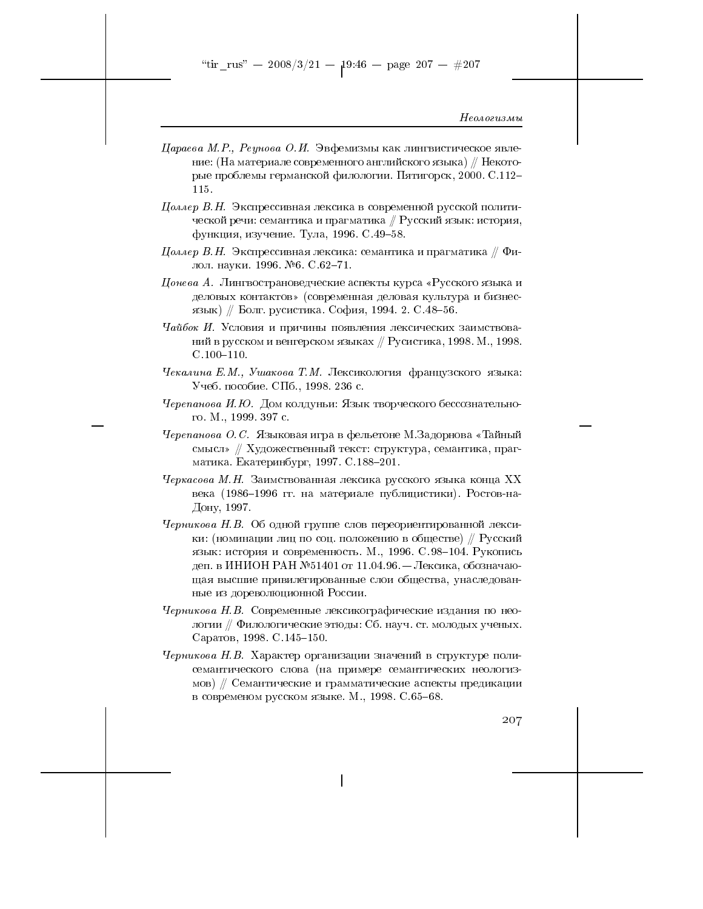*Цараева М.Р., Реунова О.И.* Эвфемизмы как лингвистическое явление: (На материале современного английского языка) // Некоторые проблемы германской филологии. Пятигорск, 2000. С.112–115.

*Цоллер В.Н.* Экспрессивная лексика в современной русской политической речи: семантика и прагматика // Русский язык: история, функция, изучение. Тула, 1996. С.49–58.

*Цоллер В.Н.* Экспрессивная лексика: семантика и прагматика // Филол. науки. 1996. №6. С.62–71.

*Цонева А.* Лингвострановедческие аспекты курса «Русского языка и деловых контактов» (современная деловая культура и бизнес-язык) // Болг. русистика. София, 1994. 2. С.48–56.

*Чайбок И.* Условия и причины появления лексических заимствований в русском и венгерском языках // Русистика, 1998. М., 1998. С.100–110.

*Чекалина Е.М., Ушакова Т.М.* Лексикология французского языка: Учеб. пособие. СПб., 1998. 236 с.

*Черепанова И.Ю.* Дом колдуньи: Язык творческого бессознательного. М., 1999. 397 с.

*Черепанова О.С.* Языковая игра в фельетоне М.Задорнова «Тайный смысл» // Художественный текст: структура, семантика, прагматика. Екатеринбург, 1997. С.188–201.

*Черкасова М.Н.* Заимствованная лексика русского языка конца XX века (1986–1996 гг. на материале публицистики). Ростов-на-Дону, 1997.

*Черникова Н.В.* Об одной группе слов переориентированной лексики: (номинации лиц по соц. положению в обществе) // Русский язык: история и современность. М., 1996. С.98–104. Рукопись деп. в ИНИОН РАН №51401 от 11.04.96. — Лексика, обозначающая высшие привилегированные слои общества, унаследованные из дореволюционной России.

*Черникова Н.В.* Современные лексикографические издания по неологии // Филологические этюды: Сб. науч. ст. молодых ученых. Саратов, 1998. С.145–150.

*Черникова Н.В.* Характер организации значений в структуре полисемантического слова (на примере семантических неологизмов) // Семантические и грамматические аспекты предикации в современом русском языке. М., 1998. С.65–68.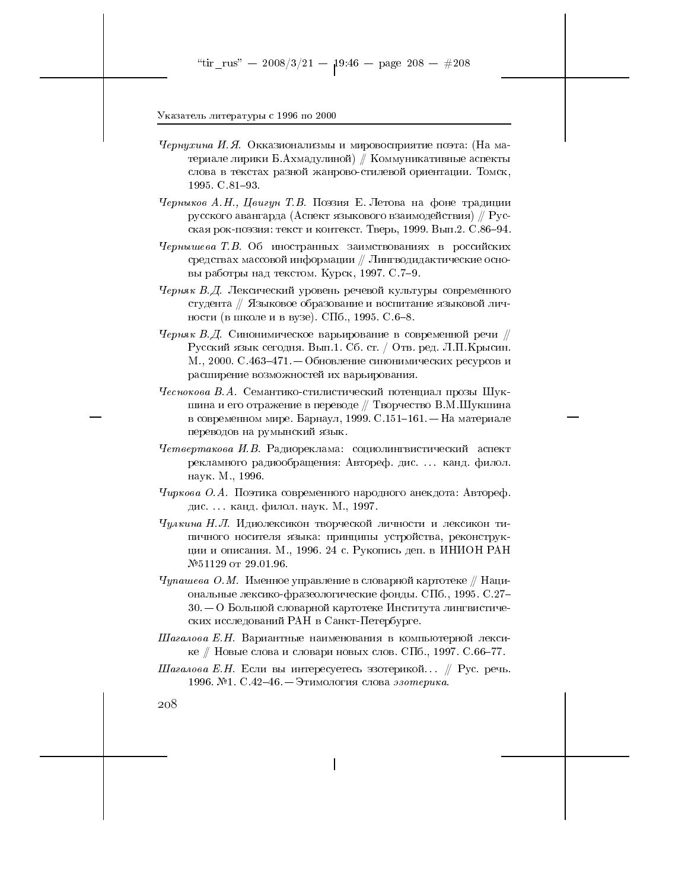*Чернухина И.Я.* Окказионализмы и мировосприятие поэта: (На материале лирики Б.Ахмадулиной) // Коммуникативные аспекты слова в текстах разной жанрово-стилевой ориентации. Томск, 1995. С.81–93.

*Черныков А.Н., Цвигун Т.В.* Поэзия Е. Летова на фоне традиции русского авангарда (Аспект языкового взаимодействия) // Русская рок-поэзия: текст и контекст. Тверь, 1999. Вып.2. С.86–94.

*Чернышева Т.В.* Об иностранных заимствованиях в российских средствах массовой информации // Лингводидактические основы работры над текстом. Курск, 1997. С.7–9.

*Черняк В.Д.* Лексический уровень речевой культуры современного студента // Языковое образование и воспитание языковой личности (в школе и в вузе). СПб., 1995. С.6–8.

*Черняк В.Д.* Синонимическое варьирование в современной речи // Русский язык сегодня. Вып.1. Сб. ст. / Отв. ред. Л.П.Крысин. М., 2000. С.463–471. — Обновление синонимических ресурсов и расширение возможностей их варьирования.

*Чеснокова В.А.* Семантико-стилистический потенциал прозы Шукшина и его отражение в переводе // Творчество В.М.Шукшина в современном мире. Барнаул, 1999. С.151–161. — На материале переводов на румынский язык.

*Четвертакова И.В.* Радиореклама: социолингвистический аспект рекламного радиообращения: Автореф. дис. ... канд. филол. наук. М., 1996.

*Чиркова О.А.* Поэтика современного народного анекдота: Автореф. дис. ... канд. филол. наук. М., 1997.

*Чулкина Н.Л.* Идиолексикон творческой личности и лексикон типичного носителя языка: принципы устройства, реконструкции и описания. М., 1996. 24 с. Рукопись деп. в ИНИОН РАН №51129 от 29.01.96.

*Чупашева О.М.* Именное управление в словарной картотеке // Национальные лексико-фразеологические фонды. СПб., 1995. С.27–30. — О Большой словарной картотеке Института лингвистических исследований РАН в Санкт-Петербурге.

*Шагалова Е.Н.* Вариантные наименования в компьютерной лексике // Новые слова и словари новых слов. СПб., 1997. С.66–77.

*Шагалова Е.Н.* Если вы интересуетесь эзотерикой... // Рус. речь. 1996. №1. С.42–46. — Этимология слова *эзотерика*.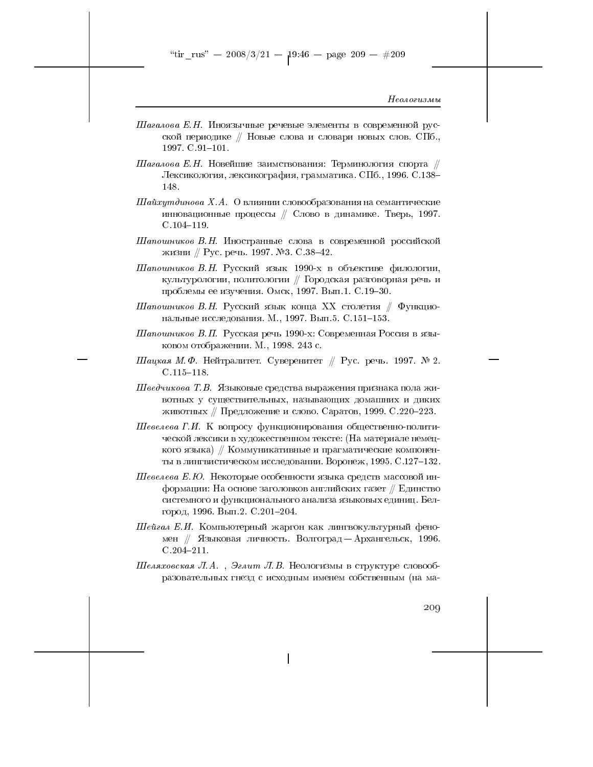*Шагалова Е.Н.* Иноязычные речевые элементы в современной русской периодике // Новые слова и словари новых слов. СПб., 1997. С.91–101.

*Шагалова Е.Н.* Новейшие заимствования: Терминология спорта // Лексикология, лексикография, грамматика. СПб., 1996. С.138–148.

*Шайхутдинова Х.А.* О влиянии словообразования на семантические инновационные процессы // Слово в динамике. Тверь, 1997. С.104–119.

*Шапошников В.Н.* Иностранные слова в современной российской жизни // Рус. речь. 1997. №3. С.38–42.

*Шапошников В.Н.* Русский язык 1990-х в объективе филологии, культурологии, политологии // Городская разговорная речь и проблемы ее изучения. Омск, 1997. Вып.1. С.19–30.

*Шапошников В.Н.* Русский язык конца XX столетия // Функциональные исследования. М., 1997. Вып.5. С.151–153.

*Шапошников В.П.* Русская речь 1990-х: Современная Россия в языковом отображении. М., 1998. 243 с.

*Шацкая М.Ф.* Нейтралитет. Суверенитет // Рус. речь. 1997. № 2. С.115–118.

*Шведчикова Т.В.* Языковые средства выражения признака пола животных у существительных, называющих домашних и диких животных // Предложение и слово. Саратов, 1999. С.220–223.

*Шевелева Г.И.* К вопросу функционирования общественно-политической лексики в художественном тексте: (На материале немецкого языка) // Коммуникативные и прагматические компоненты в лингвистическом исследовании. Воронеж, 1995. С.127–132.

*Шевелева Е.Ю.* Некоторые особенности языка средств массовой информации: На основе заголовков английских газет // Единство системного и функционального анализа языковых единиц. Белгород, 1996. Вып.2. С.201–204.

*Шейгал Е.И.* Компьютерный жаргон как лингвокультурный феномен // Языковая личность. Волгоград — Архангельск, 1996. С.204–211.

*Шеляховская Л.А.* , *Эглит Л.В.* Неологизмы в структуре словообразовательных гнезд с исходным именем собственным (на ма-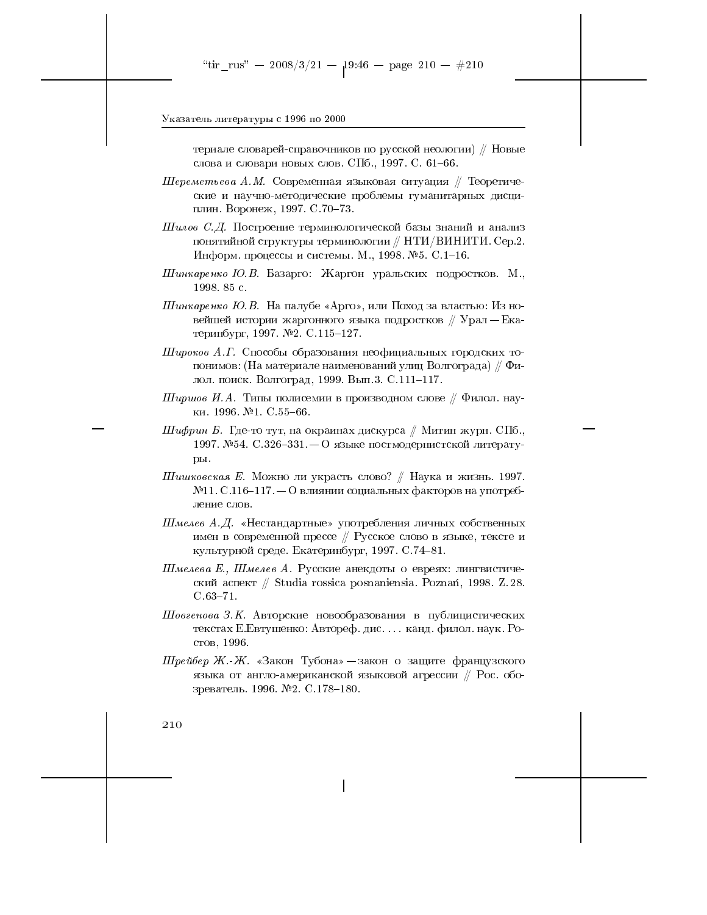териале словарей-справочников по русской неологии) // Новые слова и словари новых слов. СПб., 1997. С. 61–66.

*Шереметьева А.М.* Современная языковая ситуация // Теоретические и научно-методические проблемы гуманитарных дисциплин. Воронеж, 1997. С.70–73.

*Шилов С.Д.* Построение терминологической базы знаний и анализ понятийной структуры терминологии // НТИ/ВИНИТИ. Сер.2. Информ. процессы и системы. М., 1998. №5. С.1–16.

*Шинкаренко Ю.В.* Базарго: Жаргон уральских подростков. М., 1998. 85 с.

*Шинкаренко Ю.В.* На палубе «Арго», или Поход за властью: Из новейшей истории жаргонного языка подростков // Урал — Екатеринбург, 1997. №2. С.115–127.

*Широков А.Г.* Способы образования неофициальных городских топонимов: (На материале наименований улиц Волгограда) // Филол. поиск. Волгоград, 1999. Вып.3. С.111–117.

*Ширшов И.А.* Типы полисемии в производном слове // Филол. науки. 1996. №1. С.55–66.

*Шифрин Б.* Где-то тут, на окраинах дискурса // Митин журн. СПб., 1997. №54. С.326–331. — О языке постмодернистской литературы.

*Шишковская Е.* Можно ли украсть слово? // Наука и жизнь. 1997. №11. С.116–117. — О влиянии социальных факторов на употребление слов.

*Шмелев А.Д.* «Нестандартные» употребления личных собственных имен в современной прессе // Русское слово в языке, тексте и культурной среде. Екатеринбург, 1997. С.74–81.

*Шмелева Е., Шмелев А.* Русские анекдоты о евреях: лингвистический аспект // Studia rossica posnaniensia. Poznań, 1998. Z.28. С.63–71.

*Шовгенова З.К.* Авторские новообразования в публицистических текстах Е.Евтушенко: Автореф. дис. ... канд. филол. наук. Ростов, 1996.

*Шрейбер Ж.-Ж.* «Закон Тубона» — закон о защите французского языка от англо-американской языковой агрессии // Рос. обозреватель. 1996. №2. С.178–180.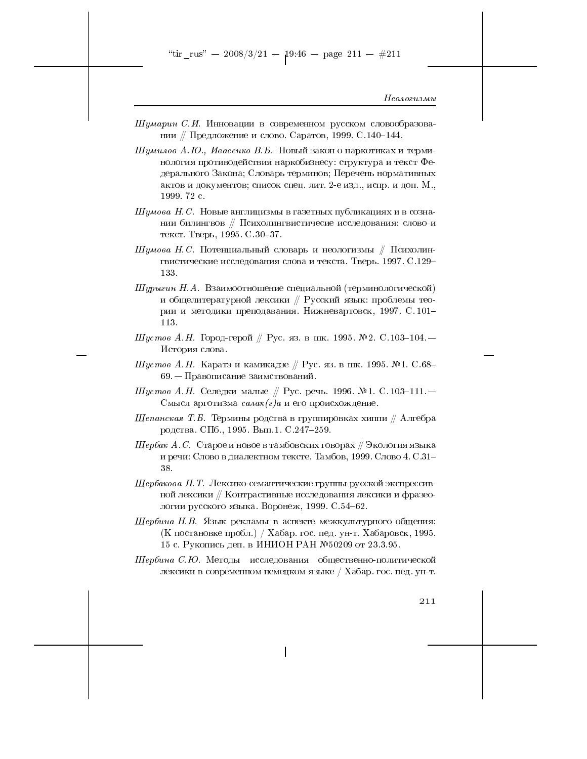*Шумарин С.И.* Инновации в современном русском словообразовании // Предложение и слово. Саратов, 1999. С.140–144.

*Шумилов А.Ю., Ивасенко В.Б.* Новый закон о наркотиках и терминология противодействия наркобизнесу: структура и текст Федерального Закона; Словарь терминов; Перечень нормативных актов и документов; список спец. лит. 2-е изд., испр. и доп. М., 1999. 72 с.

*Шумова Н.С.* Новые англицизмы в газетных публикациях и в сознании билингвов // Психолингвистичесие исследования: слово и текст. Тверь, 1995. С.30–37.

*Шумова Н.С.* Потенциальный словарь и неологизмы // Психолингвистические исследования слова и текста. Тверь. 1997. С.129–133.

*Шурыгин Н.А.* Взаимоотношение специальной (терминологической) и общелитературной лексики // Русский язык: проблемы теории и методики преподавания. Нижневартовск, 1997. С.101–113.

*Шустов А.Н.* Город-герой // Рус. яз. в шк. 1995. №2. С.103–104.— История слова.

*Шустов А.Н.* Каратэ и камикадзе // Рус. яз. в шк. 1995. №1. С.68–69.— Правописание заимствований.

*Шустов А.Н.* Селедки малые // Рус. речь. 1996. №1. С.103–111.— Смысл арготизма *салак(г)а* и его происхождение.

*Щепанская Т.Б.* Термины родства в группировках хиппи // Алгебра родства. СПб., 1995. Вып.1. С.247–259.

*Щербак А.С.* Старое и новое в тамбовских говорах // Экология языка и речи: Слово в диалектном тексте. Тамбов, 1999. Слово 4. С.31–38.

*Щербакова Н.Т.* Лексико-семантические группы русской экспрессивной лексики // Контрастивные исследования лексики и фразеологии русского языка. Воронеж, 1999. С.54–62.

*Щербина Н.В.* Язык рекламы в аспекте межкультурного общения: (К постановке пробл.) / Хабар. гос. пед. ун-т. Хабаровск, 1995. 15 с. Рукопись деп. в ИНИОН РАН №50209 от 23.3.95.

*Щербина С.Ю.* Методы исследования общественно-политической лексики в современном немецком языке / Хабар. гос. пед. ун-т.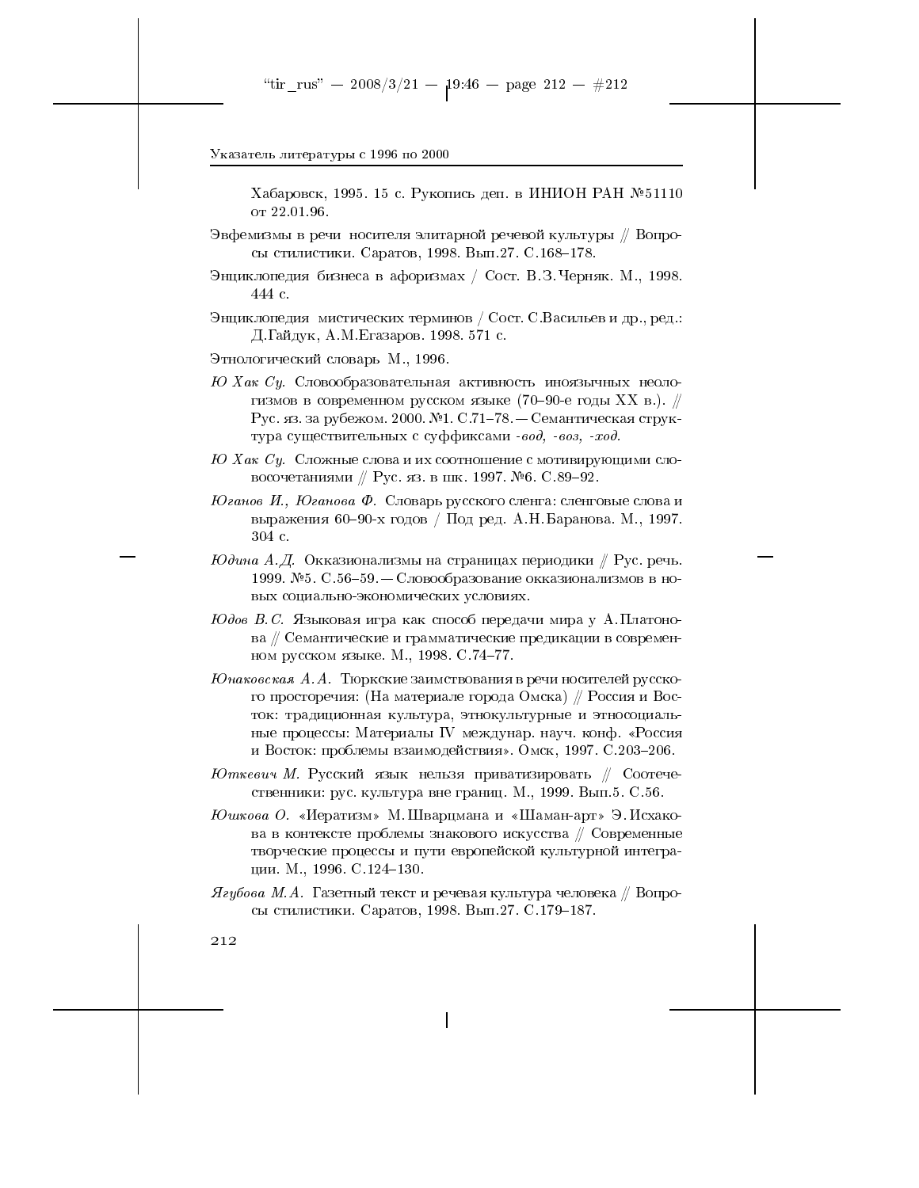Хабаровск, 1995. 15 с. Рукопись деп. в ИНИОН РАН №51110 от 22.01.96.

Эвфемизмы в речи носителя элитарной речевой культуры // Вопросы стилистики. Саратов, 1998. Вып.27. С.168–178.

Энциклопедия бизнеса в афоризмах / Сост. В.З.Черняк. М., 1998. 444 с.

Энциклопедия мистических терминов / Сост. С.Васильев и др., ред.: Д.Гайдук, А.М.Егазаров. 1998. 571 с.

Этнологический словарь М., 1996.

*Ю Хак Су.* Словообразовательная активность иноязычных неологизмов в современном русском языке (70–90-е годы XX в.). // Рус. яз. за рубежом. 2000. №1. С.71–78. — Семантическая структура существительных с суффиксами *-вод, -воз, -ход.*

*Ю Хак Су.* Сложные слова и их соотношение с мотивирующими словосочетаниями // Рус. яз. в шк. 1997. №6. С.89–92.

*Юганов И., Юганова Ф.* Словарь русского сленга: сленговые слова и выражения 60–90-х годов / Под ред. А.Н.Баранова. М., 1997. 304 с.

*Юдина А.Д.* Окказионализмы на страницах периодики // Рус. речь. 1999. №5. С.56–59. — Словообразование окказионализмов в новых социально-экономических условиях.

*Юдов В.С.* Языковая игра как способ передачи мира у А.Платонова // Семантические и грамматические предикации в современном русском языке. М., 1998. С.74–77.

*Юнаковская А.А.* Тюркские заимствования в речи носителей русского просторечия: (На материале города Омска) // Россия и Восток: традиционная культура, этнокультурные и этносоциальные процессы: Материалы IV междунар. науч. конф. «Россия и Восток: проблемы взаимодействия». Омск, 1997. С.203–206.

*Юткевич М.* Русский язык нельзя приватизировать // Соотечественники: рус. культура вне границ. М., 1999. Вып.5. С.56.

*Юшкова О.* «Иератизм» М.Шварцмана и «Шаман-арт» Э.Исхакова в контексте проблемы знакового искусства // Современные творческие процессы и пути европейской культурной интеграции. М., 1996. С.124–130.

*Ягубова М.А.* Газетный текст и речевая культура человека // Вопросы стилистики. Саратов, 1998. Вып.27. С.179–187.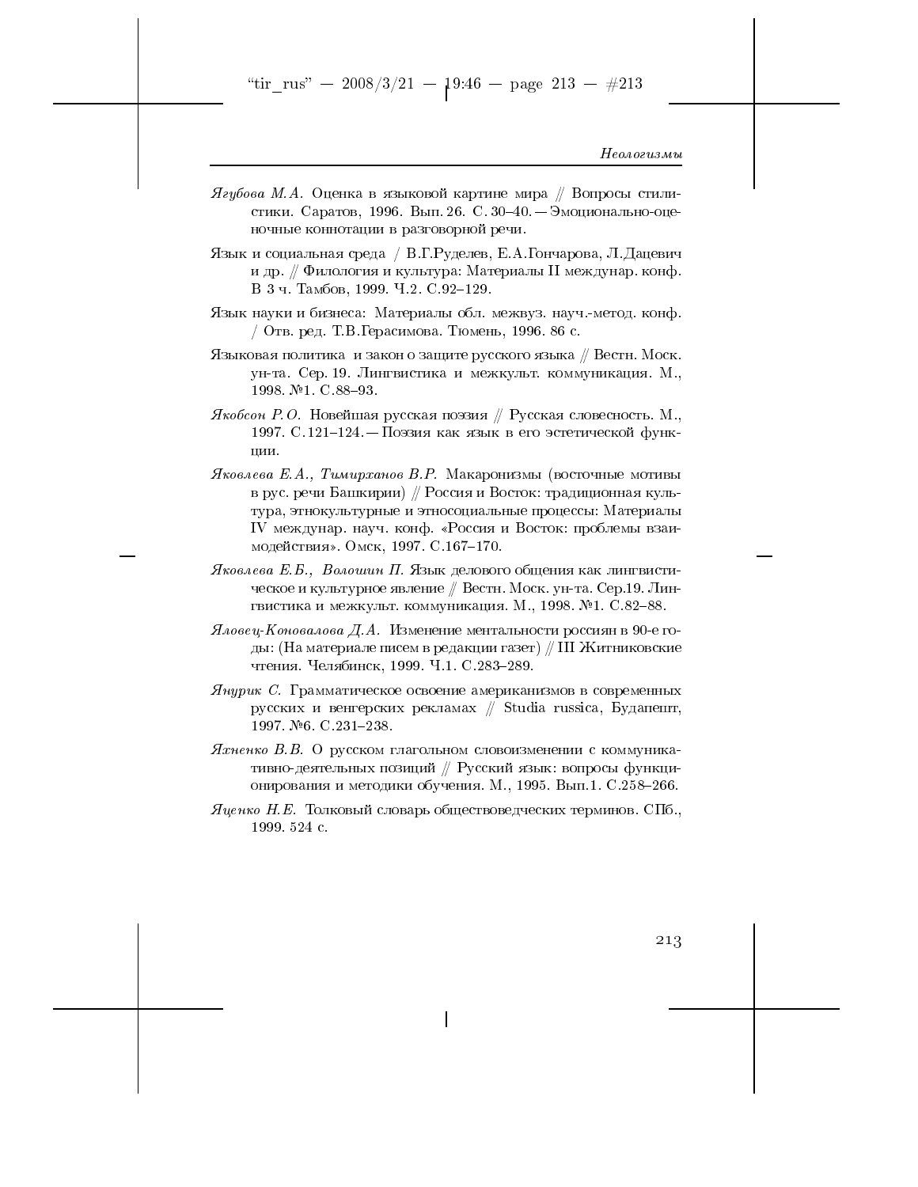*Ягубова М.А.* Оценка в языковой картине мира // Вопросы стилистики. Саратов, 1996. Вып. 26. С. 30–40.— Эмоционально-оценочные коннотации в разговорной речи.

Язык и социальная среда / В.Г.Руделев, Е.А.Гончарова, Л.Дацевич и др. // Филология и культура: Материалы II междунар. конф. В 3 ч. Тамбов, 1999. Ч.2. С.92–129.

Язык науки и бизнеса: Материалы обл. межвуз. науч.-метод. конф. / Отв. ред. Т.В.Герасимова. Тюмень, 1996. 86 с.

Языковая политика и закон о защите русского языка // Вестн. Моск. ун-та. Сер. 19. Лингвистика и межкульт. коммуникация. М., 1998. №1. С.88–93.

*Якобсон Р.О.* Новейшая русская поэзия // Русская словесность. М., 1997. С.121–124.— Поэзия как язык в его эстетической функции.

*Яковлева Е.А., Тимирханов В.Р.* Макаронизмы (восточные мотивы в рус. речи Башкирии) // Россия и Восток: традиционная культура, этнокультурные и этносоциальные процессы: Материалы IV междунар. науч. конф. «Россия и Восток: проблемы взаимодействия». Омск, 1997. С.167–170.

*Яковлева Е.Б., Волошин П.* Язык делового общения как лингвистическое и культурное явление // Вестн. Моск. ун-та. Сер.19. Лингвистика и межкульт. коммуникация. М., 1998. №1. С.82–88.

*Яловец-Коновалова Д.А.* Изменение ментальности россиян в 90-е годы: (На материале писем в редакции газет) // III Житниковские чтения. Челябинск, 1999. Ч.1. С.283–289.

*Янурик С.* Грамматическое освоение американизмов в современных русских и венгерских рекламах // Studia russica, Будапешт, 1997. №6. С.231–238.

*Яхненко В.В.* О русском глагольном словоизменении с коммуникативно-деятельных позиций // Русский язык: вопросы функционирования и методики обучения. М., 1995. Вып.1. С.258–266.

*Яценко Н.Е.* Толковый словарь обществоведческих терминов. СПб., 1999. 524 с.